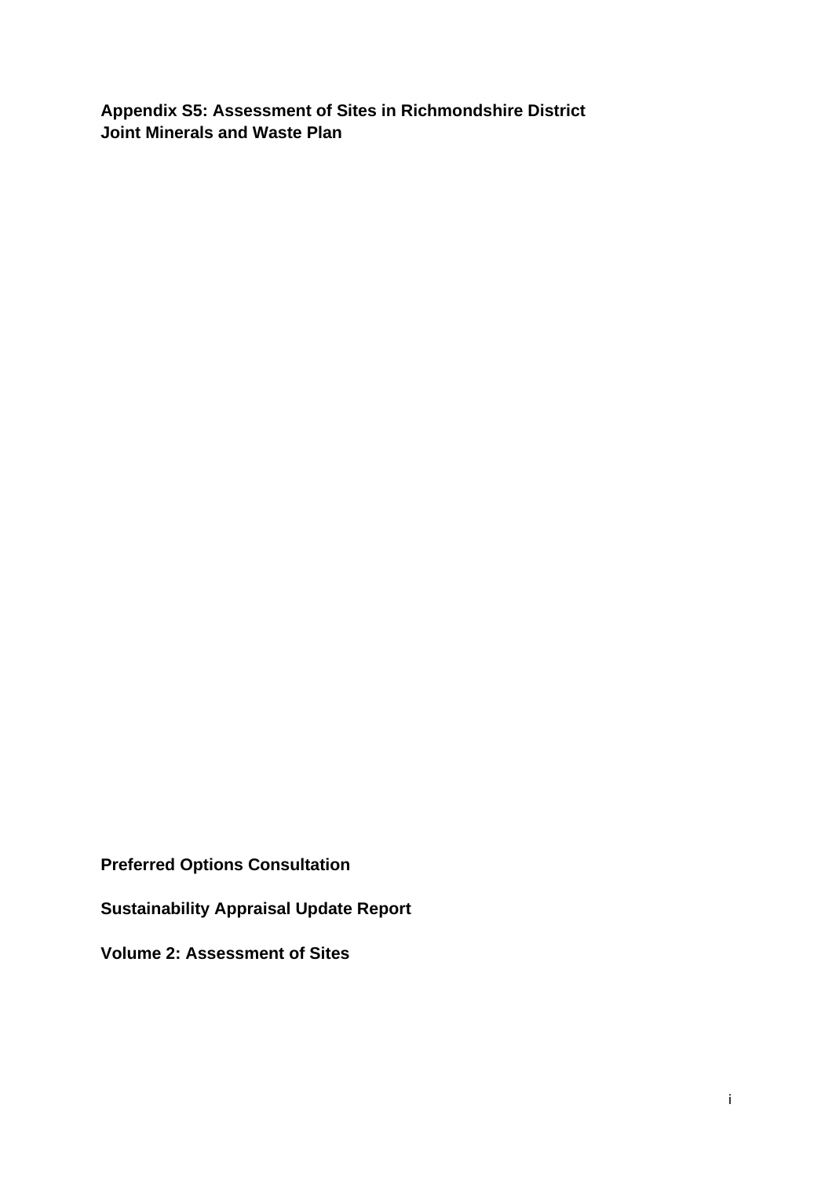**Appendix S5: Assessment of Sites in Richmondshire District**
**Joint Minerals and Waste Plan**

**Preferred Options Consultation**

**Sustainability Appraisal Update Report**

**Volume 2: Assessment of Sites**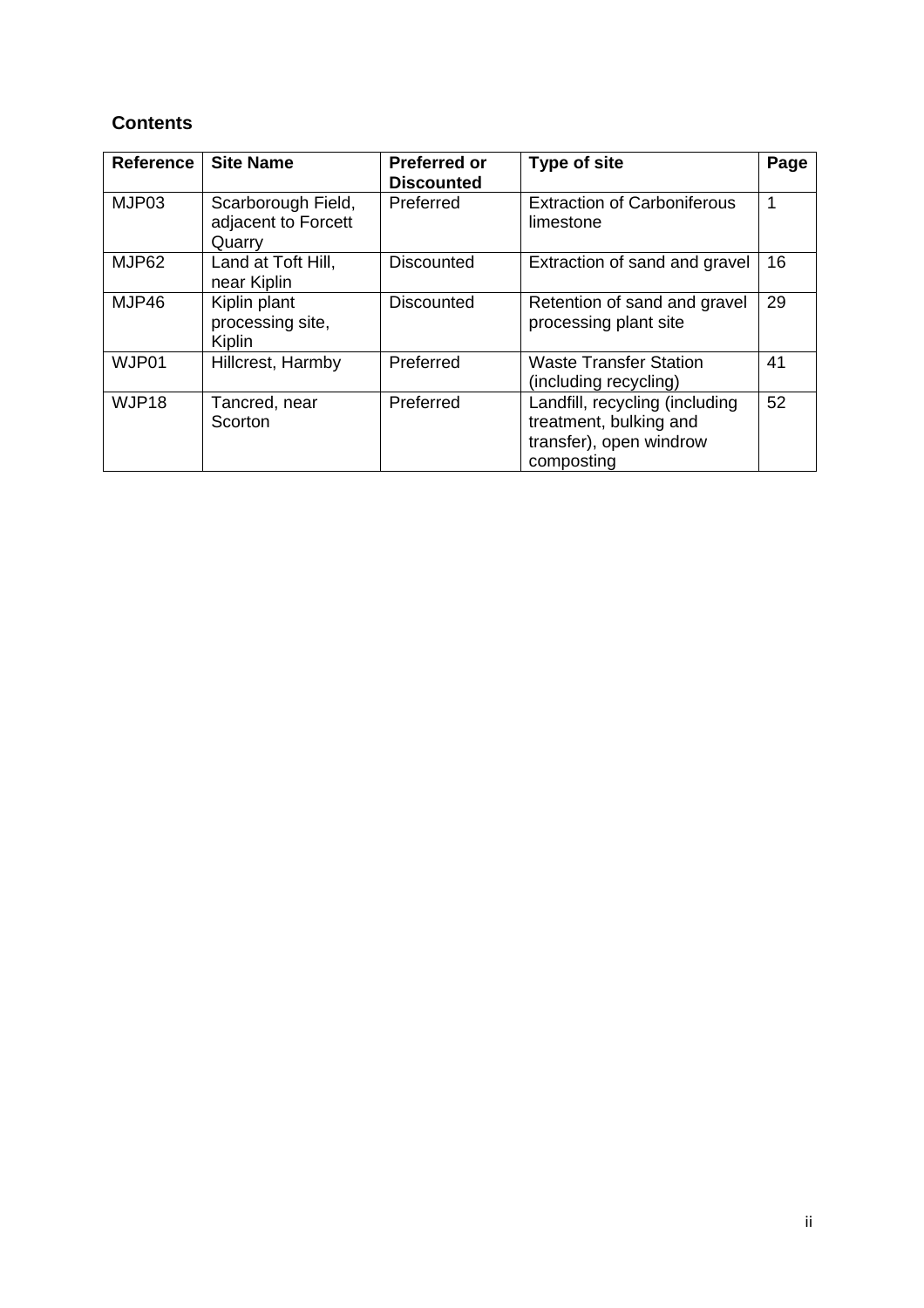## Contents

| Reference | Site Name | Preferred or Discounted | Type of site | Page |
|---|---|---|---|---|
| MJP03 | Scarborough Field, adjacent to Forcett Quarry | Preferred | Extraction of Carboniferous limestone | 1 |
| MJP62 | Land at Toft Hill, near Kiplin | Discounted | Extraction of sand and gravel | 16 |
| MJP46 | Kiplin plant processing site, Kiplin | Discounted | Retention of sand and gravel processing plant site | 29 |
| WJP01 | Hillcrest, Harmby | Preferred | Waste Transfer Station (including recycling) | 41 |
| WJP18 | Tancred, near Scorton | Preferred | Landfill, recycling (including treatment, bulking and transfer), open windrow composting | 52 |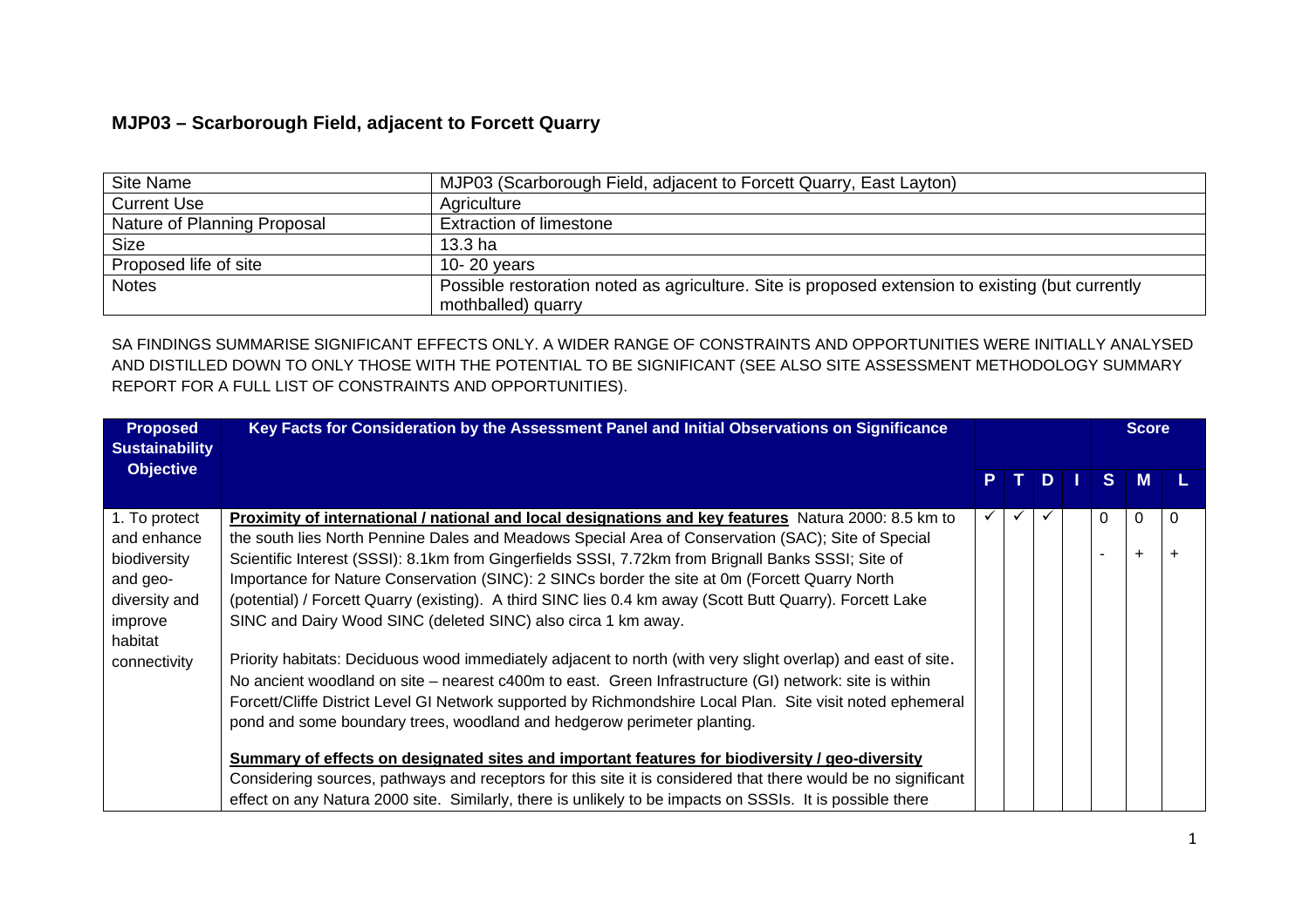## MJP03 – Scarborough Field, adjacent to Forcett Quarry

| Site Name | MJP03 (Scarborough Field, adjacent to Forcett Quarry, East Layton) |
|---|---|
| Current Use | Agriculture |
| Nature of Planning Proposal | Extraction of limestone |
| Size | 13.3 ha |
| Proposed life of site | 10- 20 years |
| Notes | Possible restoration noted as agriculture. Site is proposed extension to existing (but currently mothballed) quarry |

SA FINDINGS SUMMARISE SIGNIFICANT EFFECTS ONLY. A WIDER RANGE OF CONSTRAINTS AND OPPORTUNITIES WERE INITIALLY ANALYSED AND DISTILLED DOWN TO ONLY THOSE WITH THE POTENTIAL TO BE SIGNIFICANT (SEE ALSO SITE ASSESSMENT METHODOLOGY SUMMARY REPORT FOR A FULL LIST OF CONSTRAINTS AND OPPORTUNITIES).

| Proposed Sustainability Objective | Key Facts for Consideration by the Assessment Panel and Initial Observations on Significance | P | T | D | I | Score S | Score M | Score L |
|---|---|---|---|---|---|---|---|---|
| 1. To protect and enhance biodiversity and geo-diversity and improve habitat connectivity | **Proximity of international / national and local designations and key features** Natura 2000: 8.5 km to the south lies North Pennine Dales and Meadows Special Area of Conservation (SAC); Site of Special Scientific Interest (SSSI): 8.1km from Gingerfields SSSI, 7.72km from Brignall Banks SSSI; Site of Importance for Nature Conservation (SINC): 2 SINCs border the site at 0m (Forcett Quarry North (potential) / Forcett Quarry (existing). A third SINC lies 0.4 km away (Scott Butt Quarry). Forcett Lake SINC and Dairy Wood SINC (deleted SINC) also circa 1 km away.<br><br>Priority habitats: Deciduous wood immediately adjacent to north (with very slight overlap) and east of site. No ancient woodland on site – nearest c400m to east. Green Infrastructure (GI) network: site is within Forcett/Cliffe District Level GI Network supported by Richmondshire Local Plan. Site visit noted ephemeral pond and some boundary trees, woodland and hedgerow perimeter planting.<br><br>**Summary of effects on designated sites and important features for biodiversity / geo-diversity**<br>Considering sources, pathways and receptors for this site it is considered that there would be no significant effect on any Natura 2000 site. Similarly, there is unlikely to be impacts on SSSIs. It is possible there | ✓ | ✓ | ✓ | | 0<br><br>- | 0<br><br>+ | 0<br><br>+ |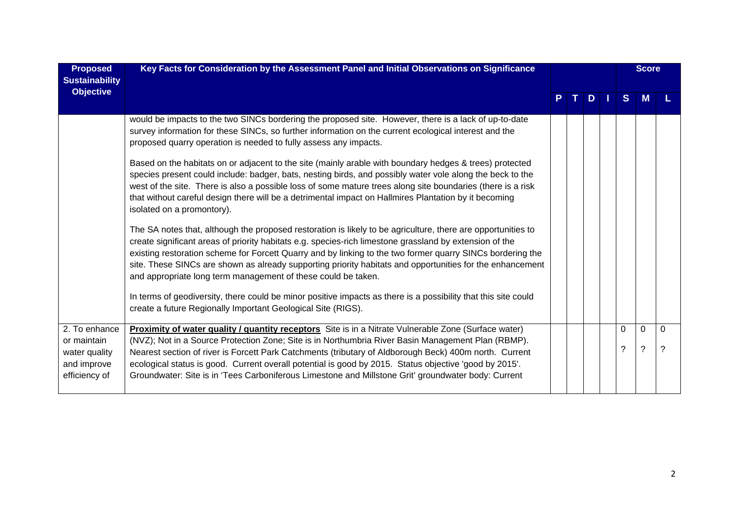| Proposed Sustainability Objective | Key Facts for Consideration by the Assessment Panel and Initial Observations on Significance | P | T | D | I | Score S | Score M | Score L |
|---|---|---|---|---|---|---|---|---|
| | would be impacts to the two SINCs bordering the proposed site. However, there is a lack of up-to-date survey information for these SINCs, so further information on the current ecological interest and the proposed quarry operation is needed to fully assess any impacts.<br><br>Based on the habitats on or adjacent to the site (mainly arable with boundary hedges & trees) protected species present could include: badger, bats, nesting birds, and possibly water vole along the beck to the west of the site. There is also a possible loss of some mature trees along site boundaries (there is a risk that without careful design there will be a detrimental impact on Hallmires Plantation by it becoming isolated on a promontory).<br><br>The SA notes that, although the proposed restoration is likely to be agriculture, there are opportunities to create significant areas of priority habitats e.g. species-rich limestone grassland by extension of the existing restoration scheme for Forcett Quarry and by linking to the two former quarry SINCs bordering the site. These SINCs are shown as already supporting priority habitats and opportunities for the enhancement and appropriate long term management of these could be taken.<br><br>In terms of geodiversity, there could be minor positive impacts as there is a possibility that this site could create a future Regionally Important Geological Site (RIGS). | | | | | | | |
| 2. To enhance or maintain water quality and improve efficiency of | **Proximity of water quality / quantity receptors** Site is in a Nitrate Vulnerable Zone (Surface water) (NVZ); Not in a Source Protection Zone; Site is in Northumbria River Basin Management Plan (RBMP). Nearest section of river is Forcett Park Catchments (tributary of Aldborough Beck) 400m north. Current ecological status is good. Current overall potential is good by 2015. Status objective 'good by 2015'. Groundwater: Site is in 'Tees Carboniferous Limestone and Millstone Grit' groundwater body: Current | | | | | 0<br>? | 0<br>? | 0<br>? |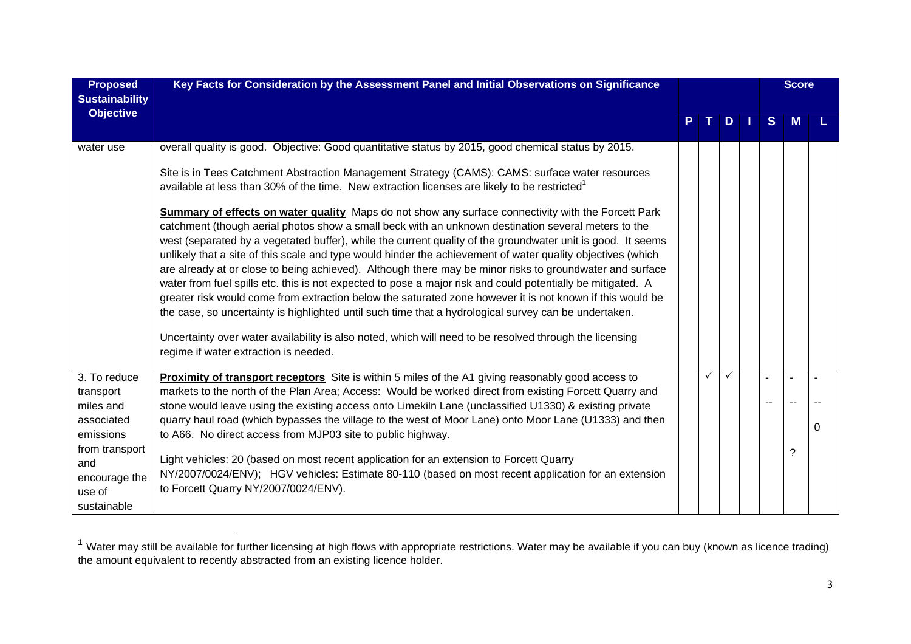| Proposed Sustainability Objective | Key Facts for Consideration by the Assessment Panel and Initial Observations on Significance | | | | | Score | | |
|---|---|---|---|---|---|---|---|---|
| | | P | T | D | I | S | M | L |
| water use | overall quality is good. Objective: Good quantitative status by 2015, good chemical status by 2015.<br><br>Site is in Tees Catchment Abstraction Management Strategy (CAMS): CAMS: surface water resources available at less than 30% of the time. New extraction licenses are likely to be restricted[1]<br><br>**Summary of effects on water quality** Maps do not show any surface connectivity with the Forcett Park catchment (though aerial photos show a small beck with an unknown destination several meters to the west (separated by a vegetated buffer), while the current quality of the groundwater unit is good. It seems unlikely that a site of this scale and type would hinder the achievement of water quality objectives (which are already at or close to being achieved). Although there may be minor risks to groundwater and surface water from fuel spills etc. this is not expected to pose a major risk and could potentially be mitigated. A greater risk would come from extraction below the saturated zone however it is not known if this would be the case, so uncertainty is highlighted until such time that a hydrological survey can be undertaken.<br><br>Uncertainty over water availability is also noted, which will need to be resolved through the licensing regime if water extraction is needed. | | | | | | | |
| 3. To reduce transport miles and associated emissions from transport and encourage the use of sustainable | **Proximity of transport receptors** Site is within 5 miles of the A1 giving reasonably good access to markets to the north of the Plan Area; Access: Would be worked direct from existing Forcett Quarry and stone would leave using the existing access onto Limekiln Lane (unclassified U1330) & existing private quarry haul road (which bypasses the village to the west of Moor Lane) onto Moor Lane (U1333) and then to A66. No direct access from MJP03 site to public highway.<br><br>Light vehicles: 20 (based on most recent application for an extension to Forcett Quarry NY/2007/0024/ENV); HGV vehicles: Estimate 80-110 (based on most recent application for an extension to Forcett Quarry NY/2007/0024/ENV). | | ✓ | ✓ | | -<br>-- | -<br>--<br>? | -<br>--<br>0 |

[1] Water may still be available for further licensing at high flows with appropriate restrictions. Water may be available if you can buy (known as licence trading) the amount equivalent to recently abstracted from an existing licence holder.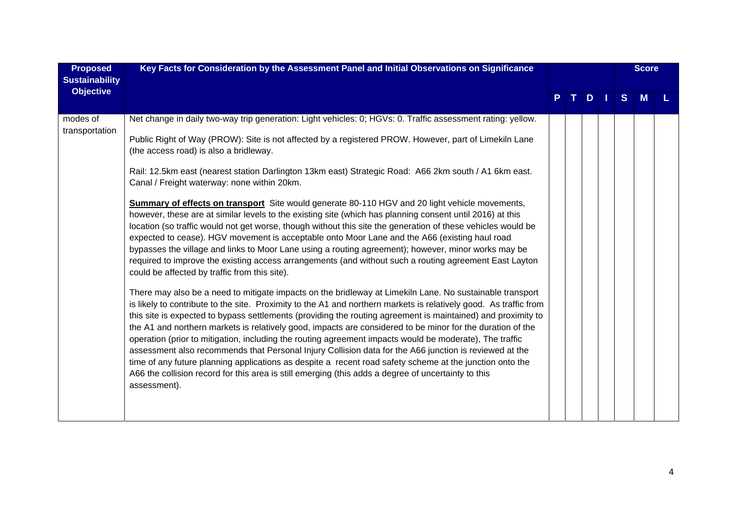| Proposed Sustainability Objective | Key Facts for Consideration by the Assessment Panel and Initial Observations on Significance | | | | | Score | | |
|---|---|---|---|---|---|---|---|---|
| | | P | T | D | I | S | M | L |
| modes of transportation | Net change in daily two-way trip generation: Light vehicles: 0; HGVs: 0. Traffic assessment rating: yellow.<br><br>Public Right of Way (PROW): Site is not affected by a registered PROW. However, part of Limekiln Lane (the access road) is also a bridleway.<br><br>Rail: 12.5km east (nearest station Darlington 13km east) Strategic Road: A66 2km south / A1 6km east. Canal / Freight waterway: none within 20km.<br><br>**Summary of effects on transport** Site would generate 80-110 HGV and 20 light vehicle movements, however, these are at similar levels to the existing site (which has planning consent until 2016) at this location (so traffic would not get worse, though without this site the generation of these vehicles would be expected to cease). HGV movement is acceptable onto Moor Lane and the A66 (existing haul road bypasses the village and links to Moor Lane using a routing agreement); however, minor works may be required to improve the existing access arrangements (and without such a routing agreement East Layton could be affected by traffic from this site).<br><br>There may also be a need to mitigate impacts on the bridleway at Limekiln Lane. No sustainable transport is likely to contribute to the site. Proximity to the A1 and northern markets is relatively good. As traffic from this site is expected to bypass settlements (providing the routing agreement is maintained) and proximity to the A1 and northern markets is relatively good, impacts are considered to be minor for the duration of the operation (prior to mitigation, including the routing agreement impacts would be moderate), The traffic assessment also recommends that Personal Injury Collision data for the A66 junction is reviewed at the time of any future planning applications as despite a recent road safety scheme at the junction onto the A66 the collision record for this area is still emerging (this adds a degree of uncertainty to this assessment). | | | | | | | |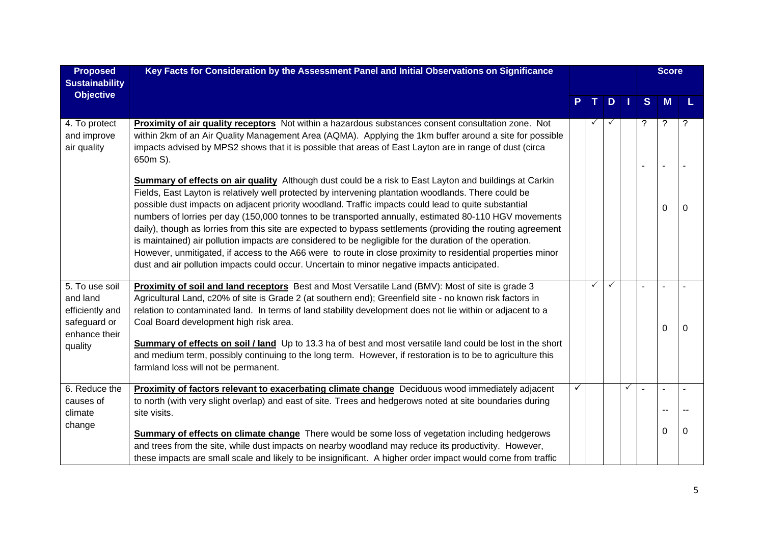| Proposed Sustainability Objective | Key Facts for Consideration by the Assessment Panel and Initial Observations on Significance | P | T | D | I | Score S | Score M | Score L |
|---|---|---|---|---|---|---|---|---|
| 4. To protect and improve air quality | **Proximity of air quality receptors** Not within a hazardous substances consent consultation zone. Not within 2km of an Air Quality Management Area (AQMA). Applying the 1km buffer around a site for possible impacts advised by MPS2 shows that it is possible that areas of East Layton are in range of dust (circa 650m S).<br><br>**Summary of effects on air quality** Although dust could be a risk to East Layton and buildings at Carkin Fields, East Layton is relatively well protected by intervening plantation woodlands. There could be possible dust impacts on adjacent priority woodland. Traffic impacts could lead to quite substantial numbers of lorries per day (150,000 tonnes to be transported annually, estimated 80-110 HGV movements daily), though as lorries from this site are expected to bypass settlements (providing the routing agreement is maintained) air pollution impacts are considered to be negligible for the duration of the operation. However, unmitigated, if access to the A66 were to route in close proximity to residential properties minor dust and air pollution impacts could occur. Uncertain to minor negative impacts anticipated. | | ✓ | ✓ | | ?<br>- | ?<br>-<br>0 | ?<br>-<br>0 |
| 5. To use soil and land efficiently and safeguard or enhance their quality | **Proximity of soil and land receptors** Best and Most Versatile Land (BMV): Most of site is grade 3 Agricultural Land, c20% of site is Grade 2 (at southern end); Greenfield site - no known risk factors in relation to contaminated land. In terms of land stability development does not lie within or adjacent to a Coal Board development high risk area.<br><br>**Summary of effects on soil / land** Up to 13.3 ha of best and most versatile land could be lost in the short and medium term, possibly continuing to the long term. However, if restoration is to be to agriculture this farmland loss will not be permanent. | | ✓ | ✓ | | - | -<br>0 | -<br>0 |
| 6. Reduce the causes of climate change | **Proximity of factors relevant to exacerbating climate change** Deciduous wood immediately adjacent to north (with very slight overlap) and east of site. Trees and hedgerows noted at site boundaries during site visits.<br><br>**Summary of effects on climate change** There would be some loss of vegetation including hedgerows and trees from the site, while dust impacts on nearby woodland may reduce its productivity. However, these impacts are small scale and likely to be insignificant. A higher order impact would come from traffic | ✓ | | | ✓ | - | -<br>--<br>0 | -<br>--<br>0 |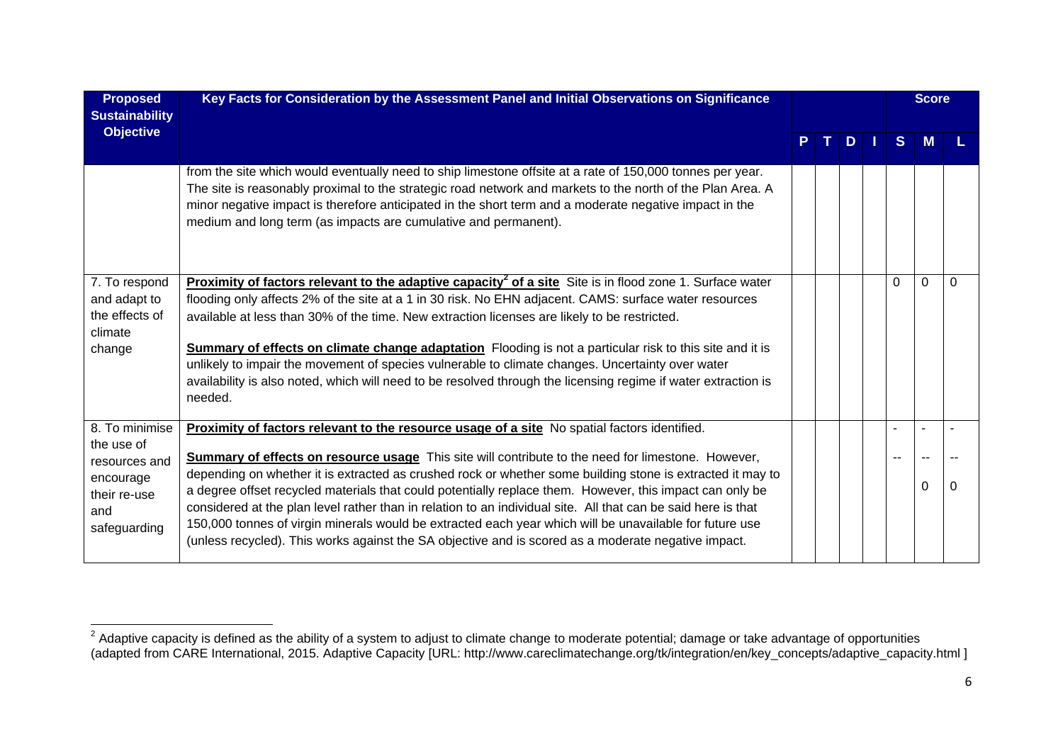| Proposed Sustainability Objective | Key Facts for Consideration by the Assessment Panel and Initial Observations on Significance | P | T | D | I | Score S | M | L |
|---|---|---|---|---|---|---|---|---|
| | from the site which would eventually need to ship limestone offsite at a rate of 150,000 tonnes per year. The site is reasonably proximal to the strategic road network and markets to the north of the Plan Area. A minor negative impact is therefore anticipated in the short term and a moderate negative impact in the medium and long term (as impacts are cumulative and permanent). | | | | | | | |
| 7. To respond and adapt to the effects of climate change | **Proximity of factors relevant to the adaptive capacity[2] of a site** Site is in flood zone 1. Surface water flooding only affects 2% of the site at a 1 in 30 risk. No EHN adjacent. CAMS: surface water resources available at less than 30% of the time. New extraction licenses are likely to be restricted.<br><br>**Summary of effects on climate change adaptation** Flooding is not a particular risk to this site and it is unlikely to impair the movement of species vulnerable to climate changes. Uncertainty over water availability is also noted, which will need to be resolved through the licensing regime if water extraction is needed. | | | | | 0 | 0 | 0 |
| 8. To minimise the use of resources and encourage their re-use and safeguarding | **Proximity of factors relevant to the resource usage of a site** No spatial factors identified.<br><br>**Summary of effects on resource usage** This site will contribute to the need for limestone. However, depending on whether it is extracted as crushed rock or whether some building stone is extracted it may to a degree offset recycled materials that could potentially replace them. However, this impact can only be considered at the plan level rather than in relation to an individual site. All that can be said here is that 150,000 tonnes of virgin minerals would be extracted each year which will be unavailable for future use (unless recycled). This works against the SA objective and is scored as a moderate negative impact. | | | | | -<br>-- | -<br>--<br>0 | -<br>--<br>0 |

[2] Adaptive capacity is defined as the ability of a system to adjust to climate change to moderate potential; damage or take advantage of opportunities (adapted from CARE International, 2015. Adaptive Capacity [URL: http://www.careclimatechange.org/tk/integration/en/key_concepts/adaptive_capacity.html ]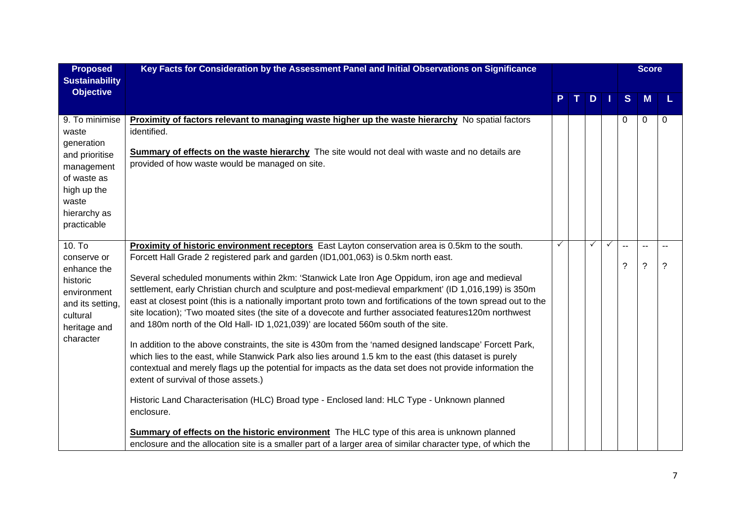| Proposed Sustainability Objective | Key Facts for Consideration by the Assessment Panel and Initial Observations on Significance | | | | | Score | | |
|---|---|---|---|---|---|---|---|---|
| | | P | T | D | I | S | M | L |
| 9. To minimise waste generation and prioritise management of waste as high up the waste hierarchy as practicable | **Proximity of factors relevant to managing waste higher up the waste hierarchy** No spatial factors identified.<br><br>**Summary of effects on the waste hierarchy** The site would not deal with waste and no details are provided of how waste would be managed on site. | | | | | 0 | 0 | 0 |
| 10. To conserve or enhance the historic environment and its setting, cultural heritage and character | **Proximity of historic environment receptors** East Layton conservation area is 0.5km to the south. Forcett Hall Grade 2 registered park and garden (ID1,001,063) is 0.5km north east.<br><br>Several scheduled monuments within 2km: 'Stanwick Late Iron Age Oppidum, iron age and medieval settlement, early Christian church and sculpture and post-medieval emparkment' (ID 1,016,199) is 350m east at closest point (this is a nationally important proto town and fortifications of the town spread out to the site location); 'Two moated sites (the site of a dovecote and further associated features120m northwest and 180m north of the Old Hall- ID 1,021,039)' are located 560m south of the site.<br><br>In addition to the above constraints, the site is 430m from the 'named designed landscape' Forcett Park, which lies to the east, while Stanwick Park also lies around 1.5 km to the east (this dataset is purely contextual and merely flags up the potential for impacts as the data set does not provide information the extent of survival of those assets.)<br><br>Historic Land Characterisation (HLC) Broad type - Enclosed land: HLC Type - Unknown planned enclosure.<br><br>**Summary of effects on the historic environment** The HLC type of this area is unknown planned enclosure and the allocation site is a smaller part of a larger area of similar character type, of which the | ✓ | | ✓ | ✓ | --<br>? | --<br>? | --<br>? |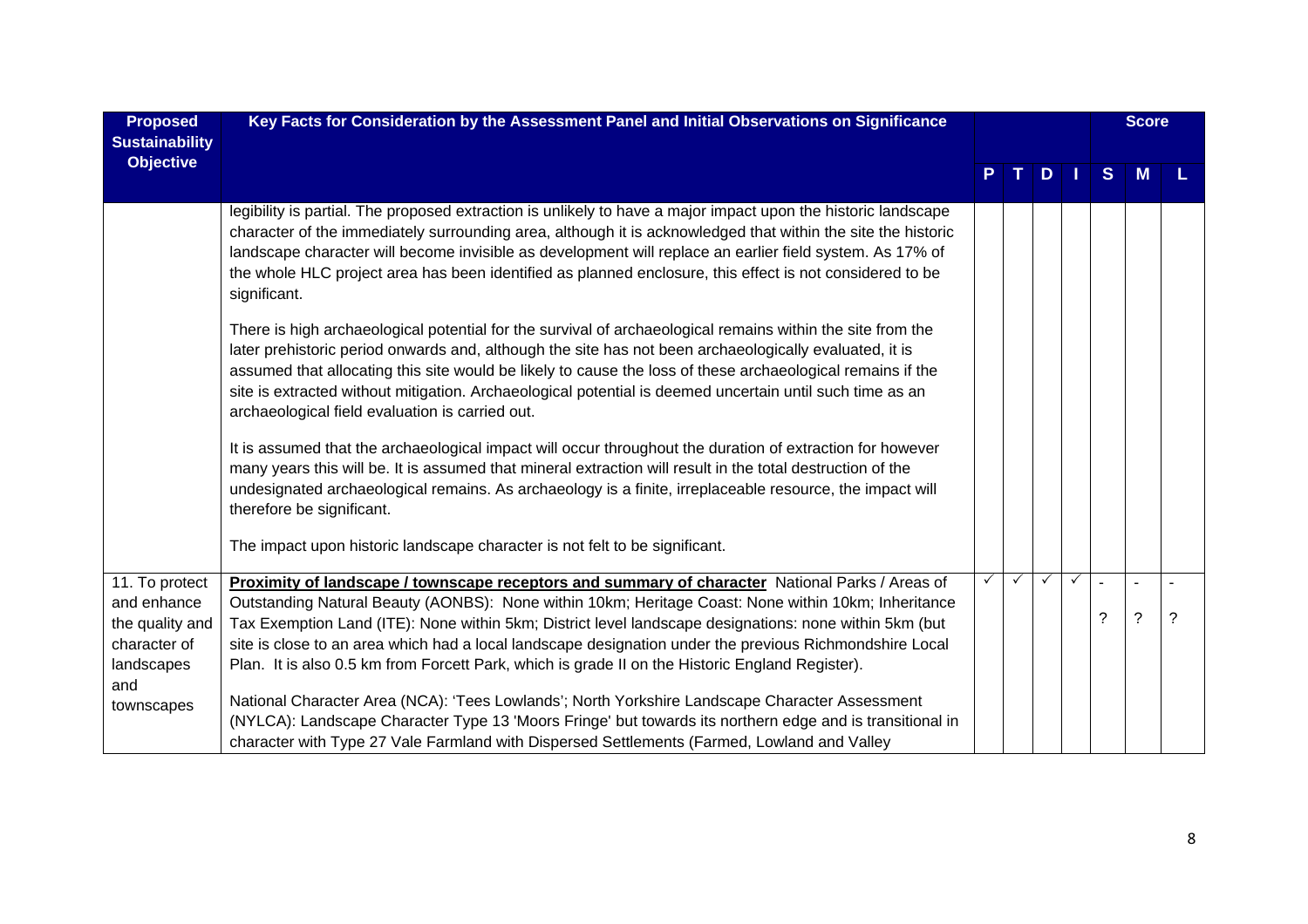| Proposed Sustainability Objective | Key Facts for Consideration by the Assessment Panel and Initial Observations on Significance | | | | | Score | | |
|---|---|---|---|---|---|---|---|---|
| | | P | T | D | I | S | M | L |
| | legibility is partial. The proposed extraction is unlikely to have a major impact upon the historic landscape character of the immediately surrounding area, although it is acknowledged that within the site the historic landscape character will become invisible as development will replace an earlier field system. As 17% of the whole HLC project area has been identified as planned enclosure, this effect is not considered to be significant.<br><br>There is high archaeological potential for the survival of archaeological remains within the site from the later prehistoric period onwards and, although the site has not been archaeologically evaluated, it is assumed that allocating this site would be likely to cause the loss of these archaeological remains if the site is extracted without mitigation. Archaeological potential is deemed uncertain until such time as an archaeological field evaluation is carried out.<br><br>It is assumed that the archaeological impact will occur throughout the duration of extraction for however many years this will be. It is assumed that mineral extraction will result in the total destruction of the undesignated archaeological remains. As archaeology is a finite, irreplaceable resource, the impact will therefore be significant.<br><br>The impact upon historic landscape character is not felt to be significant. | | | | | | | |
| 11. To protect and enhance the quality and character of landscapes and townscapes | **Proximity of landscape / townscape receptors and summary of character** National Parks / Areas of Outstanding Natural Beauty (AONBS): None within 10km; Heritage Coast: None within 10km; Inheritance Tax Exemption Land (ITE): None within 5km; District level landscape designations: none within 5km (but site is close to an area which had a local landscape designation under the previous Richmondshire Local Plan. It is also 0.5 km from Forcett Park, which is grade II on the Historic England Register).<br><br>National Character Area (NCA): 'Tees Lowlands'; North Yorkshire Landscape Character Assessment (NYLCA): Landscape Character Type 13 'Moors Fringe' but towards its northern edge and is transitional in character with Type 27 Vale Farmland with Dispersed Settlements (Farmed, Lowland and Valley | ✓ | ✓ | ✓ | ✓ | -<br><br>? | -<br><br>? | -<br><br>? |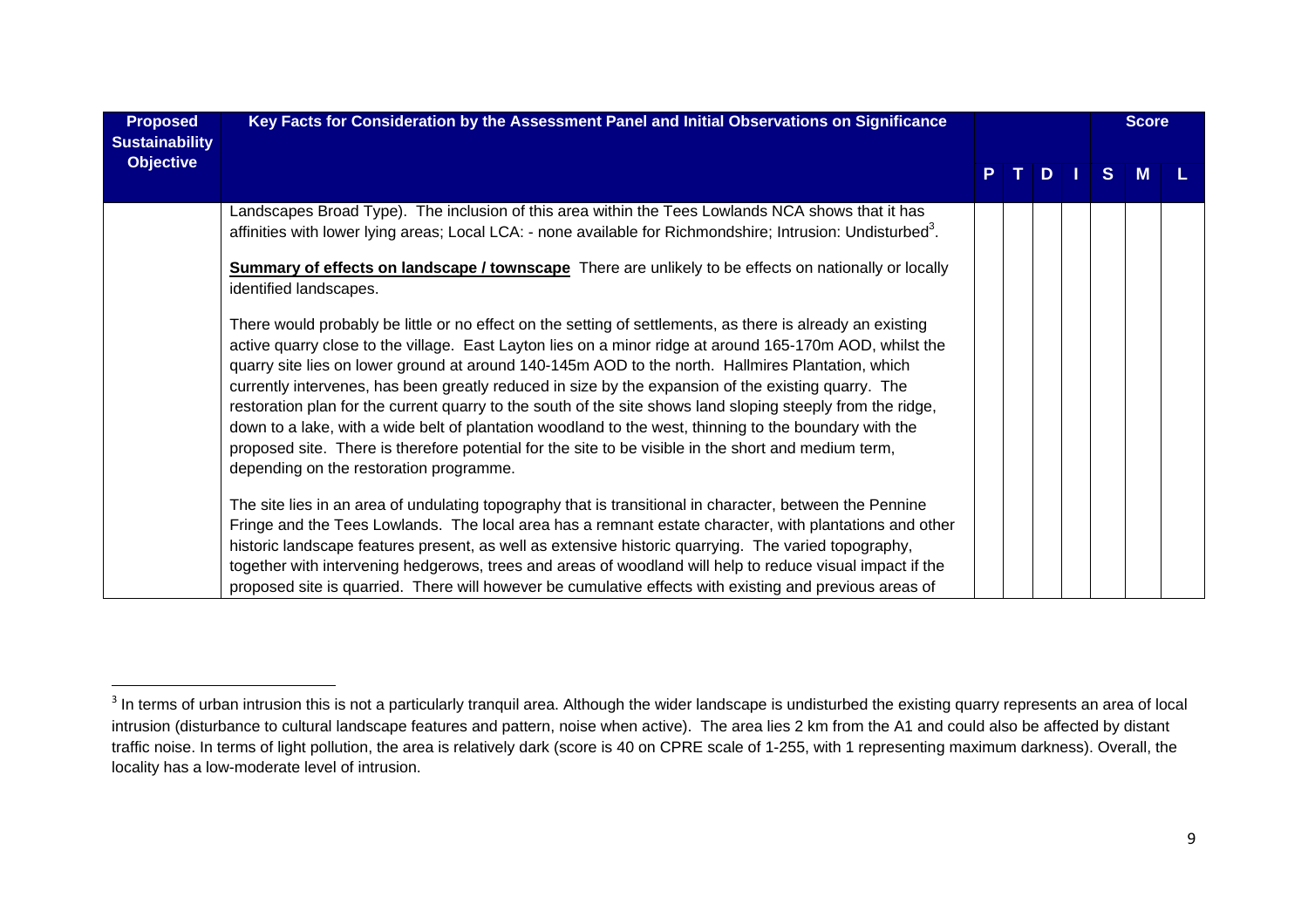| Proposed Sustainability Objective | Key Facts for Consideration by the Assessment Panel and Initial Observations on Significance | P | T | D | I | S | M | L |
|---|---|---|---|---|---|---|---|---|
| | Landscapes Broad Type). The inclusion of this area within the Tees Lowlands NCA shows that it has affinities with lower lying areas; Local LCA: - none available for Richmondshire; Intrusion: Undisturbed[3].<br><br>**Summary of effects on landscape / townscape** There are unlikely to be effects on nationally or locally identified landscapes.<br><br>There would probably be little or no effect on the setting of settlements, as there is already an existing active quarry close to the village. East Layton lies on a minor ridge at around 165-170m AOD, whilst the quarry site lies on lower ground at around 140-145m AOD to the north. Hallmires Plantation, which currently intervenes, has been greatly reduced in size by the expansion of the existing quarry. The restoration plan for the current quarry to the south of the site shows land sloping steeply from the ridge, down to a lake, with a wide belt of plantation woodland to the west, thinning to the boundary with the proposed site. There is therefore potential for the site to be visible in the short and medium term, depending on the restoration programme.<br><br>The site lies in an area of undulating topography that is transitional in character, between the Pennine Fringe and the Tees Lowlands. The local area has a remnant estate character, with plantations and other historic landscape features present, as well as extensive historic quarrying. The varied topography, together with intervening hedgerows, trees and areas of woodland will help to reduce visual impact if the proposed site is quarried. There will however be cumulative effects with existing and previous areas of | | | | | | | |

[3] In terms of urban intrusion this is not a particularly tranquil area. Although the wider landscape is undisturbed the existing quarry represents an area of local intrusion (disturbance to cultural landscape features and pattern, noise when active). The area lies 2 km from the A1 and could also be affected by distant traffic noise. In terms of light pollution, the area is relatively dark (score is 40 on CPRE scale of 1-255, with 1 representing maximum darkness). Overall, the locality has a low-moderate level of intrusion.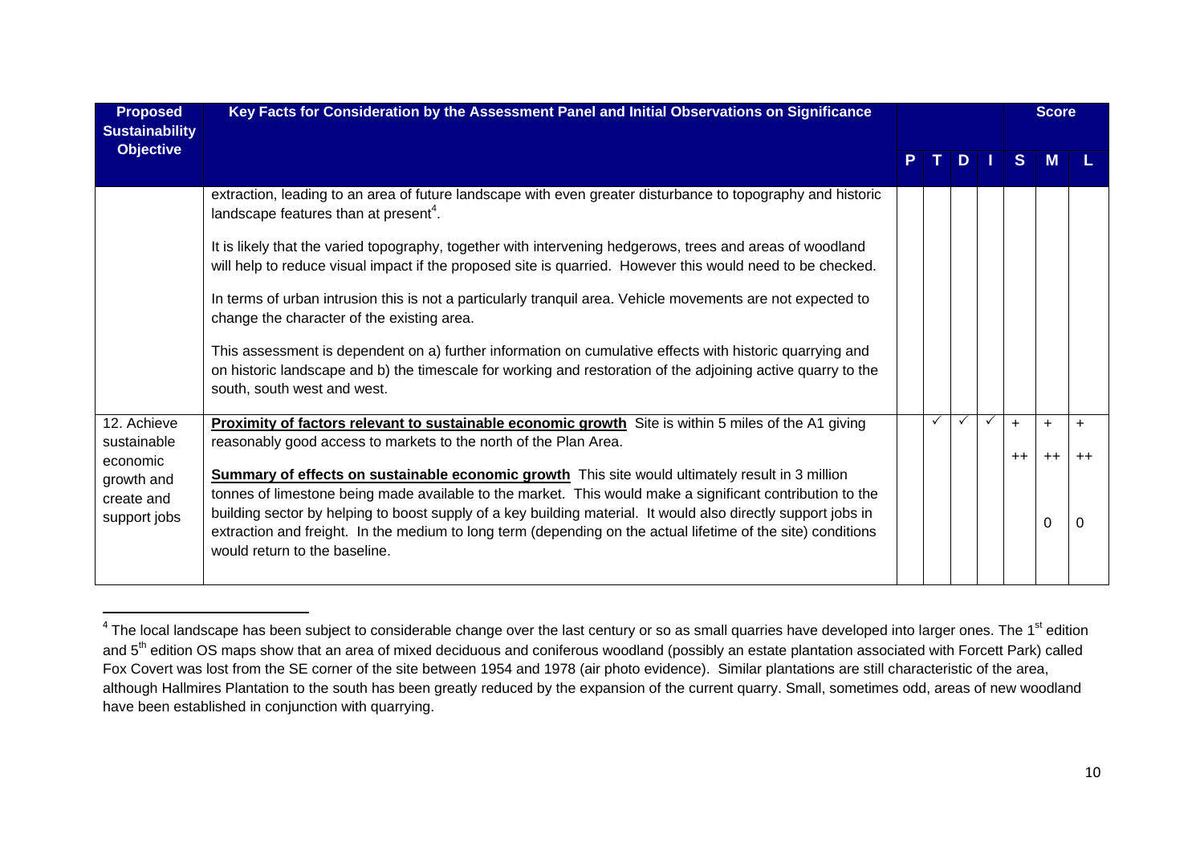| Proposed Sustainability Objective | Key Facts for Consideration by the Assessment Panel and Initial Observations on Significance | P | T | D | I | Score S | Score M | Score L |
|---|---|---|---|---|---|---|---|---|
| | extraction, leading to an area of future landscape with even greater disturbance to topography and historic landscape features than at present[4].<br><br>It is likely that the varied topography, together with intervening hedgerows, trees and areas of woodland will help to reduce visual impact if the proposed site is quarried. However this would need to be checked.<br><br>In terms of urban intrusion this is not a particularly tranquil area. Vehicle movements are not expected to change the character of the existing area.<br><br>This assessment is dependent on a) further information on cumulative effects with historic quarrying and on historic landscape and b) the timescale for working and restoration of the adjoining active quarry to the south, south west and west. | | | | | | | |
| 12. Achieve sustainable economic growth and create and support jobs | **Proximity of factors relevant to sustainable economic growth** Site is within 5 miles of the A1 giving reasonably good access to markets to the north of the Plan Area.<br><br>**Summary of effects on sustainable economic growth** This site would ultimately result in 3 million tonnes of limestone being made available to the market. This would make a significant contribution to the building sector by helping to boost supply of a key building material. It would also directly support jobs in extraction and freight. In the medium to long term (depending on the actual lifetime of the site) conditions would return to the baseline. | | ✓ | ✓ | ✓ | +<br><br>++ | +<br><br>++<br><br>0 | +<br><br>++<br><br>0 |

[4] The local landscape has been subject to considerable change over the last century or so as small quarries have developed into larger ones. The 1st edition and 5th edition OS maps show that an area of mixed deciduous and coniferous woodland (possibly an estate plantation associated with Forcett Park) called Fox Covert was lost from the SE corner of the site between 1954 and 1978 (air photo evidence). Similar plantations are still characteristic of the area, although Hallmires Plantation to the south has been greatly reduced by the expansion of the current quarry. Small, sometimes odd, areas of new woodland have been established in conjunction with quarrying.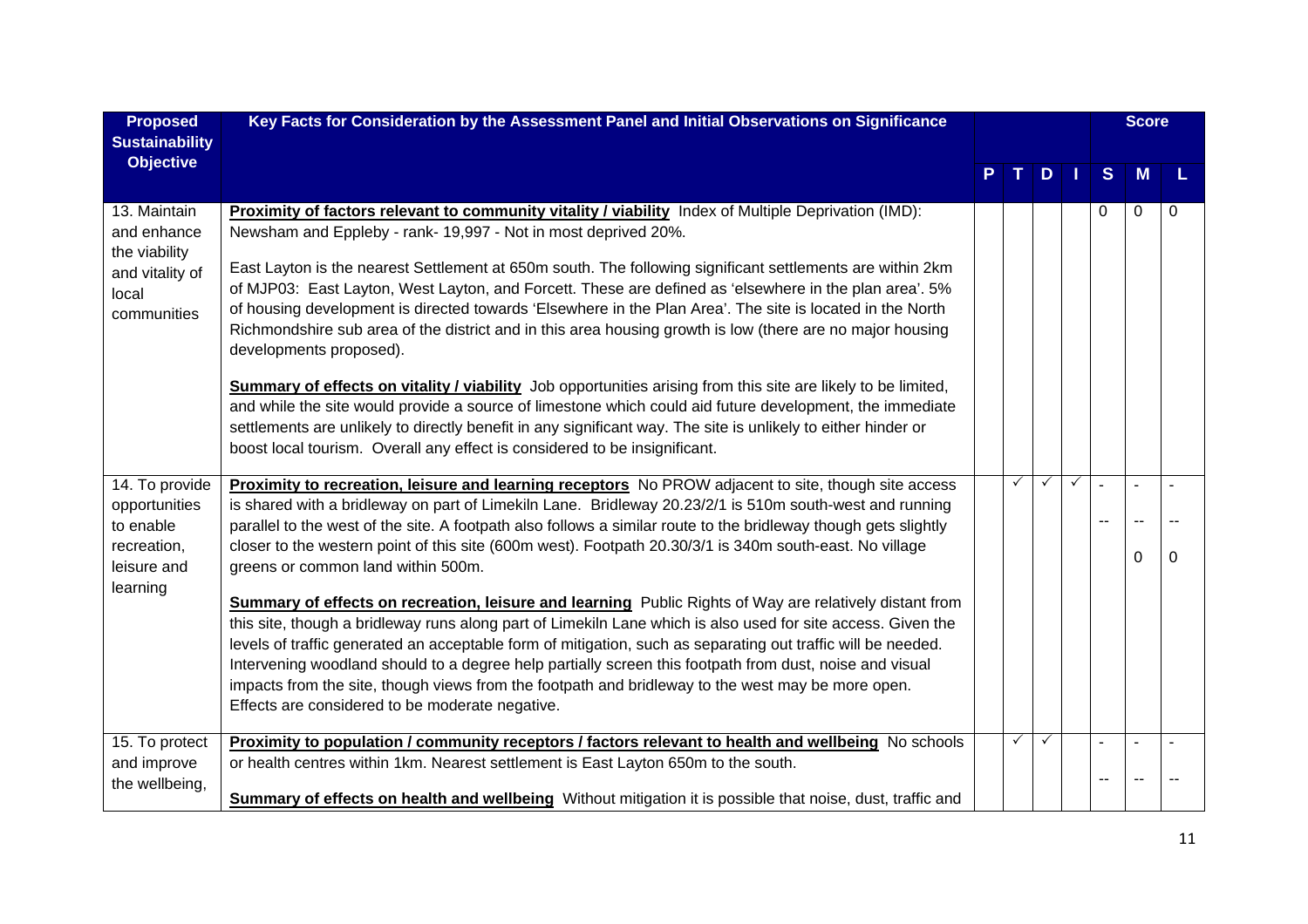| Proposed Sustainability Objective | Key Facts for Consideration by the Assessment Panel and Initial Observations on Significance | P | T | D | I | Score S | Score M | Score L |
|---|---|---|---|---|---|---|---|---|
| 13. Maintain and enhance the viability and vitality of local communities | **Proximity of factors relevant to community vitality / viability** Index of Multiple Deprivation (IMD): Newsham and Eppleby - rank- 19,997 - Not in most deprived 20%.<br><br>East Layton is the nearest Settlement at 650m south. The following significant settlements are within 2km of MJP03: East Layton, West Layton, and Forcett. These are defined as 'elsewhere in the plan area'. 5% of housing development is directed towards 'Elsewhere in the Plan Area'. The site is located in the North Richmondshire sub area of the district and in this area housing growth is low (there are no major housing developments proposed).<br><br>**Summary of effects on vitality / viability** Job opportunities arising from this site are likely to be limited, and while the site would provide a source of limestone which could aid future development, the immediate settlements are unlikely to directly benefit in any significant way. The site is unlikely to either hinder or boost local tourism. Overall any effect is considered to be insignificant. | | | | | 0 | 0 | 0 |
| 14. To provide opportunities to enable recreation, leisure and learning | **Proximity to recreation, leisure and learning receptors** No PROW adjacent to site, though site access is shared with a bridleway on part of Limekiln Lane. Bridleway 20.23/2/1 is 510m south-west and running parallel to the west of the site. A footpath also follows a similar route to the bridleway though gets slightly closer to the western point of this site (600m west). Footpath 20.30/3/1 is 340m south-east. No village greens or common land within 500m.<br><br>**Summary of effects on recreation, leisure and learning** Public Rights of Way are relatively distant from this site, though a bridleway runs along part of Limekiln Lane which is also used for site access. Given the levels of traffic generated an acceptable form of mitigation, such as separating out traffic will be needed. Intervening woodland should to a degree help partially screen this footpath from dust, noise and visual impacts from the site, though views from the footpath and bridleway to the west may be more open. Effects are considered to be moderate negative. | | ✓ | ✓ | ✓ | -<br>-- | -<br>--<br>0 | -<br>--<br>0 |
| 15. To protect and improve the wellbeing, | **Proximity to population / community receptors / factors relevant to health and wellbeing** No schools or health centres within 1km. Nearest settlement is East Layton 650m to the south.<br><br>**Summary of effects on health and wellbeing** Without mitigation it is possible that noise, dust, traffic and | | ✓ | ✓ | | -<br>-- | -<br>-- | -<br>-- |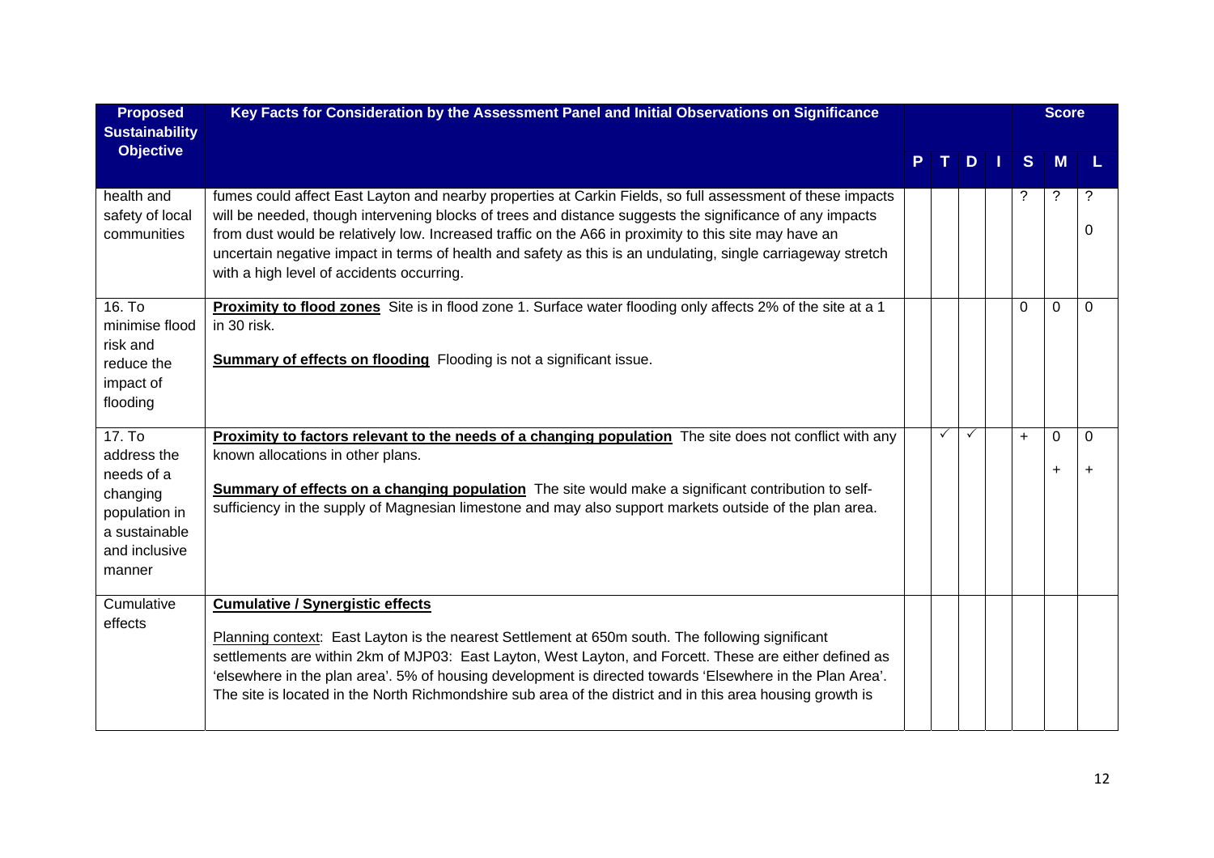| Proposed Sustainability Objective | Key Facts for Consideration by the Assessment Panel and Initial Observations on Significance | P | T | D | I | Score S | Score M | Score L |
|---|---|---|---|---|---|---|---|---|
| health and safety of local communities | fumes could affect East Layton and nearby properties at Carkin Fields, so full assessment of these impacts will be needed, though intervening blocks of trees and distance suggests the significance of any impacts from dust would be relatively low. Increased traffic on the A66 in proximity to this site may have an uncertain negative impact in terms of health and safety as this is an undulating, single carriageway stretch with a high level of accidents occurring. | | | | | ? | ? | ?<br>0 |
| 16. To minimise flood risk and reduce the impact of flooding | **Proximity to flood zones** Site is in flood zone 1. Surface water flooding only affects 2% of the site at a 1 in 30 risk.<br><br>**Summary of effects on flooding** Flooding is not a significant issue. | | | | | 0 | 0 | 0 |
| 17. To address the needs of a changing population in a sustainable and inclusive manner | **Proximity to factors relevant to the needs of a changing population** The site does not conflict with any known allocations in other plans.<br><br>**Summary of effects on a changing population** The site would make a significant contribution to self-sufficiency in the supply of Magnesian limestone and may also support markets outside of the plan area. | | ✓ | ✓ | | + | 0<br>+ | 0<br>+ |
| Cumulative effects | **Cumulative / Synergistic effects**<br><br>Planning context: East Layton is the nearest Settlement at 650m south. The following significant settlements are within 2km of MJP03: East Layton, West Layton, and Forcett. These are either defined as 'elsewhere in the plan area'. 5% of housing development is directed towards 'Elsewhere in the Plan Area'. The site is located in the North Richmondshire sub area of the district and in this area housing growth is | | | | | | | |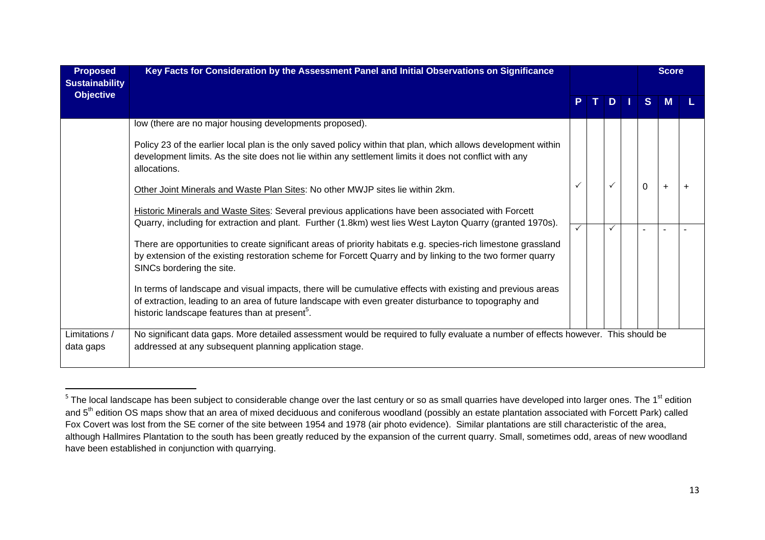| Proposed Sustainability Objective | Key Facts for Consideration by the Assessment Panel and Initial Observations on Significance | P | T | D | I | S | M | L |
|---|---|---|---|---|---|---|---|---|
| | low (there are no major housing developments proposed).<br><br>Policy 23 of the earlier local plan is the only saved policy within that plan, which allows development within development limits. As the site does not lie within any settlement limits it does not conflict with any allocations.<br><br><u>Other Joint Minerals and Waste Plan Sites</u>: No other MWJP sites lie within 2km.<br><br><u>Historic Minerals and Waste Sites</u>: Several previous applications have been associated with Forcett Quarry, including for extraction and plant. Further (1.8km) west lies West Layton Quarry (granted 1970s). | ✓ | | ✓ | | 0 | + | + |
| | There are opportunities to create significant areas of priority habitats e.g. species-rich limestone grassland by extension of the existing restoration scheme for Forcett Quarry and by linking to the two former quarry SINCs bordering the site.<br><br>In terms of landscape and visual impacts, there will be cumulative effects with existing and previous areas of extraction, leading to an area of future landscape with even greater disturbance to topography and historic landscape features than at present[5]. | ✓ | | ✓ | | - | - | - |
| Limitations / data gaps | No significant data gaps. More detailed assessment would be required to fully evaluate a number of effects however. This should be addressed at any subsequent planning application stage. | | | | | | | |

[5] The local landscape has been subject to considerable change over the last century or so as small quarries have developed into larger ones. The 1st edition and 5th edition OS maps show that an area of mixed deciduous and coniferous woodland (possibly an estate plantation associated with Forcett Park) called Fox Covert was lost from the SE corner of the site between 1954 and 1978 (air photo evidence). Similar plantations are still characteristic of the area, although Hallmires Plantation to the south has been greatly reduced by the expansion of the current quarry. Small, sometimes odd, areas of new woodland have been established in conjunction with quarrying.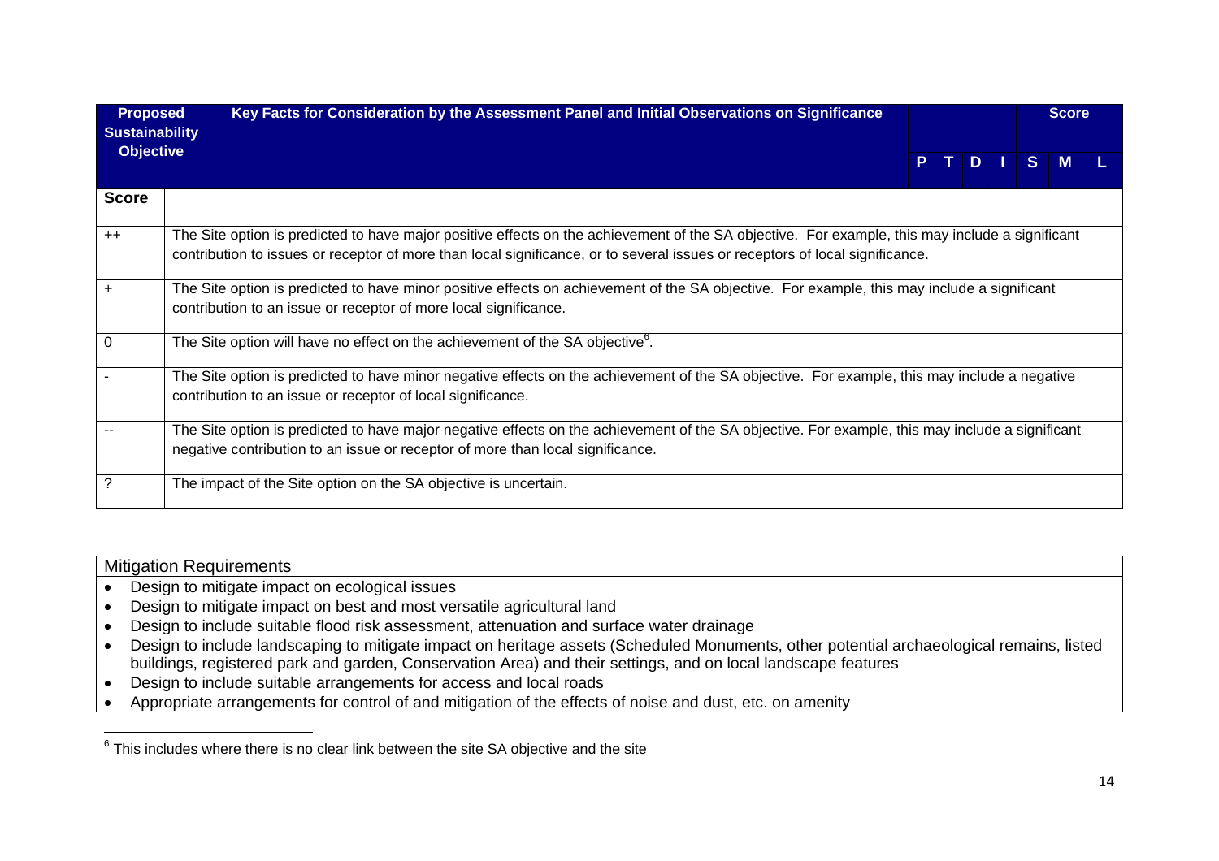| Proposed Sustainability Objective | Key Facts for Consideration by the Assessment Panel and Initial Observations on Significance | P | T | D | I | Score S | M | L |
|---|---|---|---|---|---|---|---|---|

| Score | |
|---|---|
| ++ | The Site option is predicted to have major positive effects on the achievement of the SA objective. For example, this may include a significant contribution to issues or receptor of more than local significance, or to several issues or receptors of local significance. |
| + | The Site option is predicted to have minor positive effects on achievement of the SA objective. For example, this may include a significant contribution to an issue or receptor of more local significance. |
| 0 | The Site option will have no effect on the achievement of the SA objective[6]. |
| - | The Site option is predicted to have minor negative effects on the achievement of the SA objective. For example, this may include a negative contribution to an issue or receptor of local significance. |
| -- | The Site option is predicted to have major negative effects on the achievement of the SA objective. For example, this may include a significant negative contribution to an issue or receptor of more than local significance. |
| ? | The impact of the Site option on the SA objective is uncertain. |

Mitigation Requirements

- Design to mitigate impact on ecological issues
- Design to mitigate impact on best and most versatile agricultural land
- Design to include suitable flood risk assessment, attenuation and surface water drainage
- Design to include landscaping to mitigate impact on heritage assets (Scheduled Monuments, other potential archaeological remains, listed buildings, registered park and garden, Conservation Area) and their settings, and on local landscape features
- Design to include suitable arrangements for access and local roads
- Appropriate arrangements for control of and mitigation of the effects of noise and dust, etc. on amenity

[6] This includes where there is no clear link between the site SA objective and the site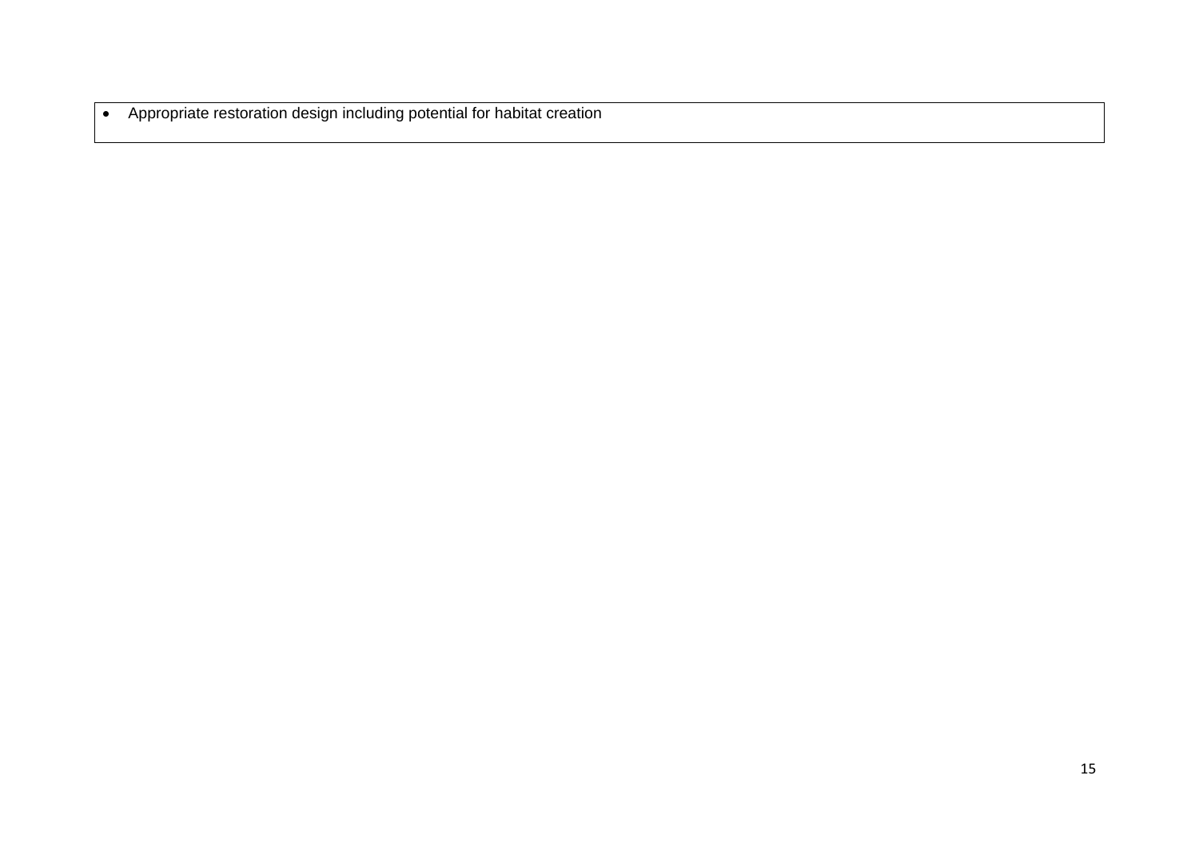- Appropriate restoration design including potential for habitat creation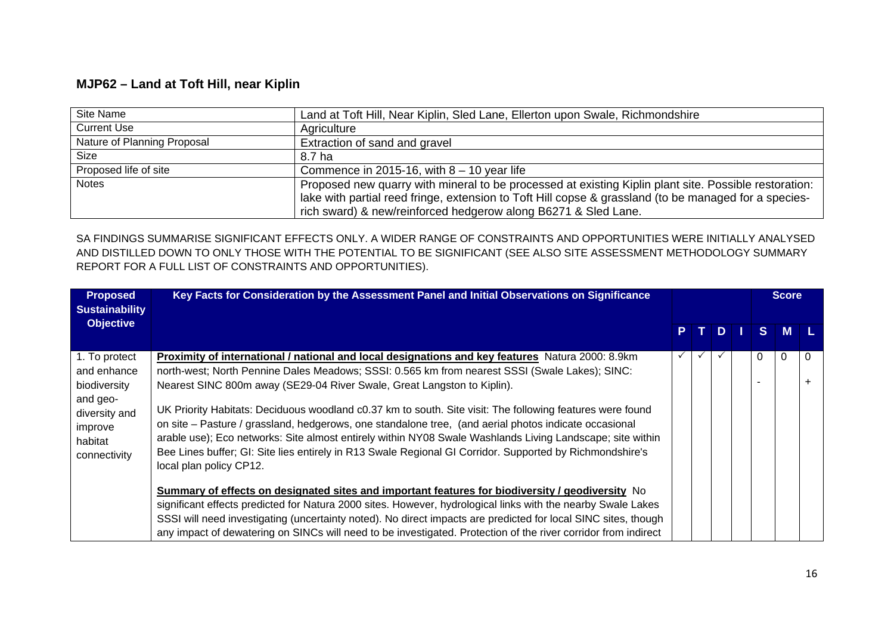## MJP62 – Land at Toft Hill, near Kiplin

| Site Name | Land at Toft Hill, Near Kiplin, Sled Lane, Ellerton upon Swale, Richmondshire |
|---|---|
| Current Use | Agriculture |
| Nature of Planning Proposal | Extraction of sand and gravel |
| Size | 8.7 ha |
| Proposed life of site | Commence in 2015-16, with 8 – 10 year life |
| Notes | Proposed new quarry with mineral to be processed at existing Kiplin plant site. Possible restoration: lake with partial reed fringe, extension to Toft Hill copse & grassland (to be managed for a species-rich sward) & new/reinforced hedgerow along B6271 & Sled Lane. |

SA FINDINGS SUMMARISE SIGNIFICANT EFFECTS ONLY. A WIDER RANGE OF CONSTRAINTS AND OPPORTUNITIES WERE INITIALLY ANALYSED AND DISTILLED DOWN TO ONLY THOSE WITH THE POTENTIAL TO BE SIGNIFICANT (SEE ALSO SITE ASSESSMENT METHODOLOGY SUMMARY REPORT FOR A FULL LIST OF CONSTRAINTS AND OPPORTUNITIES).

| Proposed Sustainability Objective | Key Facts for Consideration by the Assessment Panel and Initial Observations on Significance | P | T | D | I | S | M | L |
|---|---|---|---|---|---|---|---|---|
| 1. To protect and enhance biodiversity and geo-diversity and improve habitat connectivity | **Proximity of international / national and local designations and key features** Natura 2000: 8.9km north-west; North Pennine Dales Meadows; SSSI: 0.565 km from nearest SSSI (Swale Lakes); SINC: Nearest SINC 800m away (SE29-04 River Swale, Great Langston to Kiplin).<br><br>UK Priority Habitats: Deciduous woodland c0.37 km to south. Site visit: The following features were found on site – Pasture / grassland, hedgerows, one standalone tree, (and aerial photos indicate occasional arable use); Eco networks: Site almost entirely within NY08 Swale Washlands Living Landscape; site within Bee Lines buffer; GI: Site lies entirely in R13 Swale Regional GI Corridor. Supported by Richmondshire's local plan policy CP12.<br><br>**Summary of effects on designated sites and important features for biodiversity / geodiversity** No significant effects predicted for Natura 2000 sites. However, hydrological links with the nearby Swale Lakes SSSI will need investigating (uncertainty noted). No direct impacts are predicted for local SINC sites, though any impact of dewatering on SINCs will need to be investigated. Protection of the river corridor from indirect | ✓ | ✓ | ✓ | | 0<br><br>- | 0 | 0<br><br>+ |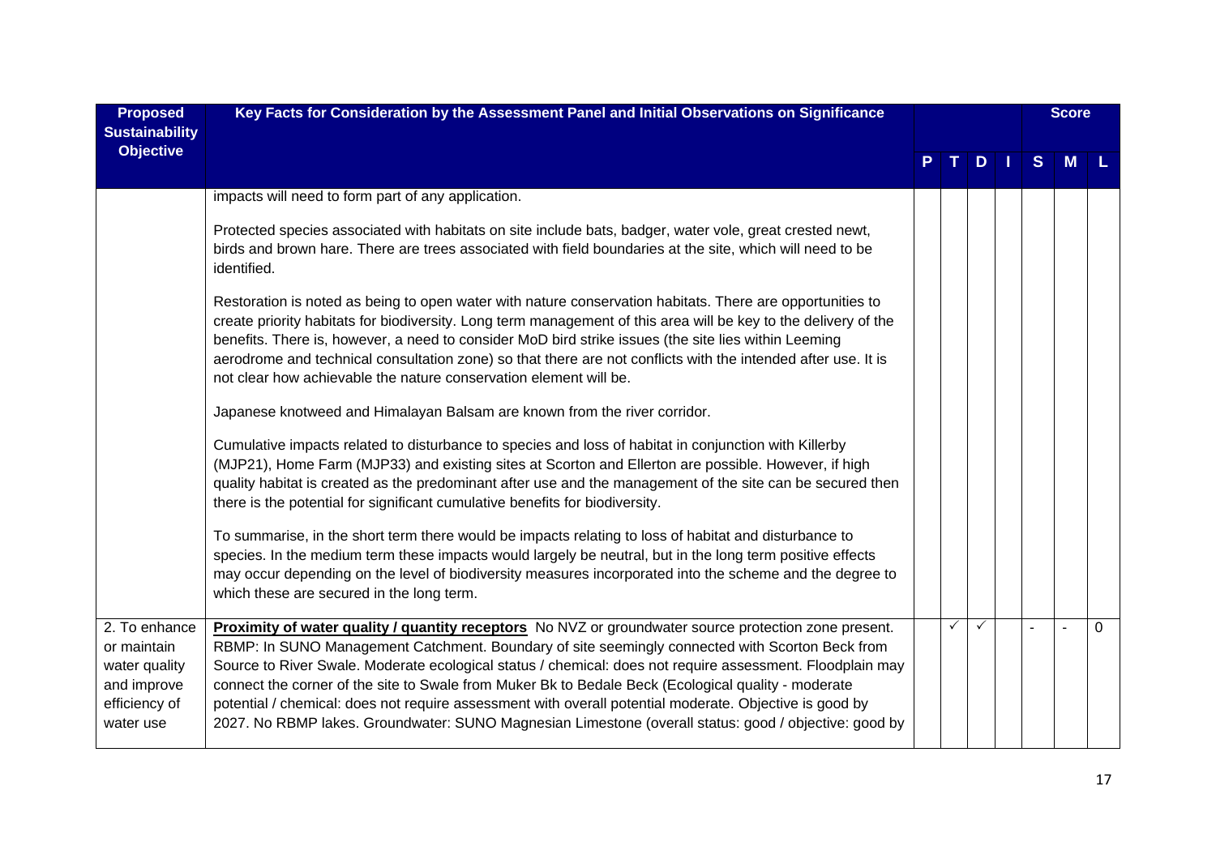| Proposed Sustainability Objective | Key Facts for Consideration by the Assessment Panel and Initial Observations on Significance | P | T | D | I | S | M | L |
|---|---|---|---|---|---|---|---|---|
| | impacts will need to form part of any application.<br><br>Protected species associated with habitats on site include bats, badger, water vole, great crested newt, birds and brown hare. There are trees associated with field boundaries at the site, which will need to be identified.<br><br>Restoration is noted as being to open water with nature conservation habitats. There are opportunities to create priority habitats for biodiversity. Long term management of this area will be key to the delivery of the benefits. There is, however, a need to consider MoD bird strike issues (the site lies within Leeming aerodrome and technical consultation zone) so that there are not conflicts with the intended after use. It is not clear how achievable the nature conservation element will be.<br><br>Japanese knotweed and Himalayan Balsam are known from the river corridor.<br><br>Cumulative impacts related to disturbance to species and loss of habitat in conjunction with Killerby (MJP21), Home Farm (MJP33) and existing sites at Scorton and Ellerton are possible. However, if high quality habitat is created as the predominant after use and the management of the site can be secured then there is the potential for significant cumulative benefits for biodiversity.<br><br>To summarise, in the short term there would be impacts relating to loss of habitat and disturbance to species. In the medium term these impacts would largely be neutral, but in the long term positive effects may occur depending on the level of biodiversity measures incorporated into the scheme and the degree to which these are secured in the long term. | | | | | | | |
| 2. To enhance or maintain water quality and improve efficiency of water use | **Proximity of water quality / quantity receptors** No NVZ or groundwater source protection zone present. RBMP: In SUNO Management Catchment. Boundary of site seemingly connected with Scorton Beck from Source to River Swale. Moderate ecological status / chemical: does not require assessment. Floodplain may connect the corner of the site to Swale from Muker Bk to Bedale Beck (Ecological quality - moderate potential / chemical: does not require assessment with overall potential moderate. Objective is good by 2027. No RBMP lakes. Groundwater: SUNO Magnesian Limestone (overall status: good / objective: good by | | ✓ | ✓ | | - | - | 0 |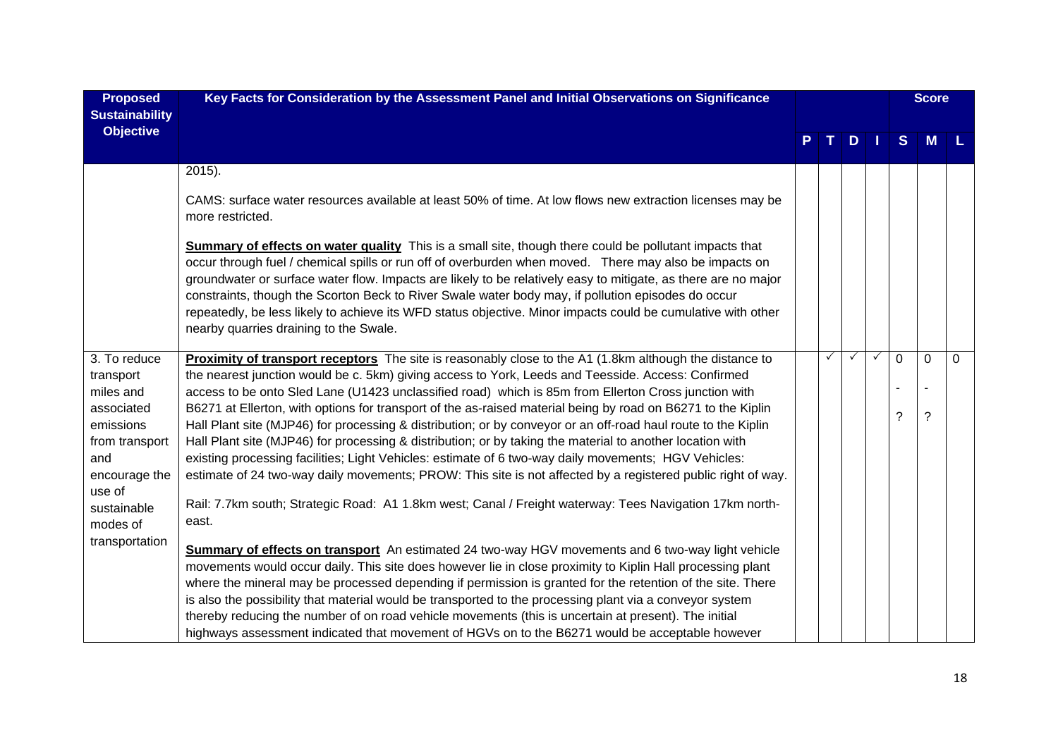| Proposed Sustainability Objective | Key Facts for Consideration by the Assessment Panel and Initial Observations on Significance | P | T | D | I | S | M | L |
|---|---|---|---|---|---|---|---|---|
| | | | | | | | Score | |
| | 2015).<br><br>CAMS: surface water resources available at least 50% of time. At low flows new extraction licenses may be more restricted.<br><br>**Summary of effects on water quality** This is a small site, though there could be pollutant impacts that occur through fuel / chemical spills or run off of overburden when moved. There may also be impacts on groundwater or surface water flow. Impacts are likely to be relatively easy to mitigate, as there are no major constraints, though the Scorton Beck to River Swale water body may, if pollution episodes do occur repeatedly, be less likely to achieve its WFD status objective. Minor impacts could be cumulative with other nearby quarries draining to the Swale. | | | | | | | |
| 3. To reduce transport miles and associated emissions from transport and encourage the use of sustainable modes of transportation | **Proximity of transport receptors** The site is reasonably close to the A1 (1.8km although the distance to the nearest junction would be c. 5km) giving access to York, Leeds and Teesside. Access: Confirmed access to be onto Sled Lane (U1423 unclassified road) which is 85m from Ellerton Cross junction with B6271 at Ellerton, with options for transport of the as-raised material being by road on B6271 to the Kiplin Hall Plant site (MJP46) for processing & distribution; or by conveyor or an off-road haul route to the Kiplin Hall Plant site (MJP46) for processing & distribution; or by taking the material to another location with existing processing facilities; Light Vehicles: estimate of 6 two-way daily movements; HGV Vehicles: estimate of 24 two-way daily movements; PROW: This site is not affected by a registered public right of way.<br><br>Rail: 7.7km south; Strategic Road: A1 1.8km west; Canal / Freight waterway: Tees Navigation 17km north-east.<br><br>**Summary of effects on transport** An estimated 24 two-way HGV movements and 6 two-way light vehicle movements would occur daily. This site does however lie in close proximity to Kiplin Hall processing plant where the mineral may be processed depending if permission is granted for the retention of the site. There is also the possibility that material would be transported to the processing plant via a conveyor system thereby reducing the number of on road vehicle movements (this is uncertain at present). The initial highways assessment indicated that movement of HGVs on to the B6271 would be acceptable however | | ✓ | ✓ | ✓ | 0<br>-<br>? | 0<br>-<br>? | 0 |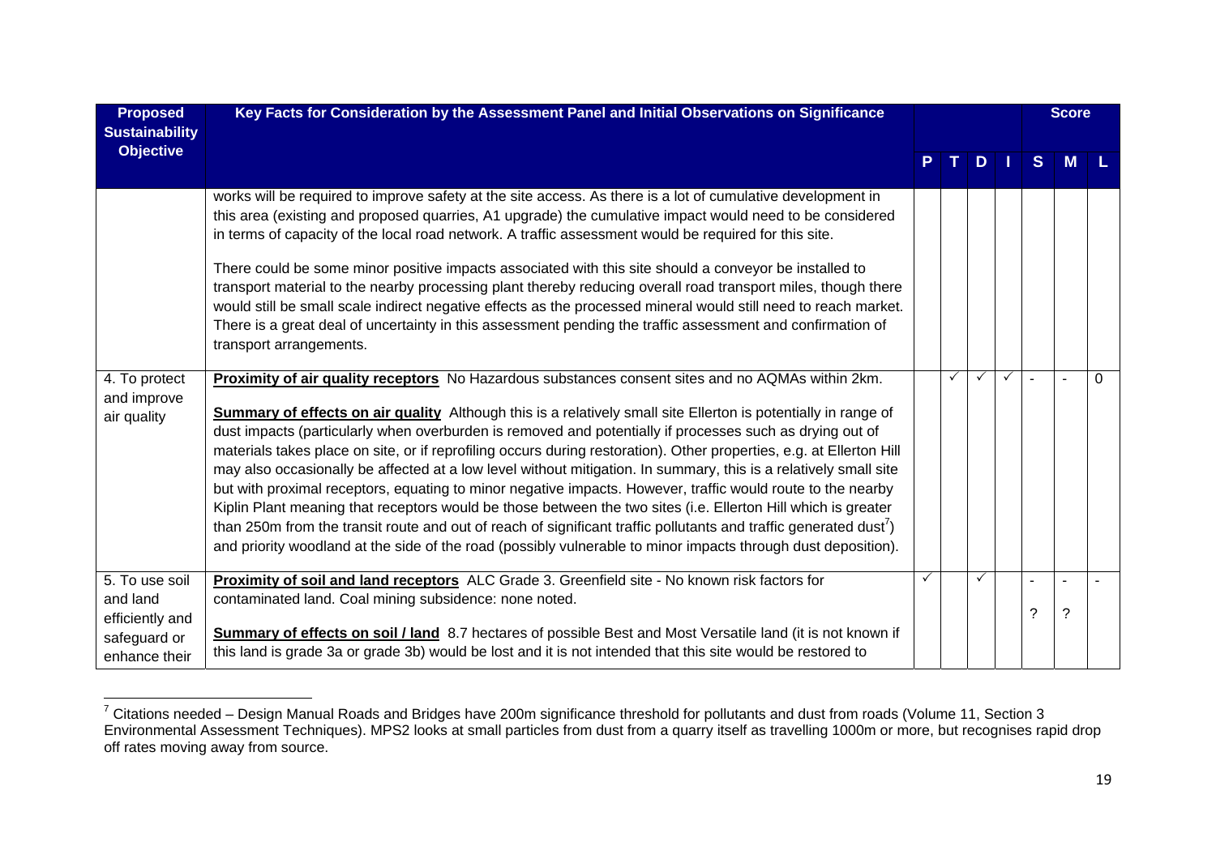| Proposed Sustainability Objective | Key Facts for Consideration by the Assessment Panel and Initial Observations on Significance | P | T | D | I | Score S | Score M | Score L |
|---|---|---|---|---|---|---|---|---|
| | works will be required to improve safety at the site access. As there is a lot of cumulative development in this area (existing and proposed quarries, A1 upgrade) the cumulative impact would need to be considered in terms of capacity of the local road network. A traffic assessment would be required for this site.<br><br>There could be some minor positive impacts associated with this site should a conveyor be installed to transport material to the nearby processing plant thereby reducing overall road transport miles, though there would still be small scale indirect negative effects as the processed mineral would still need to reach market. There is a great deal of uncertainty in this assessment pending the traffic assessment and confirmation of transport arrangements. | | | | | | | |
| 4. To protect and improve air quality | **Proximity of air quality receptors** No Hazardous substances consent sites and no AQMAs within 2km.<br><br>**Summary of effects on air quality** Although this is a relatively small site Ellerton is potentially in range of dust impacts (particularly when overburden is removed and potentially if processes such as drying out of materials takes place on site, or if reprofiling occurs during restoration). Other properties, e.g. at Ellerton Hill may also occasionally be affected at a low level without mitigation. In summary, this is a relatively small site but with proximal receptors, equating to minor negative impacts. However, traffic would route to the nearby Kiplin Plant meaning that receptors would be those between the two sites (i.e. Ellerton Hill which is greater than 250m from the transit route and out of reach of significant traffic pollutants and traffic generated dust[7]) and priority woodland at the side of the road (possibly vulnerable to minor impacts through dust deposition). | | ✓ | ✓ | ✓ | - | - | 0 |
| 5. To use soil and land efficiently and safeguard or enhance their | **Proximity of soil and land receptors** ALC Grade 3. Greenfield site - No known risk factors for contaminated land. Coal mining subsidence: none noted.<br><br>**Summary of effects on soil / land** 8.7 hectares of possible Best and Most Versatile land (it is not known if this land is grade 3a or grade 3b) would be lost and it is not intended that this site would be restored to | ✓ | | ✓ | | - ? | - ? | - |

[7] Citations needed – Design Manual Roads and Bridges have 200m significance threshold for pollutants and dust from roads (Volume 11, Section 3 Environmental Assessment Techniques). MPS2 looks at small particles from dust from a quarry itself as travelling 1000m or more, but recognises rapid drop off rates moving away from source.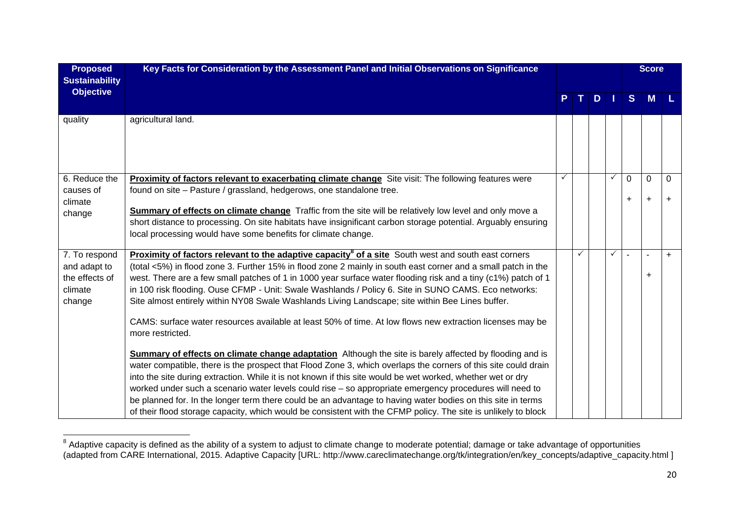| Proposed Sustainability Objective | Key Facts for Consideration by the Assessment Panel and Initial Observations on Significance | P | T | D | I | S | M | L |
|---|---|---|---|---|---|---|---|---|
| quality | agricultural land. | | | | | | | |
| 6. Reduce the causes of climate change | **Proximity of factors relevant to exacerbating climate change** Site visit: The following features were found on site – Pasture / grassland, hedgerows, one standalone tree.<br><br>**Summary of effects on climate change** Traffic from the site will be relatively low level and only move a short distance to processing. On site habitats have insignificant carbon storage potential. Arguably ensuring local processing would have some benefits for climate change. | ✓ | | | ✓ | 0<br>+ | 0<br>+ | 0<br>+ |
| 7. To respond and adapt to the effects of climate change | **Proximity of factors relevant to the adaptive capacity[8] of a site** South west and south east corners (total <5%) in flood zone 3. Further 15% in flood zone 2 mainly in south east corner and a small patch in the west. There are a few small patches of 1 in 1000 year surface water flooding risk and a tiny (c1%) patch of 1 in 100 risk flooding. Ouse CFMP - Unit: Swale Washlands / Policy 6. Site in SUNO CAMS. Eco networks: Site almost entirely within NY08 Swale Washlands Living Landscape; site within Bee Lines buffer.<br><br>CAMS: surface water resources available at least 50% of time. At low flows new extraction licenses may be more restricted.<br><br>**Summary of effects on climate change adaptation** Although the site is barely affected by flooding and is water compatible, there is the prospect that Flood Zone 3, which overlaps the corners of this site could drain into the site during extraction. While it is not known if this site would be wet worked, whether wet or dry worked under such a scenario water levels could rise – so appropriate emergency procedures will need to be planned for. In the longer term there could be an advantage to having water bodies on this site in terms of their flood storage capacity, which would be consistent with the CFMP policy. The site is unlikely to block | | ✓ | | ✓ | - | -<br>+ | + |

[8] Adaptive capacity is defined as the ability of a system to adjust to climate change to moderate potential; damage or take advantage of opportunities (adapted from CARE International, 2015. Adaptive Capacity [URL: http://www.careclimatechange.org/tk/integration/en/key_concepts/adaptive_capacity.html ]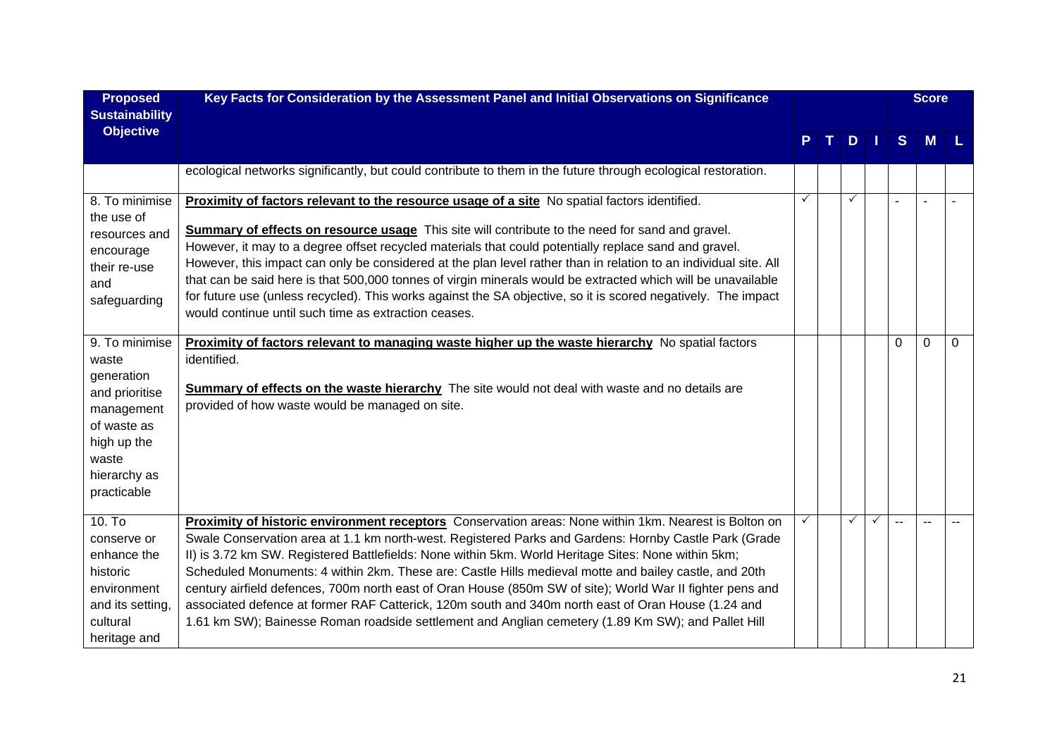| Proposed Sustainability Objective | Key Facts for Consideration by the Assessment Panel and Initial Observations on Significance | P | T | D | I | Score S | M | L |
|---|---|---|---|---|---|---|---|---|
| | ecological networks significantly, but could contribute to them in the future through ecological restoration. | | | | | | | |
| 8. To minimise the use of resources and encourage their re-use and safeguarding | **Proximity of factors relevant to the resource usage of a site** No spatial factors identified.<br><br>**Summary of effects on resource usage** This site will contribute to the need for sand and gravel. However, it may to a degree offset recycled materials that could potentially replace sand and gravel. However, this impact can only be considered at the plan level rather than in relation to an individual site. All that can be said here is that 500,000 tonnes of virgin minerals would be extracted which will be unavailable for future use (unless recycled). This works against the SA objective, so it is scored negatively. The impact would continue until such time as extraction ceases. | ✓ | | ✓ | | - | - | - |
| 9. To minimise waste generation and prioritise management of waste as high up the waste hierarchy as practicable | **Proximity of factors relevant to managing waste higher up the waste hierarchy** No spatial factors identified.<br><br>**Summary of effects on the waste hierarchy** The site would not deal with waste and no details are provided of how waste would be managed on site. | | | | | 0 | 0 | 0 |
| 10. To conserve or enhance the historic environment and its setting, cultural heritage and | **Proximity of historic environment receptors** Conservation areas: None within 1km. Nearest is Bolton on Swale Conservation area at 1.1 km north-west. Registered Parks and Gardens: Hornby Castle Park (Grade II) is 3.72 km SW. Registered Battlefields: None within 5km. World Heritage Sites: None within 5km; Scheduled Monuments: 4 within 2km. These are: Castle Hills medieval motte and bailey castle, and 20th century airfield defences, 700m north east of Oran House (850m SW of site); World War II fighter pens and associated defence at former RAF Catterick, 120m south and 340m north east of Oran House (1.24 and 1.61 km SW); Bainesse Roman roadside settlement and Anglian cemetery (1.89 Km SW); and Pallet Hill | ✓ | | ✓ | ✓ | -- | -- | -- |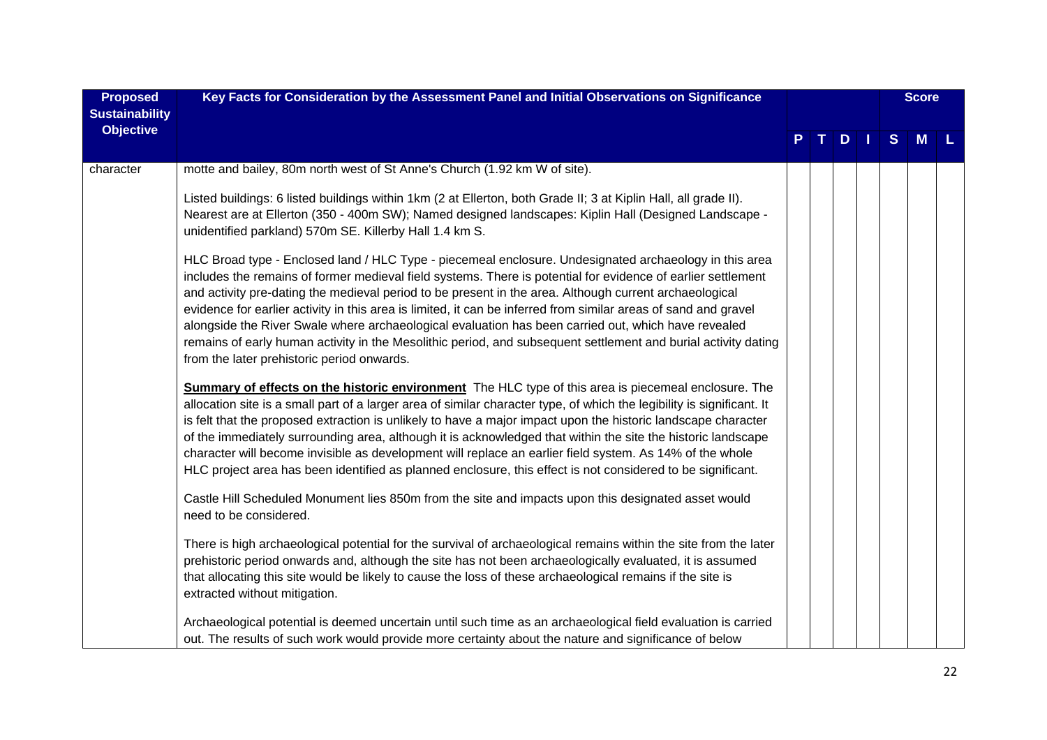| Proposed Sustainability Objective | Key Facts for Consideration by the Assessment Panel and Initial Observations on Significance | | | | | Score | | |
|---|---|---|---|---|---|---|---|---|
| | | P | T | D | I | S | M | L |
| character | motte and bailey, 80m north west of St Anne's Church (1.92 km W of site).<br><br>Listed buildings: 6 listed buildings within 1km (2 at Ellerton, both Grade II; 3 at Kiplin Hall, all grade II). Nearest are at Ellerton (350 - 400m SW); Named designed landscapes: Kiplin Hall (Designed Landscape - unidentified parkland) 570m SE. Killerby Hall 1.4 km S.<br><br>HLC Broad type - Enclosed land / HLC Type - piecemeal enclosure. Undesignated archaeology in this area includes the remains of former medieval field systems. There is potential for evidence of earlier settlement and activity pre-dating the medieval period to be present in the area. Although current archaeological evidence for earlier activity in this area is limited, it can be inferred from similar areas of sand and gravel alongside the River Swale where archaeological evaluation has been carried out, which have revealed remains of early human activity in the Mesolithic period, and subsequent settlement and burial activity dating from the later prehistoric period onwards.<br><br>**Summary of effects on the historic environment** The HLC type of this area is piecemeal enclosure. The allocation site is a small part of a larger area of similar character type, of which the legibility is significant. It is felt that the proposed extraction is unlikely to have a major impact upon the historic landscape character of the immediately surrounding area, although it is acknowledged that within the site the historic landscape character will become invisible as development will replace an earlier field system. As 14% of the whole HLC project area has been identified as planned enclosure, this effect is not considered to be significant.<br><br>Castle Hill Scheduled Monument lies 850m from the site and impacts upon this designated asset would need to be considered.<br><br>There is high archaeological potential for the survival of archaeological remains within the site from the later prehistoric period onwards and, although the site has not been archaeologically evaluated, it is assumed that allocating this site would be likely to cause the loss of these archaeological remains if the site is extracted without mitigation.<br><br>Archaeological potential is deemed uncertain until such time as an archaeological field evaluation is carried out. The results of such work would provide more certainty about the nature and significance of below | | | | | | | |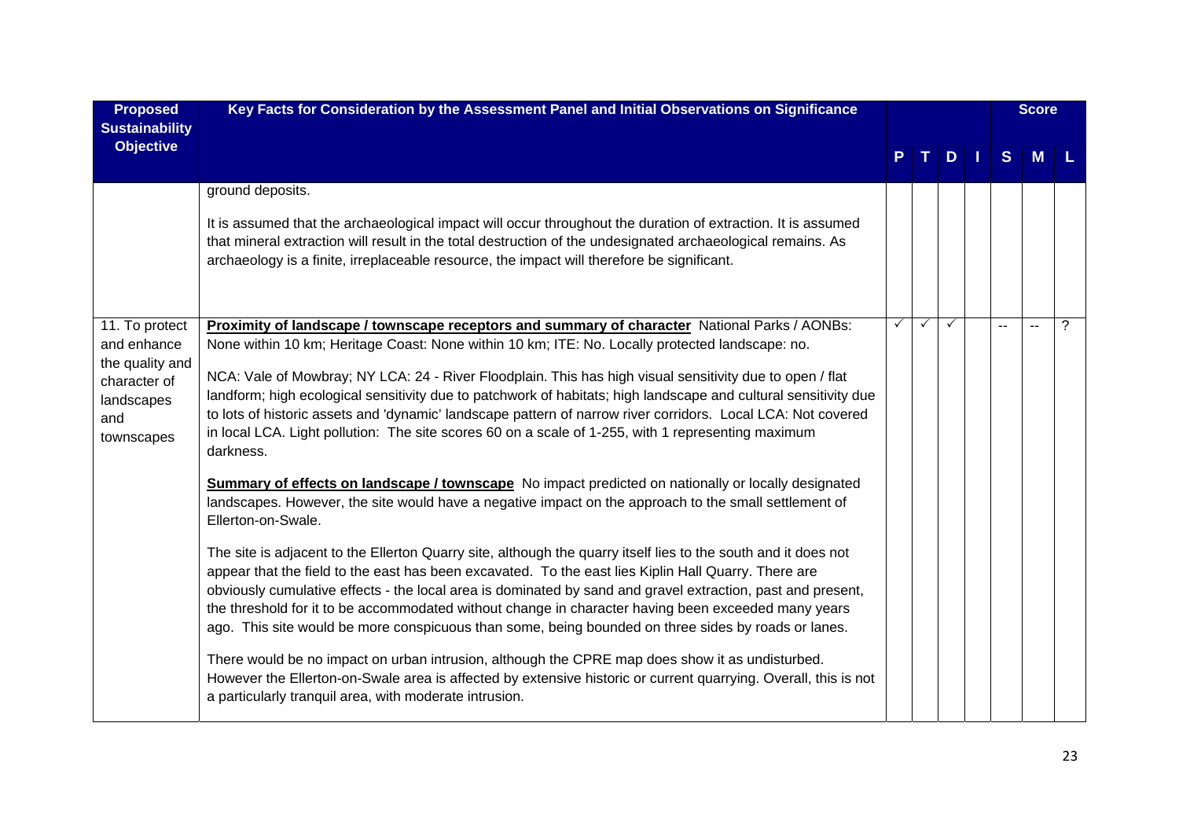| Proposed Sustainability Objective | Key Facts for Consideration by the Assessment Panel and Initial Observations on Significance | | | | | Score | | |
|---|---|---|---|---|---|---|---|---|
| | | P | T | D | I | S | M | L |
| | ground deposits.<br><br>It is assumed that the archaeological impact will occur throughout the duration of extraction. It is assumed that mineral extraction will result in the total destruction of the undesignated archaeological remains. As archaeology is a finite, irreplaceable resource, the impact will therefore be significant. | | | | | | | |
| 11. To protect and enhance the quality and character of landscapes and townscapes | **Proximity of landscape / townscape receptors and summary of character** National Parks / AONBs: None within 10 km; Heritage Coast: None within 10 km; ITE: No. Locally protected landscape: no.<br><br>NCA: Vale of Mowbray; NY LCA: 24 - River Floodplain. This has high visual sensitivity due to open / flat landform; high ecological sensitivity due to patchwork of habitats; high landscape and cultural sensitivity due to lots of historic assets and 'dynamic' landscape pattern of narrow river corridors. Local LCA: Not covered in local LCA. Light pollution: The site scores 60 on a scale of 1-255, with 1 representing maximum darkness.<br><br>**Summary of effects on landscape / townscape** No impact predicted on nationally or locally designated landscapes. However, the site would have a negative impact on the approach to the small settlement of Ellerton-on-Swale.<br><br>The site is adjacent to the Ellerton Quarry site, although the quarry itself lies to the south and it does not appear that the field to the east has been excavated. To the east lies Kiplin Hall Quarry. There are obviously cumulative effects - the local area is dominated by sand and gravel extraction, past and present, the threshold for it to be accommodated without change in character having been exceeded many years ago. This site would be more conspicuous than some, being bounded on three sides by roads or lanes.<br><br>There would be no impact on urban intrusion, although the CPRE map does show it as undisturbed. However the Ellerton-on-Swale area is affected by extensive historic or current quarrying. Overall, this is not a particularly tranquil area, with moderate intrusion. | ✓ | ✓ | ✓ | | -- | -- | ? |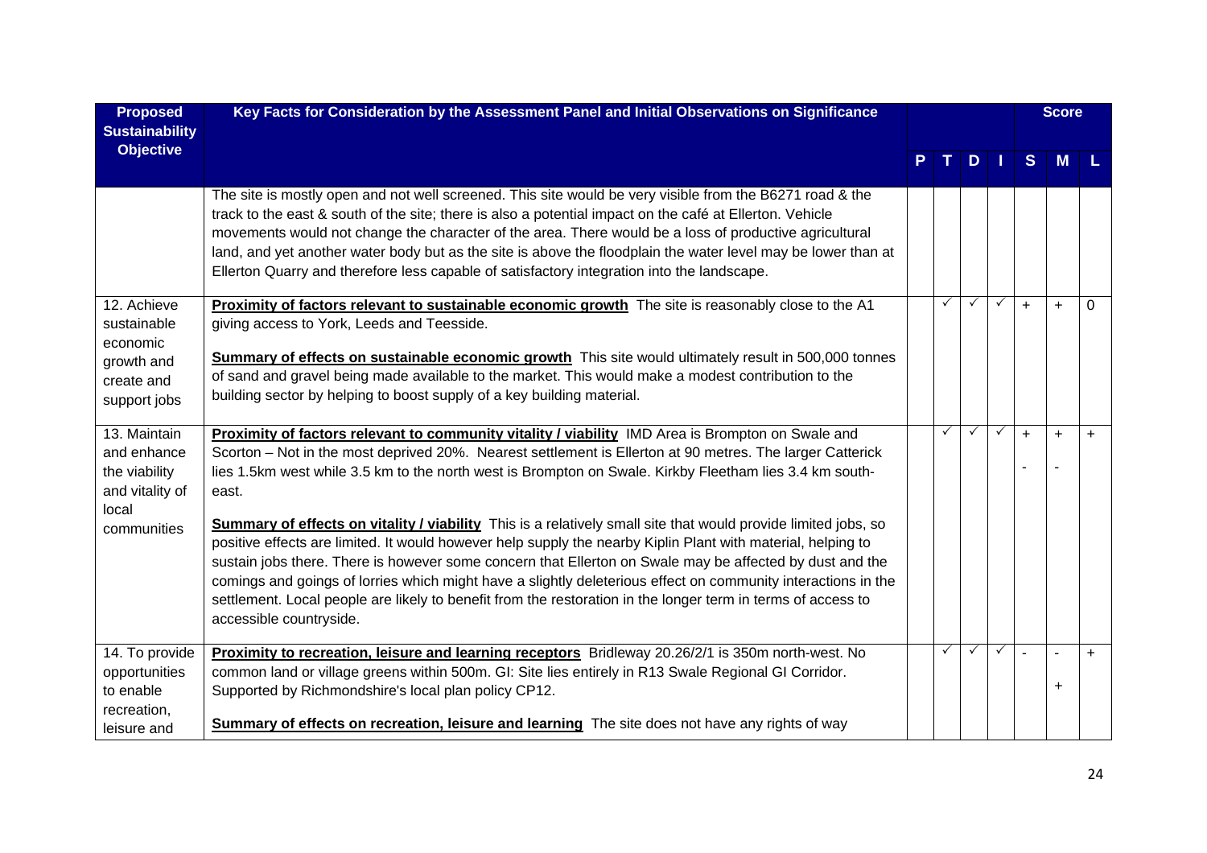| Proposed Sustainability Objective | Key Facts for Consideration by the Assessment Panel and Initial Observations on Significance | P | T | D | I | S | M | L |
|---|---|---|---|---|---|---|---|---|
| | | | | | | | Score | |
| | The site is mostly open and not well screened. This site would be very visible from the B6271 road & the track to the east & south of the site; there is also a potential impact on the café at Ellerton. Vehicle movements would not change the character of the area. There would be a loss of productive agricultural land, and yet another water body but as the site is above the floodplain the water level may be lower than at Ellerton Quarry and therefore less capable of satisfactory integration into the landscape. | | | | | | | |
| 12. Achieve sustainable economic growth and create and support jobs | **Proximity of factors relevant to sustainable economic growth** The site is reasonably close to the A1 giving access to York, Leeds and Teesside.<br><br>**Summary of effects on sustainable economic growth** This site would ultimately result in 500,000 tonnes of sand and gravel being made available to the market. This would make a modest contribution to the building sector by helping to boost supply of a key building material. | | ✓ | ✓ | ✓ | + | + | 0 |
| 13. Maintain and enhance the viability and vitality of local communities | **Proximity of factors relevant to community vitality / viability** IMD Area is Brompton on Swale and Scorton – Not in the most deprived 20%. Nearest settlement is Ellerton at 90 metres. The larger Catterick lies 1.5km west while 3.5 km to the north west is Brompton on Swale. Kirkby Fleetham lies 3.4 km south-east.<br><br>**Summary of effects on vitality / viability** This is a relatively small site that would provide limited jobs, so positive effects are limited. It would however help supply the nearby Kiplin Plant with material, helping to sustain jobs there. There is however some concern that Ellerton on Swale may be affected by dust and the comings and goings of lorries which might have a slightly deleterious effect on community interactions in the settlement. Local people are likely to benefit from the restoration in the longer term in terms of access to accessible countryside. | | ✓ | ✓ | ✓ | +<br>- | +<br>- | + |
| 14. To provide opportunities to enable recreation, leisure and | **Proximity to recreation, leisure and learning receptors** Bridleway 20.26/2/1 is 350m north-west. No common land or village greens within 500m. GI: Site lies entirely in R13 Swale Regional GI Corridor. Supported by Richmondshire's local plan policy CP12.<br><br>**Summary of effects on recreation, leisure and learning** The site does not have any rights of way | | ✓ | ✓ | ✓ | - | -<br>+ | + |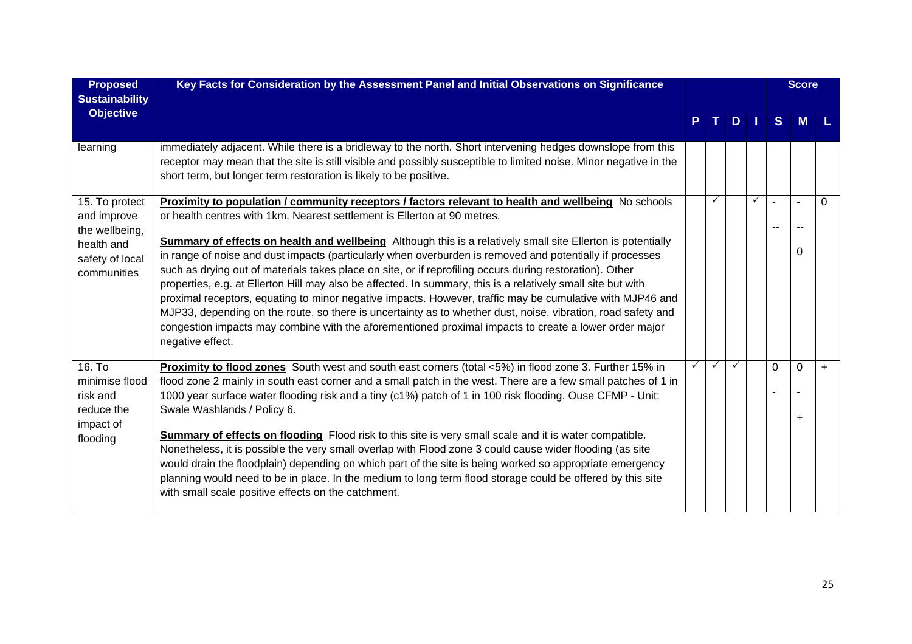| Proposed Sustainability Objective | Key Facts for Consideration by the Assessment Panel and Initial Observations on Significance | P | T | D | I | Score S | Score M | Score L |
|---|---|---|---|---|---|---|---|---|
| learning | immediately adjacent. While there is a bridleway to the north. Short intervening hedges downslope from this receptor may mean that the site is still visible and possibly susceptible to limited noise. Minor negative in the short term, but longer term restoration is likely to be positive. | | | | | | | |
| 15. To protect and improve the wellbeing, health and safety of local communities | **Proximity to population / community receptors / factors relevant to health and wellbeing** No schools or health centres with 1km. Nearest settlement is Ellerton at 90 metres.<br><br>**Summary of effects on health and wellbeing** Although this is a relatively small site Ellerton is potentially in range of noise and dust impacts (particularly when overburden is removed and potentially if processes such as drying out of materials takes place on site, or if reprofiling occurs during restoration). Other properties, e.g. at Ellerton Hill may also be affected. In summary, this is a relatively small site but with proximal receptors, equating to minor negative impacts. However, traffic may be cumulative with MJP46 and MJP33, depending on the route, so there is uncertainty as to whether dust, noise, vibration, road safety and congestion impacts may combine with the aforementioned proximal impacts to create a lower order major negative effect. | | ✓ | | ✓ | -<br>-- | -<br>--<br>0 | 0 |
| 16. To minimise flood risk and reduce the impact of flooding | **Proximity to flood zones** South west and south east corners (total <5%) in flood zone 3. Further 15% in flood zone 2 mainly in south east corner and a small patch in the west. There are a few small patches of 1 in 1000 year surface water flooding risk and a tiny (c1%) patch of 1 in 100 risk flooding. Ouse CFMP - Unit: Swale Washlands / Policy 6.<br><br>**Summary of effects on flooding** Flood risk to this site is very small scale and it is water compatible. Nonetheless, it is possible the very small overlap with Flood zone 3 could cause wider flooding (as site would drain the floodplain) depending on which part of the site is being worked so appropriate emergency planning would need to be in place. In the medium to long term flood storage could be offered by this site with small scale positive effects on the catchment. | ✓ | ✓ | ✓ | | 0<br>- | 0<br>-<br>+ | + |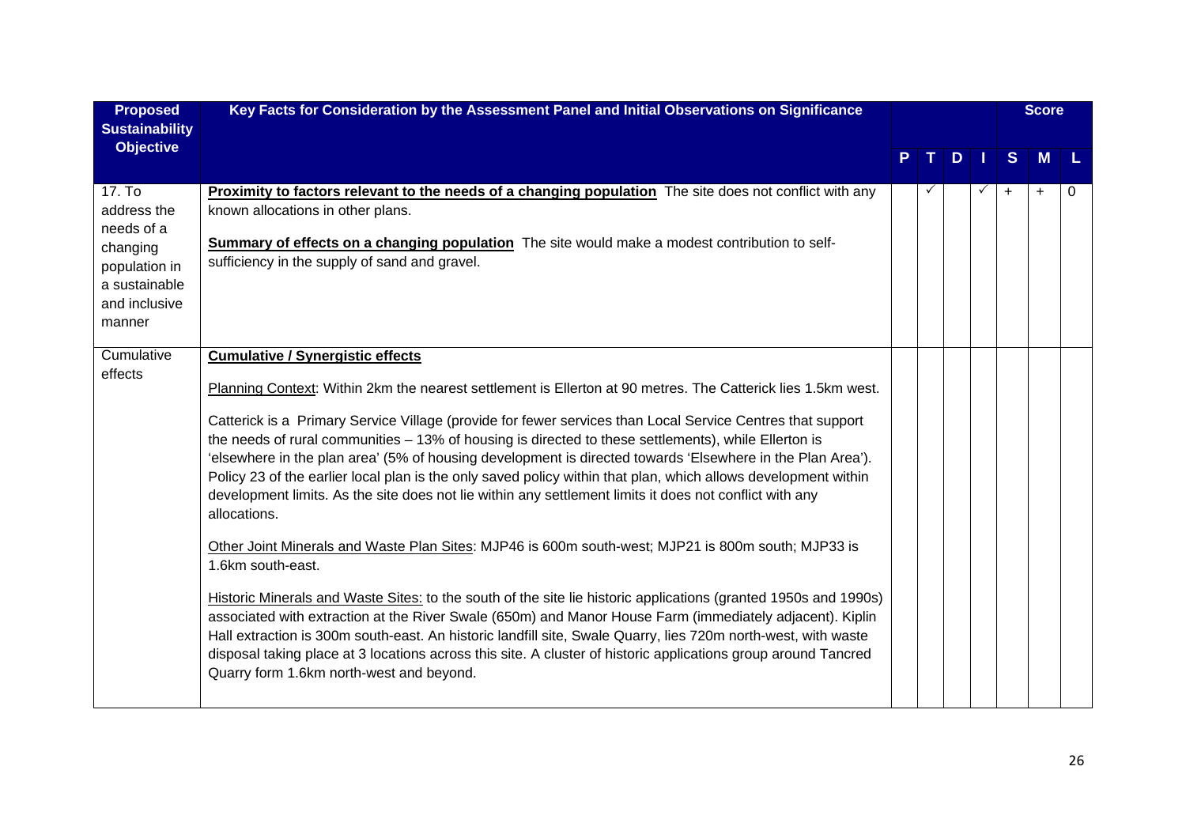| Proposed Sustainability Objective | Key Facts for Consideration by the Assessment Panel and Initial Observations on Significance | P | T | D | I | Score S | M | L |
|---|---|---|---|---|---|---|---|---|
| 17. To address the needs of a changing population in a sustainable and inclusive manner | **Proximity to factors relevant to the needs of a changing population** The site does not conflict with any known allocations in other plans.<br><br>**Summary of effects on a changing population** The site would make a modest contribution to self-sufficiency in the supply of sand and gravel. | | ✓ | | ✓ | + | + | 0 |
| Cumulative effects | **Cumulative / Synergistic effects**<br><br>Planning Context: Within 2km the nearest settlement is Ellerton at 90 metres. The Catterick lies 1.5km west.<br><br>Catterick is a Primary Service Village (provide for fewer services than Local Service Centres that support the needs of rural communities – 13% of housing is directed to these settlements), while Ellerton is 'elsewhere in the plan area' (5% of housing development is directed towards 'Elsewhere in the Plan Area'). Policy 23 of the earlier local plan is the only saved policy within that plan, which allows development within development limits. As the site does not lie within any settlement limits it does not conflict with any allocations.<br><br>Other Joint Minerals and Waste Plan Sites: MJP46 is 600m south-west; MJP21 is 800m south; MJP33 is 1.6km south-east.<br><br>Historic Minerals and Waste Sites: to the south of the site lie historic applications (granted 1950s and 1990s) associated with extraction at the River Swale (650m) and Manor House Farm (immediately adjacent). Kiplin Hall extraction is 300m south-east. An historic landfill site, Swale Quarry, lies 720m north-west, with waste disposal taking place at 3 locations across this site. A cluster of historic applications group around Tancred Quarry form 1.6km north-west and beyond. | | | | | | | |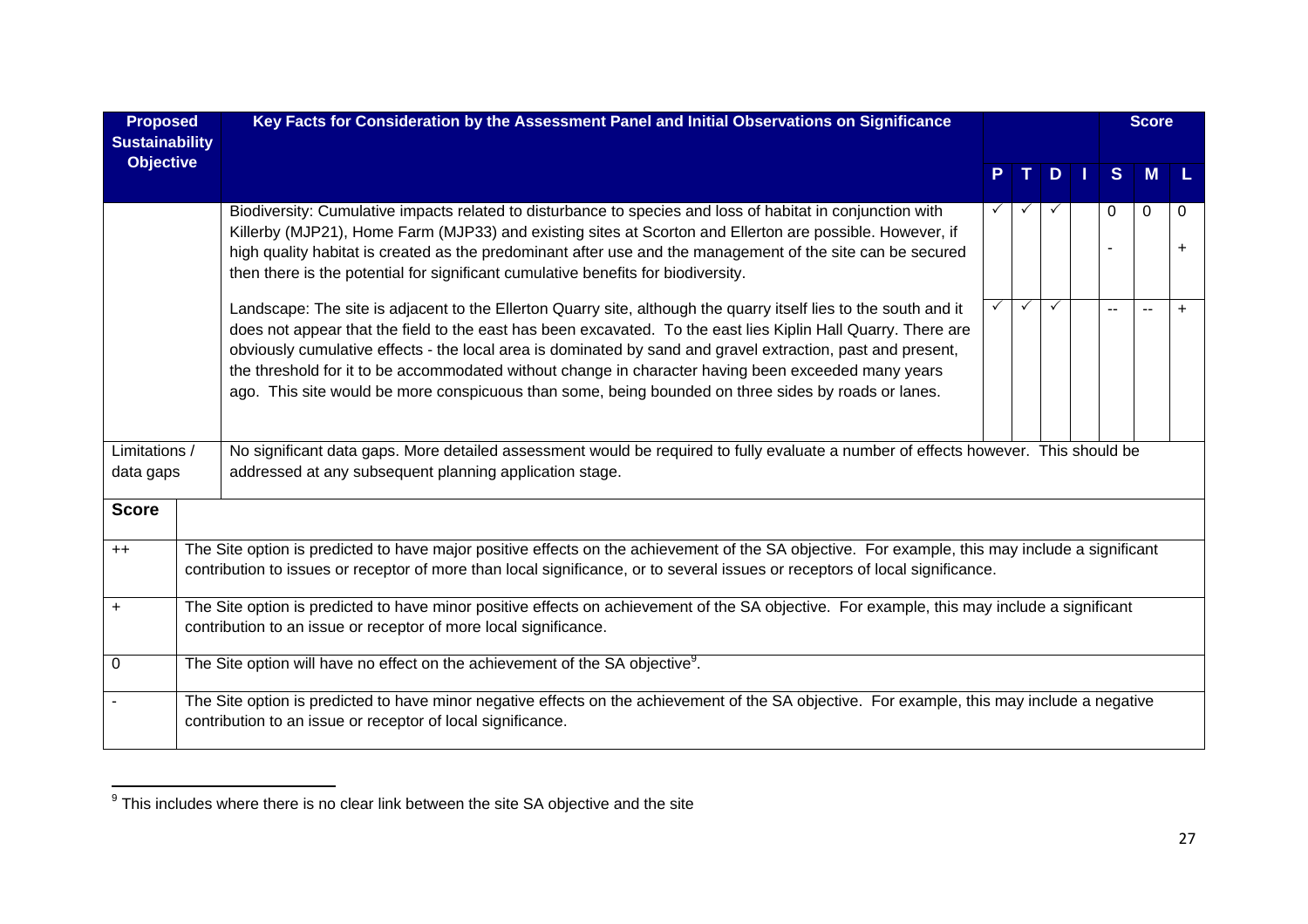| Proposed Sustainability Objective | Key Facts for Consideration by the Assessment Panel and Initial Observations on Significance | P | T | D | I | S | M | L |
|---|---|---|---|---|---|---|---|---|
| | Biodiversity: Cumulative impacts related to disturbance to species and loss of habitat in conjunction with Killerby (MJP21), Home Farm (MJP33) and existing sites at Scorton and Ellerton are possible. However, if high quality habitat is created as the predominant after use and the management of the site can be secured then there is the potential for significant cumulative benefits for biodiversity. | ✓ | ✓ | ✓ | | 0<br>- | 0 | 0<br>+ |
| | Landscape: The site is adjacent to the Ellerton Quarry site, although the quarry itself lies to the south and it does not appear that the field to the east has been excavated. To the east lies Kiplin Hall Quarry. There are obviously cumulative effects - the local area is dominated by sand and gravel extraction, past and present, the threshold for it to be accommodated without change in character having been exceeded many years ago. This site would be more conspicuous than some, being bounded on three sides by roads or lanes. | ✓ | ✓ | ✓ | | -- | -- | + |
| Limitations / data gaps | No significant data gaps. More detailed assessment would be required to fully evaluate a number of effects however. This should be addressed at any subsequent planning application stage. | | | | | | | |

| Score | |
|---|---|
| ++ | The Site option is predicted to have major positive effects on the achievement of the SA objective. For example, this may include a significant contribution to issues or receptor of more than local significance, or to several issues or receptors of local significance. |
| + | The Site option is predicted to have minor positive effects on achievement of the SA objective. For example, this may include a significant contribution to an issue or receptor of more local significance. |
| 0 | The Site option will have no effect on the achievement of the SA objective[9]. |
| - | The Site option is predicted to have minor negative effects on the achievement of the SA objective. For example, this may include a negative contribution to an issue or receptor of local significance. |

[9] This includes where there is no clear link between the site SA objective and the site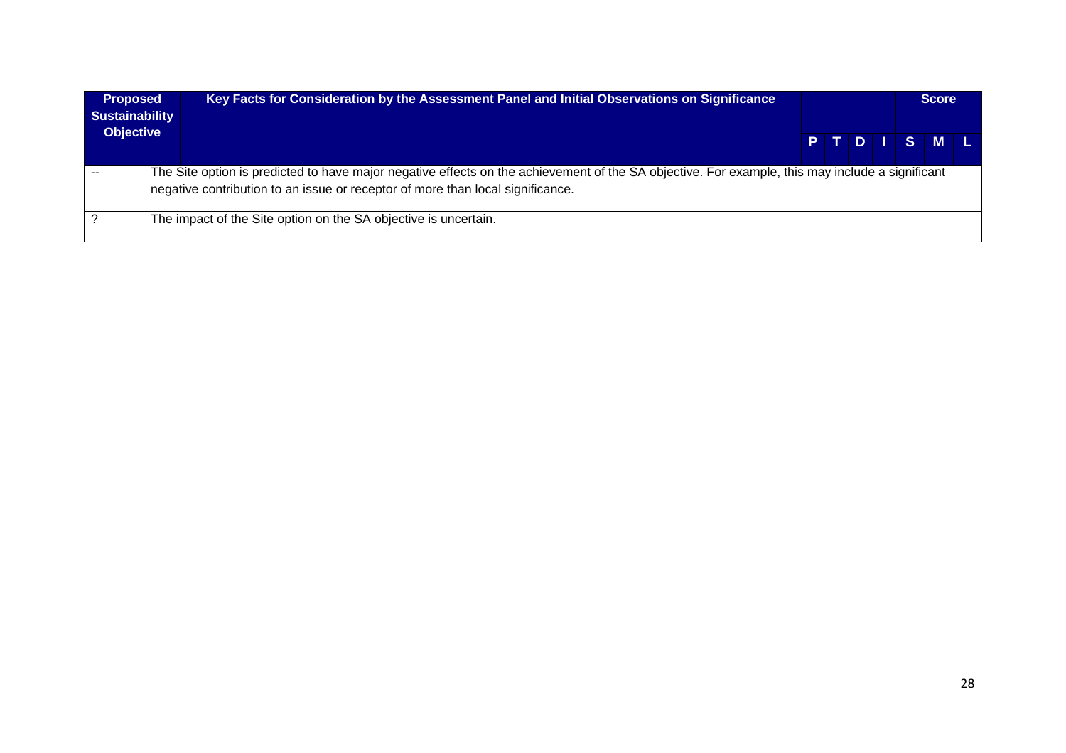| Proposed Sustainability Objective | Key Facts for Consideration by the Assessment Panel and Initial Observations on Significance | P | T | D | I | S | M | L |
|---|---|---|---|---|---|---|---|---|
| | | | | | | Score | | |
| -- | The Site option is predicted to have major negative effects on the achievement of the SA objective. For example, this may include a significant negative contribution to an issue or receptor of more than local significance. | | | | | | | |
| ? | The impact of the Site option on the SA objective is uncertain. | | | | | | | |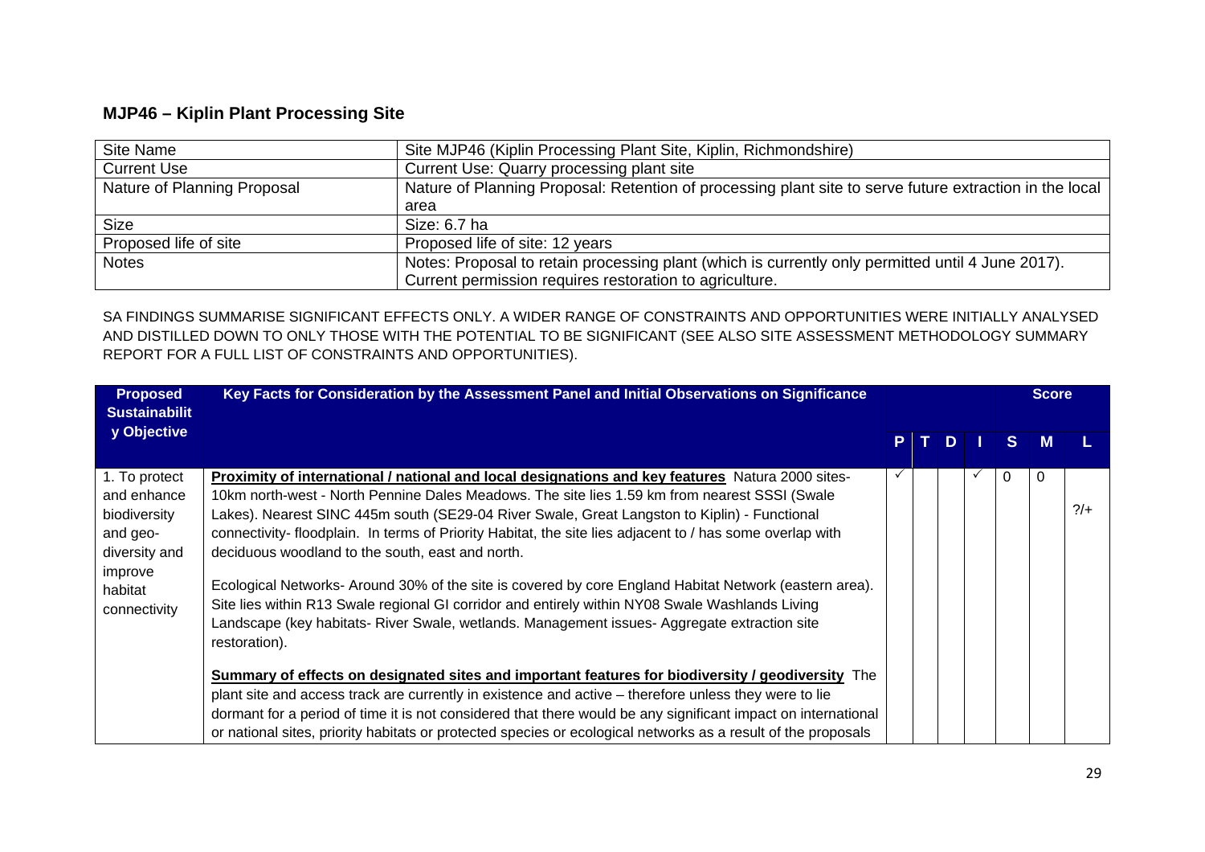## MJP46 – Kiplin Plant Processing Site

| Site Name | Site MJP46 (Kiplin Processing Plant Site, Kiplin, Richmondshire) |
|---|---|
| Current Use | Current Use: Quarry processing plant site |
| Nature of Planning Proposal | Nature of Planning Proposal: Retention of processing plant site to serve future extraction in the local area |
| Size | Size: 6.7 ha |
| Proposed life of site | Proposed life of site: 12 years |
| Notes | Notes: Proposal to retain processing plant (which is currently only permitted until 4 June 2017). Current permission requires restoration to agriculture. |

SA FINDINGS SUMMARISE SIGNIFICANT EFFECTS ONLY. A WIDER RANGE OF CONSTRAINTS AND OPPORTUNITIES WERE INITIALLY ANALYSED AND DISTILLED DOWN TO ONLY THOSE WITH THE POTENTIAL TO BE SIGNIFICANT (SEE ALSO SITE ASSESSMENT METHODOLOGY SUMMARY REPORT FOR A FULL LIST OF CONSTRAINTS AND OPPORTUNITIES).

| Proposed Sustainability Objective | Key Facts for Consideration by the Assessment Panel and Initial Observations on Significance | | | | | Score | | |
|---|---|---|---|---|---|---|---|---|
| | | P | T | D | I | S | M | L |
| 1. To protect and enhance biodiversity and geo-diversity and improve habitat connectivity | **Proximity of international / national and local designations and key features** Natura 2000 sites- 10km north-west - North Pennine Dales Meadows. The site lies 1.59 km from nearest SSSI (Swale Lakes). Nearest SINC 445m south (SE29-04 River Swale, Great Langston to Kiplin) - Functional connectivity- floodplain. In terms of Priority Habitat, the site lies adjacent to / has some overlap with deciduous woodland to the south, east and north.<br><br>Ecological Networks- Around 30% of the site is covered by core England Habitat Network (eastern area). Site lies within R13 Swale regional GI corridor and entirely within NY08 Swale Washlands Living Landscape (key habitats- River Swale, wetlands. Management issues- Aggregate extraction site restoration).<br><br>**Summary of effects on designated sites and important features for biodiversity / geodiversity** The plant site and access track are currently in existence and active – therefore unless they were to lie dormant for a period of time it is not considered that there would be any significant impact on international or national sites, priority habitats or protected species or ecological networks as a result of the proposals | ✓ | | | ✓ | 0 | 0 | ?/+ |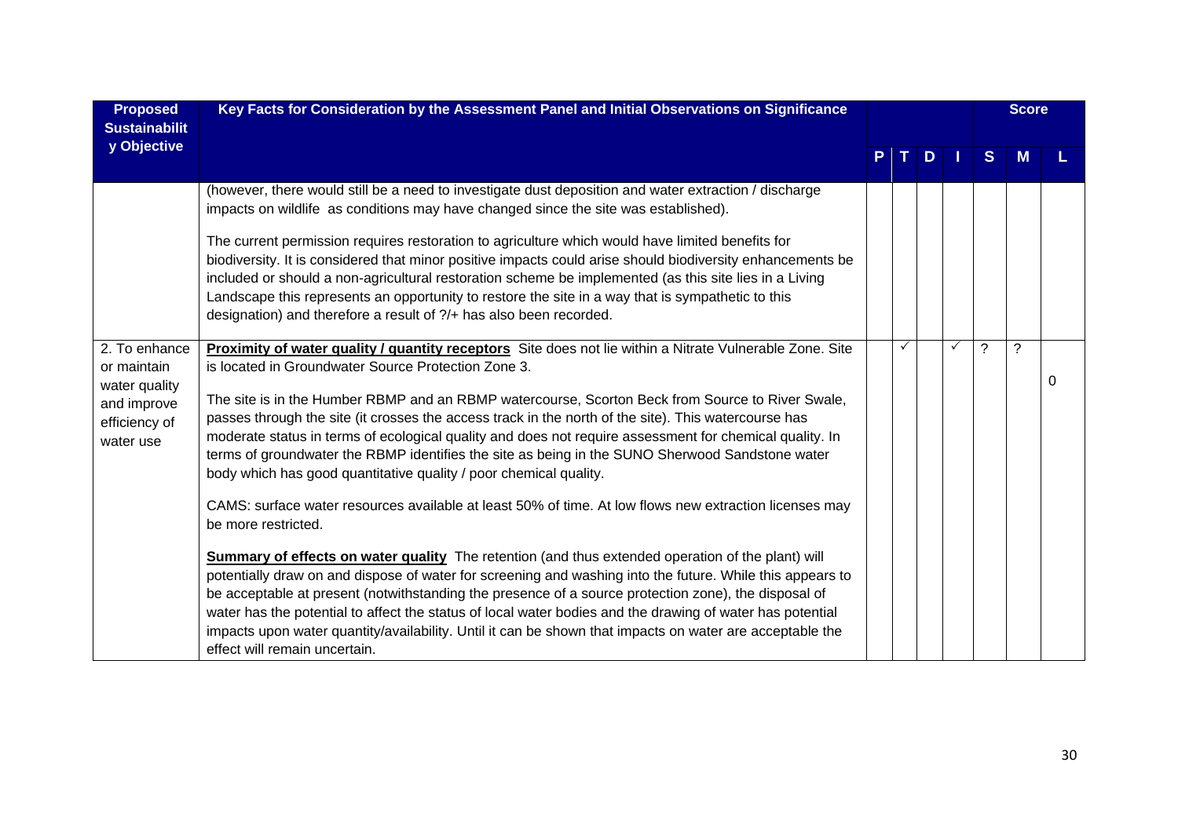| Proposed Sustainability Objective | Key Facts for Consideration by the Assessment Panel and Initial Observations on Significance | P | T | D | I | S | M | L |
|---|---|---|---|---|---|---|---|---|
| | | | | | | Score | | |
| | (however, there would still be a need to investigate dust deposition and water extraction / discharge impacts on wildlife as conditions may have changed since the site was established).<br><br>The current permission requires restoration to agriculture which would have limited benefits for biodiversity. It is considered that minor positive impacts could arise should biodiversity enhancements be included or should a non-agricultural restoration scheme be implemented (as this site lies in a Living Landscape this represents an opportunity to restore the site in a way that is sympathetic to this designation) and therefore a result of ?/+ has also been recorded. | | | | | | | |
| 2. To enhance or maintain water quality and improve efficiency of water use | **Proximity of water quality / quantity receptors** Site does not lie within a Nitrate Vulnerable Zone. Site is located in Groundwater Source Protection Zone 3.<br><br>The site is in the Humber RBMP and an RBMP watercourse, Scorton Beck from Source to River Swale, passes through the site (it crosses the access track in the north of the site). This watercourse has moderate status in terms of ecological quality and does not require assessment for chemical quality. In terms of groundwater the RBMP identifies the site as being in the SUNO Sherwood Sandstone water body which has good quantitative quality / poor chemical quality.<br><br>CAMS: surface water resources available at least 50% of time. At low flows new extraction licenses may be more restricted.<br><br>**Summary of effects on water quality** The retention (and thus extended operation of the plant) will potentially draw on and dispose of water for screening and washing into the future. While this appears to be acceptable at present (notwithstanding the presence of a source protection zone), the disposal of water has the potential to affect the status of local water bodies and the drawing of water has potential impacts upon water quantity/availability. Until it can be shown that impacts on water are acceptable the effect will remain uncertain. | | ✓ | | ✓ | ? | ? | 0 |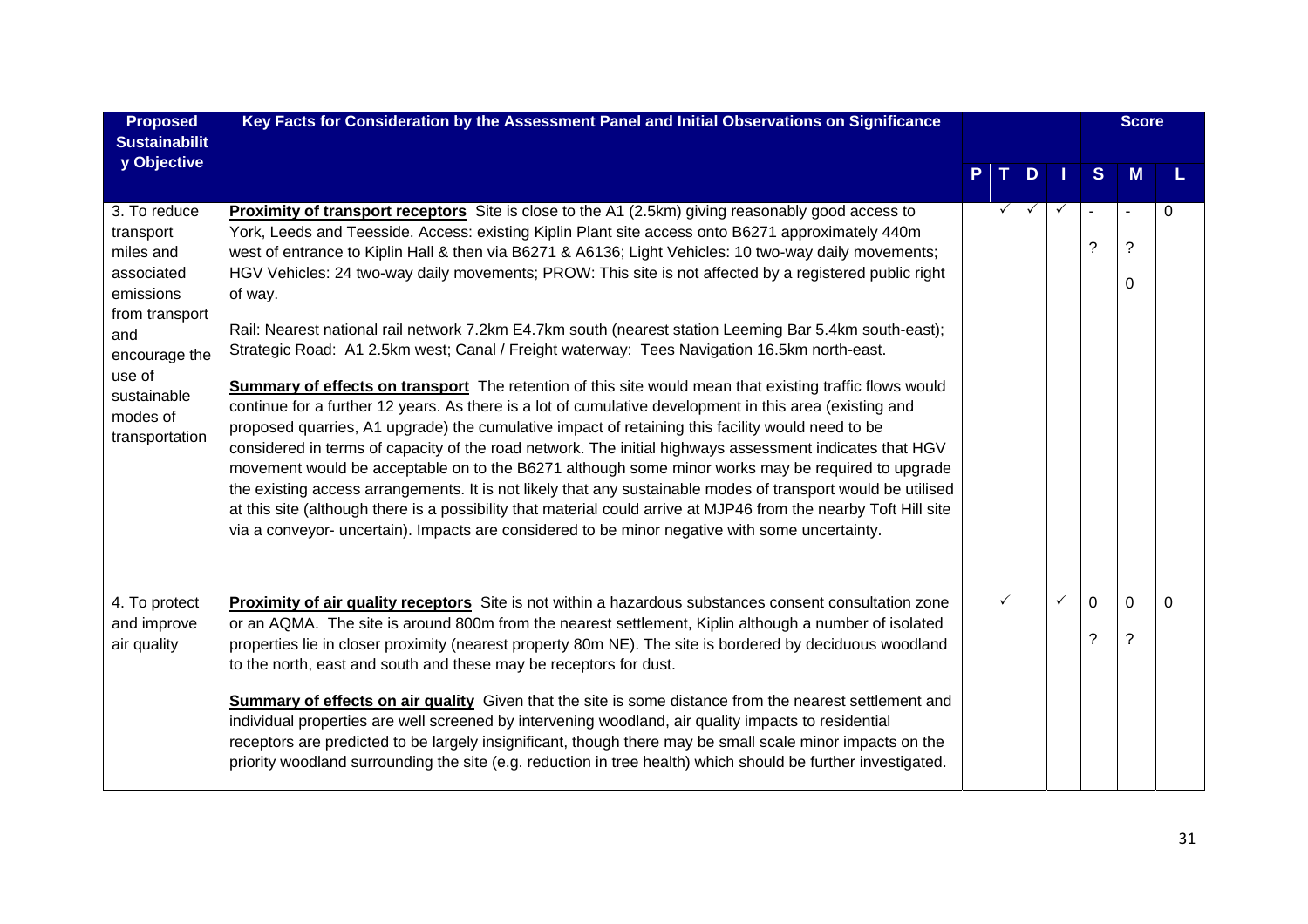| Proposed Sustainability Objective | Key Facts for Consideration by the Assessment Panel and Initial Observations on Significance | P | T | D | I | S | M | L |
|---|---|---|---|---|---|---|---|---|
| | | | | | | Score | | |
| 3. To reduce transport miles and associated emissions from transport and encourage the use of sustainable modes of transportation | **Proximity of transport receptors** Site is close to the A1 (2.5km) giving reasonably good access to York, Leeds and Teesside. Access: existing Kiplin Plant site access onto B6271 approximately 440m west of entrance to Kiplin Hall & then via B6271 & A6136; Light Vehicles: 10 two-way daily movements; HGV Vehicles: 24 two-way daily movements; PROW: This site is not affected by a registered public right of way.<br><br>Rail: Nearest national rail network 7.2km E4.7km south (nearest station Leeming Bar 5.4km south-east); Strategic Road: A1 2.5km west; Canal / Freight waterway: Tees Navigation 16.5km north-east.<br><br>**Summary of effects on transport** The retention of this site would mean that existing traffic flows would continue for a further 12 years. As there is a lot of cumulative development in this area (existing and proposed quarries, A1 upgrade) the cumulative impact of retaining this facility would need to be considered in terms of capacity of the road network. The initial highways assessment indicates that HGV movement would be acceptable on to the B6271 although some minor works may be required to upgrade the existing access arrangements. It is not likely that any sustainable modes of transport would be utilised at this site (although there is a possibility that material could arrive at MJP46 from the nearby Toft Hill site via a conveyor- uncertain). Impacts are considered to be minor negative with some uncertainty. | | ✓ | ✓ | ✓ | -<br>?  | -<br>?<br>0 | 0 |
| 4. To protect and improve air quality | **Proximity of air quality receptors** Site is not within a hazardous substances consent consultation zone or an AQMA. The site is around 800m from the nearest settlement, Kiplin although a number of isolated properties lie in closer proximity (nearest property 80m NE). The site is bordered by deciduous woodland to the north, east and south and these may be receptors for dust.<br><br>**Summary of effects on air quality** Given that the site is some distance from the nearest settlement and individual properties are well screened by intervening woodland, air quality impacts to residential receptors are predicted to be largely insignificant, though there may be small scale minor impacts on the priority woodland surrounding the site (e.g. reduction in tree health) which should be further investigated. | | ✓ | | ✓ | 0<br>? | 0<br>? | 0 |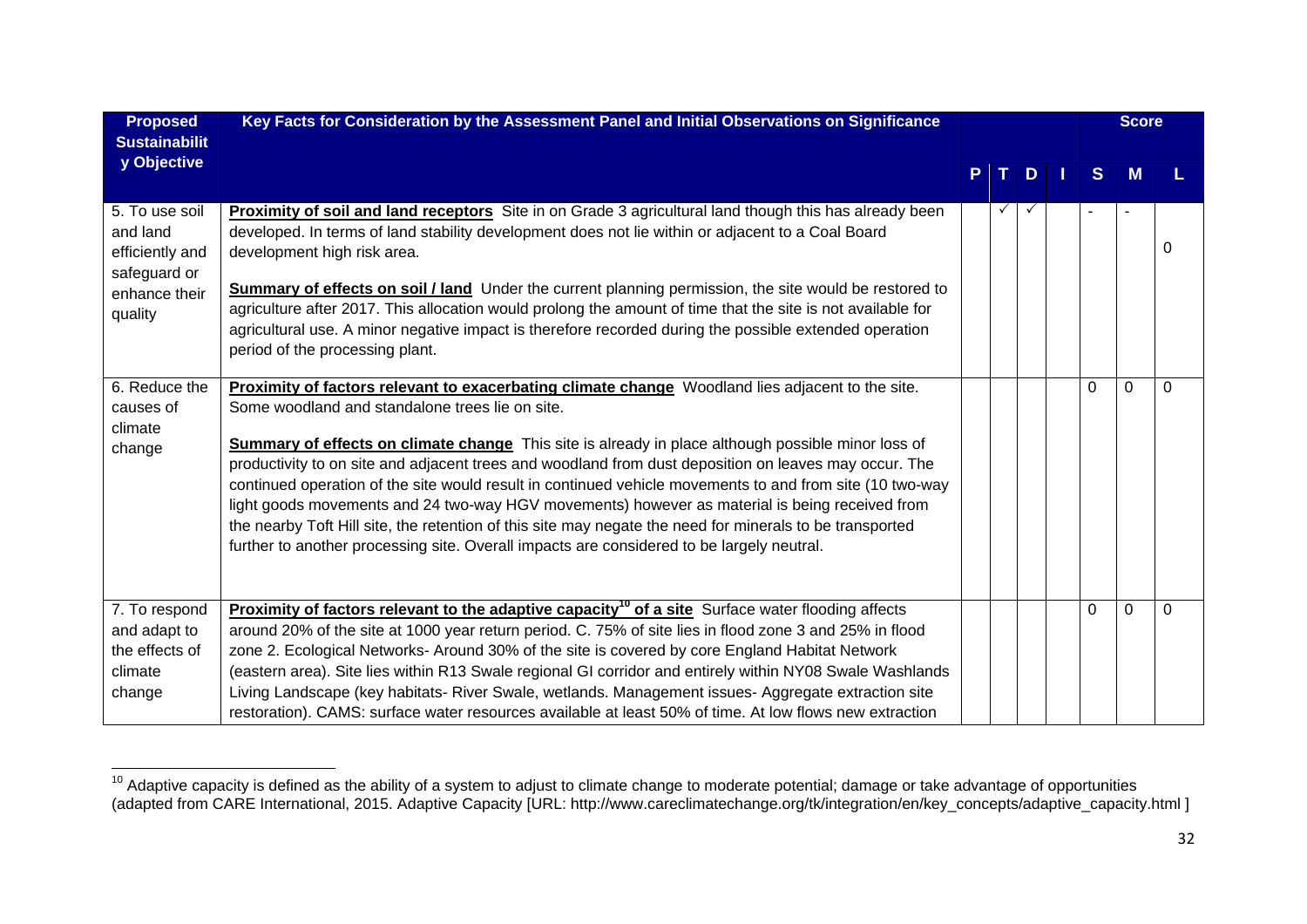| Proposed Sustainability Objective | Key Facts for Consideration by the Assessment Panel and Initial Observations on Significance | P | T | D | I | S | M | L |
|---|---|---|---|---|---|---|---|---|
| | | | | | | Score | | |
| 5. To use soil and land efficiently and safeguard or enhance their quality | **Proximity of soil and land receptors** Site in on Grade 3 agricultural land though this has already been developed. In terms of land stability development does not lie within or adjacent to a Coal Board development high risk area.<br><br>**Summary of effects on soil / land** Under the current planning permission, the site would be restored to agriculture after 2017. This allocation would prolong the amount of time that the site is not available for agricultural use. A minor negative impact is therefore recorded during the possible extended operation period of the processing plant. | | ✓ | ✓ | | - | - | 0 |
| 6. Reduce the causes of climate change | **Proximity of factors relevant to exacerbating climate change** Woodland lies adjacent to the site. Some woodland and standalone trees lie on site.<br><br>**Summary of effects on climate change** This site is already in place although possible minor loss of productivity to on site and adjacent trees and woodland from dust deposition on leaves may occur. The continued operation of the site would result in continued vehicle movements to and from site (10 two-way light goods movements and 24 two-way HGV movements) however as material is being received from the nearby Toft Hill site, the retention of this site may negate the need for minerals to be transported further to another processing site. Overall impacts are considered to be largely neutral. | | | | | 0 | 0 | 0 |
| 7. To respond and adapt to the effects of climate change | **Proximity of factors relevant to the adaptive capacity[10] of a site** Surface water flooding affects around 20% of the site at 1000 year return period. C. 75% of site lies in flood zone 3 and 25% in flood zone 2. Ecological Networks- Around 30% of the site is covered by core England Habitat Network (eastern area). Site lies within R13 Swale regional GI corridor and entirely within NY08 Swale Washlands Living Landscape (key habitats- River Swale, wetlands. Management issues- Aggregate extraction site restoration). CAMS: surface water resources available at least 50% of time. At low flows new extraction | | | | | 0 | 0 | 0 |

[10] Adaptive capacity is defined as the ability of a system to adjust to climate change to moderate potential; damage or take advantage of opportunities (adapted from CARE International, 2015. Adaptive Capacity [URL: http://www.careclimatechange.org/tk/integration/en/key_concepts/adaptive_capacity.html ]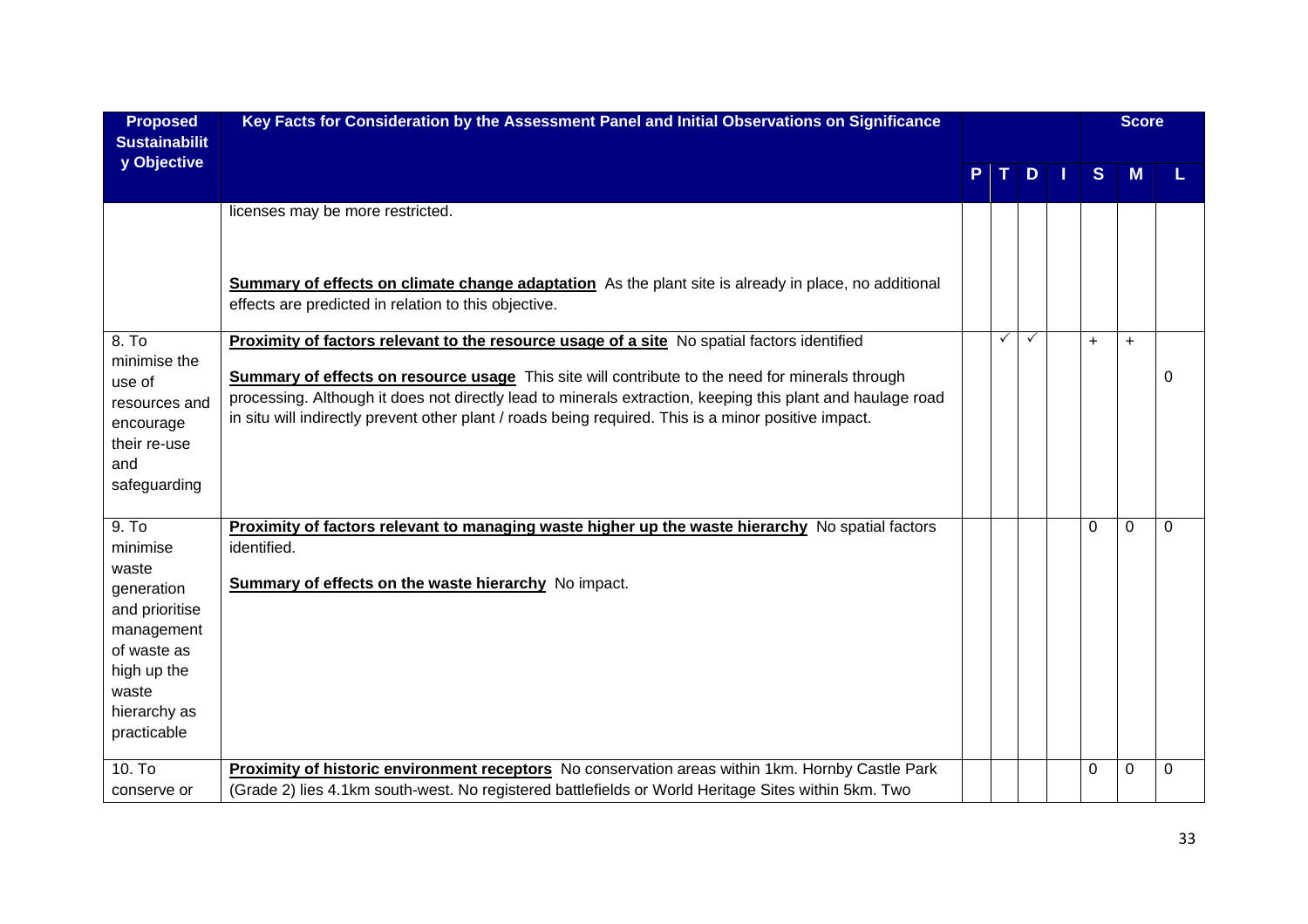| Proposed Sustainability Objective | Key Facts for Consideration by the Assessment Panel and Initial Observations on Significance | P | T | D | I | Score S | M | L |
|---|---|---|---|---|---|---|---|---|
| | licenses may be more restricted.<br><br>**Summary of effects on climate change adaptation** As the plant site is already in place, no additional effects are predicted in relation to this objective. | | | | | | | |
| 8. To minimise the use of resources and encourage their re-use and safeguarding | **Proximity of factors relevant to the resource usage of a site** No spatial factors identified<br><br>**Summary of effects on resource usage** This site will contribute to the need for minerals through processing. Although it does not directly lead to minerals extraction, keeping this plant and haulage road in situ will indirectly prevent other plant / roads being required. This is a minor positive impact. | | ✓ | ✓ | | + | + | 0 |
| 9. To minimise waste generation and prioritise management of waste as high up the waste hierarchy as practicable | **Proximity of factors relevant to managing waste higher up the waste hierarchy** No spatial factors identified.<br><br>**Summary of effects on the waste hierarchy** No impact. | | | | | 0 | 0 | 0 |
| 10. To conserve or | **Proximity of historic environment receptors** No conservation areas within 1km. Hornby Castle Park (Grade 2) lies 4.1km south-west. No registered battlefields or World Heritage Sites within 5km. Two | | | | | 0 | 0 | 0 |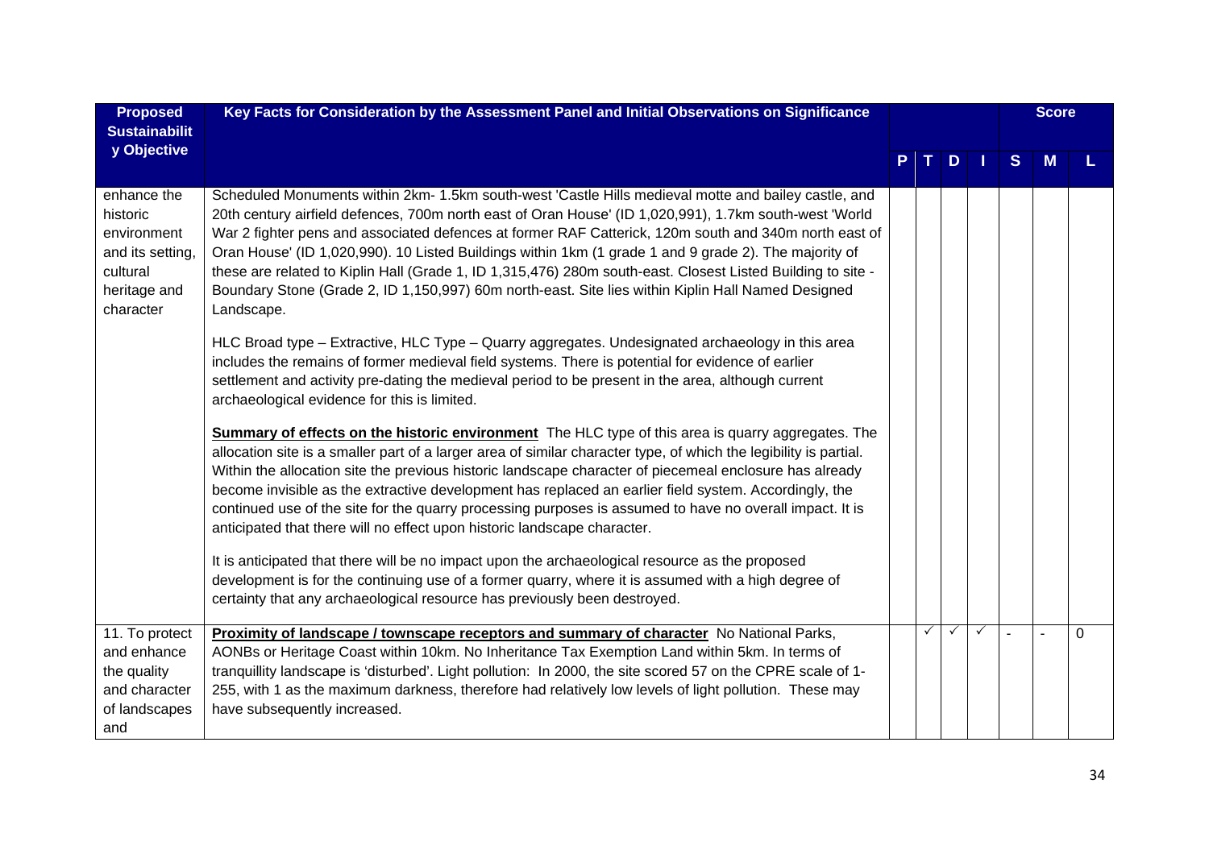| Proposed Sustainability Objective | Key Facts for Consideration by the Assessment Panel and Initial Observations on Significance | P | T | D | I | S | M | L |
|---|---|---|---|---|---|---|---|---|
| enhance the historic environment and its setting, cultural heritage and character | Scheduled Monuments within 2km- 1.5km south-west 'Castle Hills medieval motte and bailey castle, and 20th century airfield defences, 700m north east of Oran House' (ID 1,020,991), 1.7km south-west 'World War 2 fighter pens and associated defences at former RAF Catterick, 120m south and 340m north east of Oran House' (ID 1,020,990). 10 Listed Buildings within 1km (1 grade 1 and 9 grade 2). The majority of these are related to Kiplin Hall (Grade 1, ID 1,315,476) 280m south-east. Closest Listed Building to site - Boundary Stone (Grade 2, ID 1,150,997) 60m north-east. Site lies within Kiplin Hall Named Designed Landscape.<br><br>HLC Broad type – Extractive, HLC Type – Quarry aggregates. Undesignated archaeology in this area includes the remains of former medieval field systems. There is potential for evidence of earlier settlement and activity pre-dating the medieval period to be present in the area, although current archaeological evidence for this is limited.<br><br>**Summary of effects on the historic environment** The HLC type of this area is quarry aggregates. The allocation site is a smaller part of a larger area of similar character type, of which the legibility is partial. Within the allocation site the previous historic landscape character of piecemeal enclosure has already become invisible as the extractive development has replaced an earlier field system. Accordingly, the continued use of the site for the quarry processing purposes is assumed to have no overall impact. It is anticipated that there will no effect upon historic landscape character.<br><br>It is anticipated that there will be no impact upon the archaeological resource as the proposed development is for the continuing use of a former quarry, where it is assumed with a high degree of certainty that any archaeological resource has previously been destroyed. | | | | | | | |
| 11. To protect and enhance the quality and character of landscapes and | **Proximity of landscape / townscape receptors and summary of character** No National Parks, AONBs or Heritage Coast within 10km. No Inheritance Tax Exemption Land within 5km. In terms of tranquillity landscape is 'disturbed'. Light pollution: In 2000, the site scored 57 on the CPRE scale of 1-255, with 1 as the maximum darkness, therefore had relatively low levels of light pollution. These may have subsequently increased. | | ✓ | ✓ | ✓ | - | - | 0 |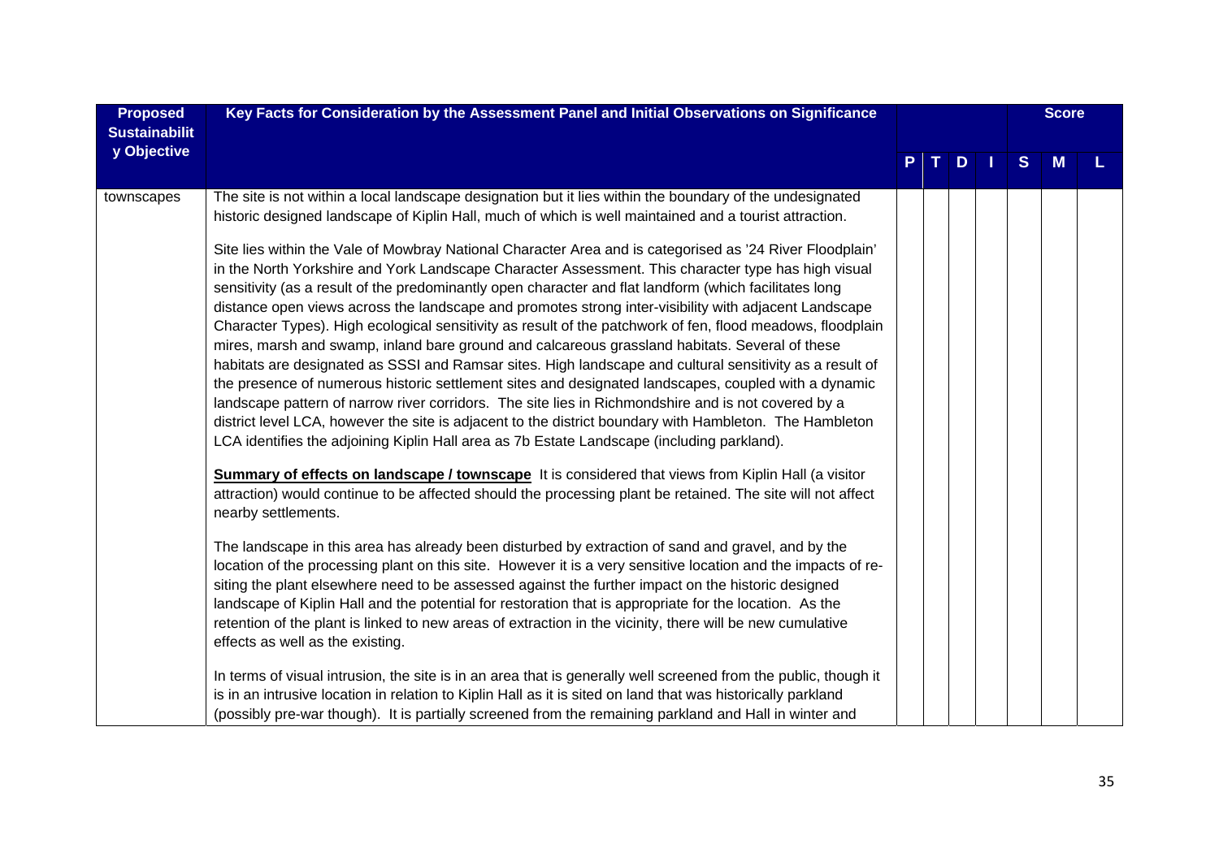| Proposed Sustainability Objective | Key Facts for Consideration by the Assessment Panel and Initial Observations on Significance | P | T | D | I | Score S | M | L |
|---|---|---|---|---|---|---|---|---|
| townscapes | The site is not within a local landscape designation but it lies within the boundary of the undesignated historic designed landscape of Kiplin Hall, much of which is well maintained and a tourist attraction.<br><br>Site lies within the Vale of Mowbray National Character Area and is categorised as '24 River Floodplain' in the North Yorkshire and York Landscape Character Assessment. This character type has high visual sensitivity (as a result of the predominantly open character and flat landform (which facilitates long distance open views across the landscape and promotes strong inter-visibility with adjacent Landscape Character Types). High ecological sensitivity as result of the patchwork of fen, flood meadows, floodplain mires, marsh and swamp, inland bare ground and calcareous grassland habitats. Several of these habitats are designated as SSSI and Ramsar sites. High landscape and cultural sensitivity as a result of the presence of numerous historic settlement sites and designated landscapes, coupled with a dynamic landscape pattern of narrow river corridors. The site lies in Richmondshire and is not covered by a district level LCA, however the site is adjacent to the district boundary with Hambleton. The Hambleton LCA identifies the adjoining Kiplin Hall area as 7b Estate Landscape (including parkland).<br><br>**Summary of effects on landscape / townscape** It is considered that views from Kiplin Hall (a visitor attraction) would continue to be affected should the processing plant be retained. The site will not affect nearby settlements.<br><br>The landscape in this area has already been disturbed by extraction of sand and gravel, and by the location of the processing plant on this site. However it is a very sensitive location and the impacts of re-siting the plant elsewhere need to be assessed against the further impact on the historic designed landscape of Kiplin Hall and the potential for restoration that is appropriate for the location. As the retention of the plant is linked to new areas of extraction in the vicinity, there will be new cumulative effects as well as the existing.<br><br>In terms of visual intrusion, the site is in an area that is generally well screened from the public, though it is in an intrusive location in relation to Kiplin Hall as it is sited on land that was historically parkland (possibly pre-war though). It is partially screened from the remaining parkland and Hall in winter and | | | | | | | |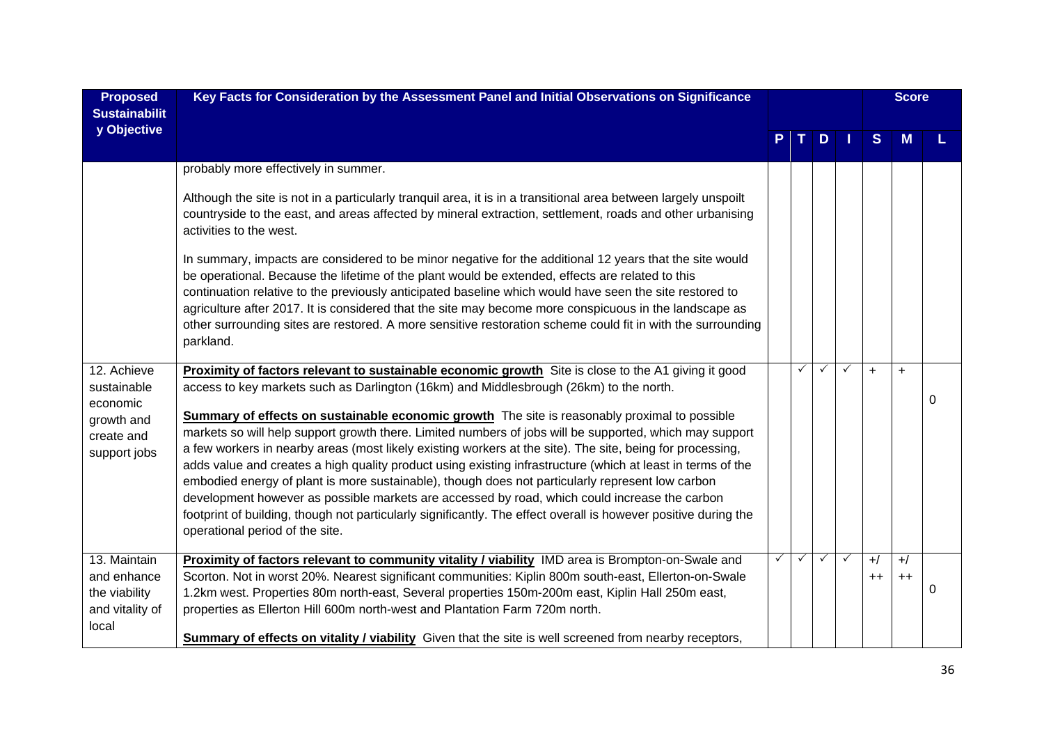| Proposed Sustainability Objective | Key Facts for Consideration by the Assessment Panel and Initial Observations on Significance | | | | | Score | | |
|---|---|---|---|---|---|---|---|---|
| | | P | T | D | I | S | M | L |
| | probably more effectively in summer.<br><br>Although the site is not in a particularly tranquil area, it is in a transitional area between largely unspoilt countryside to the east, and areas affected by mineral extraction, settlement, roads and other urbanising activities to the west.<br><br>In summary, impacts are considered to be minor negative for the additional 12 years that the site would be operational. Because the lifetime of the plant would be extended, effects are related to this continuation relative to the previously anticipated baseline which would have seen the site restored to agriculture after 2017. It is considered that the site may become more conspicuous in the landscape as other surrounding sites are restored. A more sensitive restoration scheme could fit in with the surrounding parkland. | | | | | | | |
| 12. Achieve sustainable economic growth and create and support jobs | **Proximity of factors relevant to sustainable economic growth** Site is close to the A1 giving it good access to key markets such as Darlington (16km) and Middlesbrough (26km) to the north.<br><br>**Summary of effects on sustainable economic growth** The site is reasonably proximal to possible markets so will help support growth there. Limited numbers of jobs will be supported, which may support a few workers in nearby areas (most likely existing workers at the site). The site, being for processing, adds value and creates a high quality product using existing infrastructure (which at least in terms of the embodied energy of plant is more sustainable), though does not particularly represent low carbon development however as possible markets are accessed by road, which could increase the carbon footprint of building, though not particularly significantly. The effect overall is however positive during the operational period of the site. | | ✓ | ✓ | ✓ | + | + | 0 |
| 13. Maintain and enhance the viability and vitality of local | **Proximity of factors relevant to community vitality / viability** IMD area is Brompton-on-Swale and Scorton. Not in worst 20%. Nearest significant communities: Kiplin 800m south-east, Ellerton-on-Swale 1.2km west. Properties 80m north-east, Several properties 150m-200m east, Kiplin Hall 250m east, properties as Ellerton Hill 600m north-west and Plantation Farm 720m north.<br><br>**Summary of effects on vitality / viability** Given that the site is well screened from nearby receptors, | ✓ | ✓ | ✓ | ✓ | +/ ++ | +/ ++ | 0 |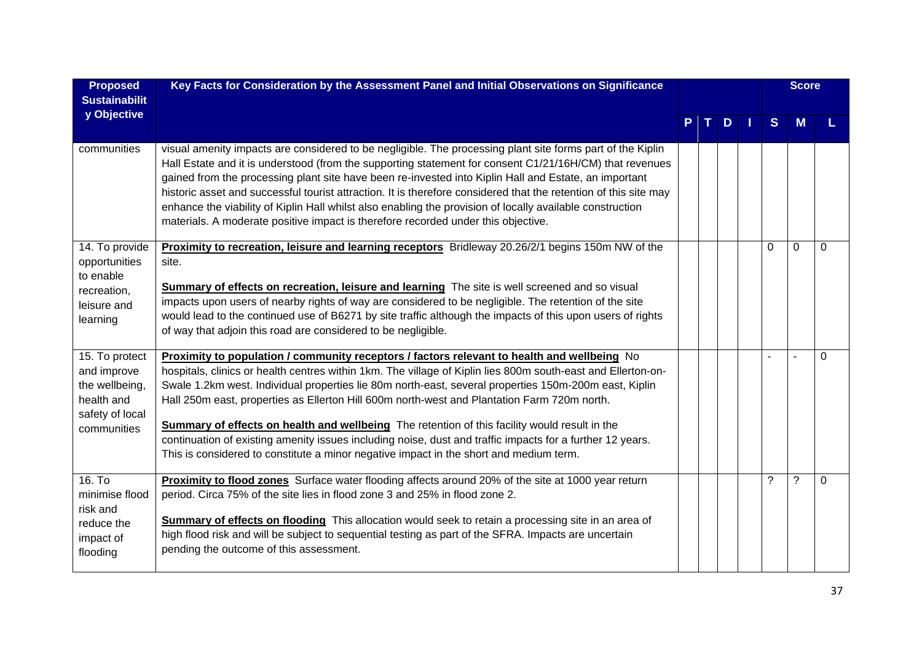| Proposed Sustainability Objective | Key Facts for Consideration by the Assessment Panel and Initial Observations on Significance | P | T | D | I | Score S | Score M | Score L |
|---|---|---|---|---|---|---|---|---|
| communities | visual amenity impacts are considered to be negligible. The processing plant site forms part of the Kiplin Hall Estate and it is understood (from the supporting statement for consent C1/21/16H/CM) that revenues gained from the processing plant site have been re-invested into Kiplin Hall and Estate, an important historic asset and successful tourist attraction. It is therefore considered that the retention of this site may enhance the viability of Kiplin Hall whilst also enabling the provision of locally available construction materials. A moderate positive impact is therefore recorded under this objective. | | | | | | | |
| 14. To provide opportunities to enable recreation, leisure and learning | **Proximity to recreation, leisure and learning receptors** Bridleway 20.26/2/1 begins 150m NW of the site.<br><br>**Summary of effects on recreation, leisure and learning** The site is well screened and so visual impacts upon users of nearby rights of way are considered to be negligible. The retention of the site would lead to the continued use of B6271 by site traffic although the impacts of this upon users of rights of way that adjoin this road are considered to be negligible. | | | | | 0 | 0 | 0 |
| 15. To protect and improve the wellbeing, health and safety of local communities | **Proximity to population / community receptors / factors relevant to health and wellbeing** No hospitals, clinics or health centres within 1km. The village of Kiplin lies 800m south-east and Ellerton-on-Swale 1.2km west. Individual properties lie 80m north-east, several properties 150m-200m east, Kiplin Hall 250m east, properties as Ellerton Hill 600m north-west and Plantation Farm 720m north.<br><br>**Summary of effects on health and wellbeing** The retention of this facility would result in the continuation of existing amenity issues including noise, dust and traffic impacts for a further 12 years. This is considered to constitute a minor negative impact in the short and medium term. | | | | | - | - | 0 |
| 16. To minimise flood risk and reduce the impact of flooding | **Proximity to flood zones** Surface water flooding affects around 20% of the site at 1000 year return period. Circa 75% of the site lies in flood zone 3 and 25% in flood zone 2.<br><br>**Summary of effects on flooding** This allocation would seek to retain a processing site in an area of high flood risk and will be subject to sequential testing as part of the SFRA. Impacts are uncertain pending the outcome of this assessment. | | | | | ? | ? | 0 |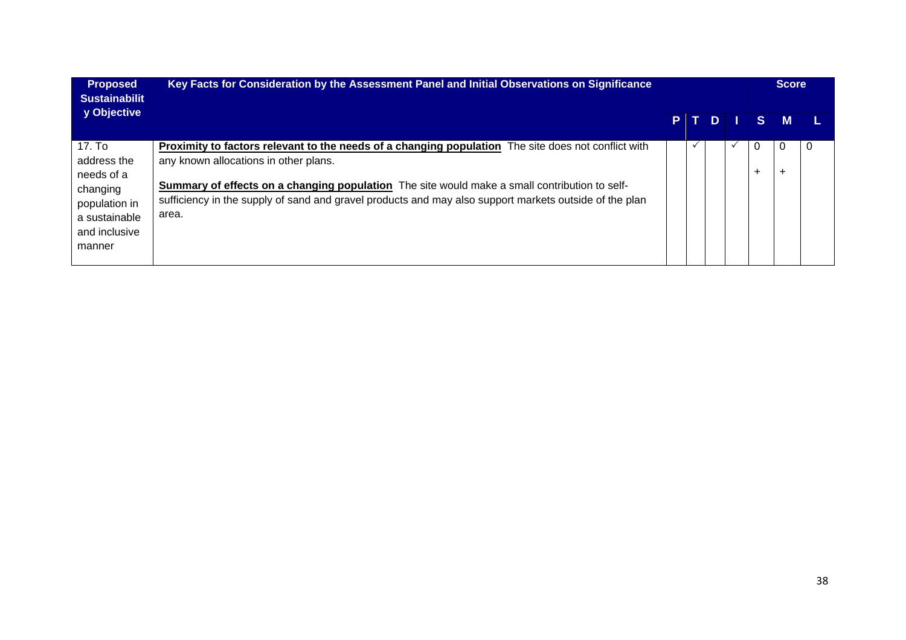| Proposed Sustainability Objective | Key Facts for Consideration by the Assessment Panel and Initial Observations on Significance | | | | | Score | | |
|---|---|---|---|---|---|---|---|---|
| | | P | T | D | I | S | M | L |
| 17. To address the needs of a changing population in a sustainable and inclusive manner | **Proximity to factors relevant to the needs of a changing population** The site does not conflict with any known allocations in other plans.<br><br>**Summary of effects on a changing population** The site would make a small contribution to self-sufficiency in the supply of sand and gravel products and may also support markets outside of the plan area. | | ✓ | | ✓ | 0<br><br>+ | 0<br><br>+ | 0 |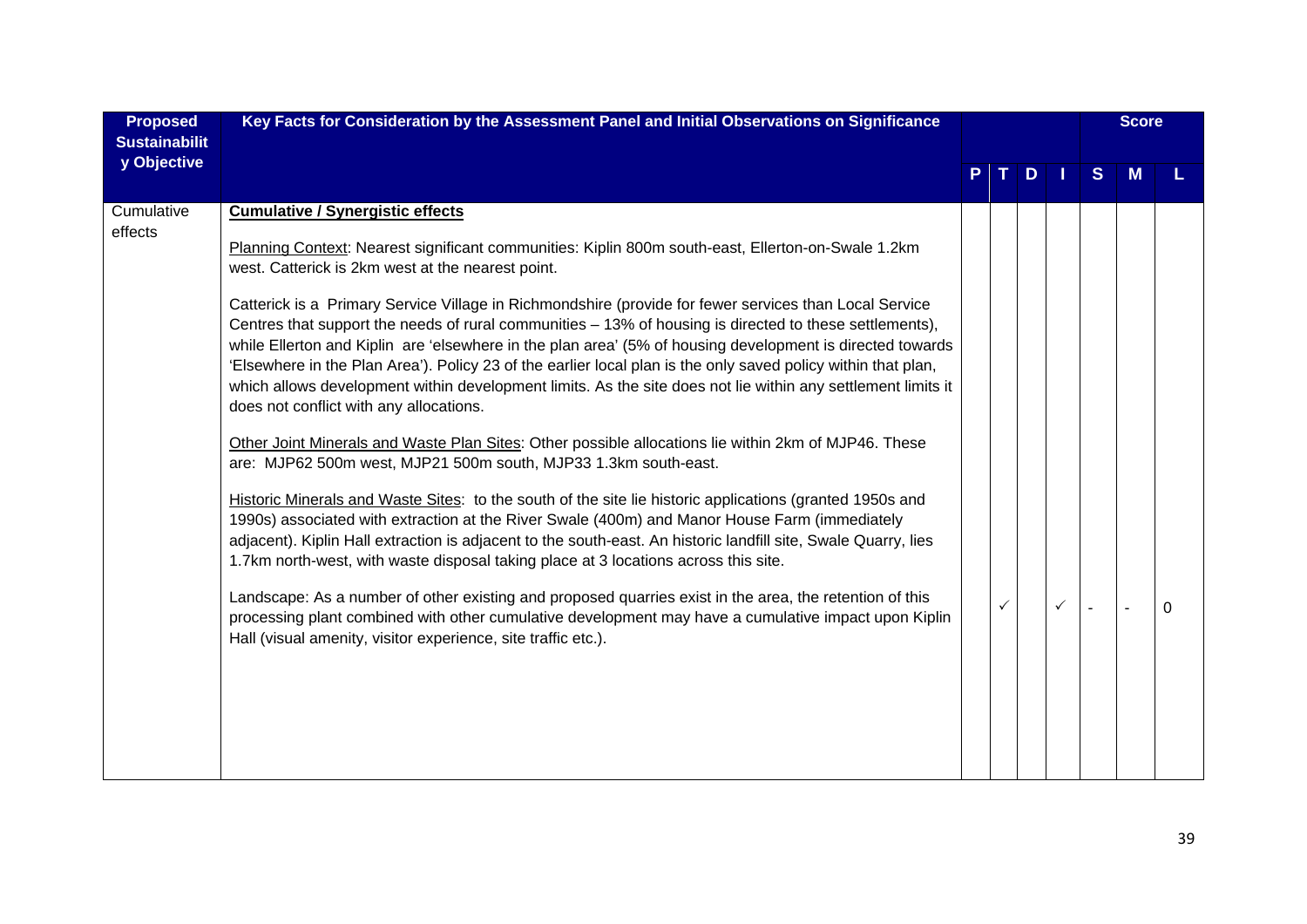| Proposed Sustainability Objective | Key Facts for Consideration by the Assessment Panel and Initial Observations on Significance | P | T | D | I | Score S | M | L |
|---|---|---|---|---|---|---|---|---|
| Cumulative effects | **Cumulative / Synergistic effects**<br><br>Planning Context: Nearest significant communities: Kiplin 800m south-east, Ellerton-on-Swale 1.2km west. Catterick is 2km west at the nearest point.<br><br>Catterick is a Primary Service Village in Richmondshire (provide for fewer services than Local Service Centres that support the needs of rural communities – 13% of housing is directed to these settlements), while Ellerton and Kiplin are 'elsewhere in the plan area' (5% of housing development is directed towards 'Elsewhere in the Plan Area'). Policy 23 of the earlier local plan is the only saved policy within that plan, which allows development within development limits. As the site does not lie within any settlement limits it does not conflict with any allocations.<br><br>Other Joint Minerals and Waste Plan Sites: Other possible allocations lie within 2km of MJP46. These are: MJP62 500m west, MJP21 500m south, MJP33 1.3km south-east.<br><br>Historic Minerals and Waste Sites: to the south of the site lie historic applications (granted 1950s and 1990s) associated with extraction at the River Swale (400m) and Manor House Farm (immediately adjacent). Kiplin Hall extraction is adjacent to the south-east. An historic landfill site, Swale Quarry, lies 1.7km north-west, with waste disposal taking place at 3 locations across this site.<br><br>Landscape: As a number of other existing and proposed quarries exist in the area, the retention of this processing plant combined with other cumulative development may have a cumulative impact upon Kiplin Hall (visual amenity, visitor experience, site traffic etc.). | | ✓ | | ✓ | - | - | 0 |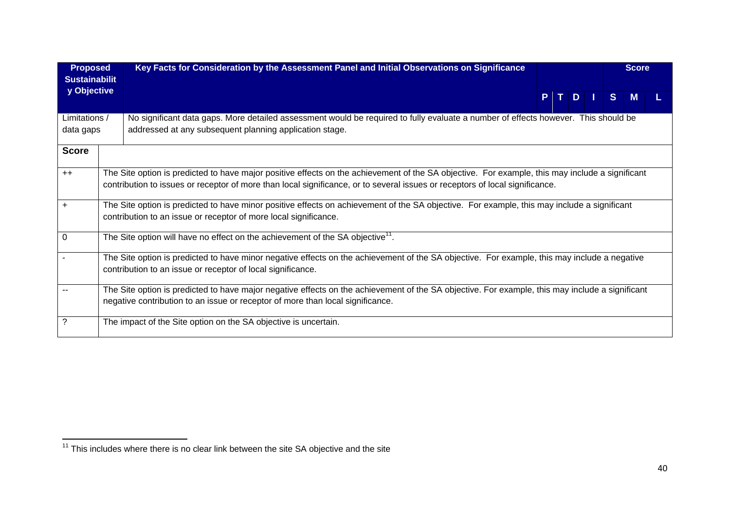| Proposed Sustainability Objective | Key Facts for Consideration by the Assessment Panel and Initial Observations on Significance | Score | | | | | | |
|---|---|---|---|---|---|---|---|---|
| | | P | T | D | I | S | M | L |
| Limitations / data gaps | No significant data gaps. More detailed assessment would be required to fully evaluate a number of effects however. This should be addressed at any subsequent planning application stage. | | | | | | | |

| Score | |
|---|---|
| ++ | The Site option is predicted to have major positive effects on the achievement of the SA objective. For example, this may include a significant contribution to issues or receptor of more than local significance, or to several issues or receptors of local significance. |
| + | The Site option is predicted to have minor positive effects on achievement of the SA objective. For example, this may include a significant contribution to an issue or receptor of more local significance. |
| 0 | The Site option will have no effect on the achievement of the SA objective[11]. |
| - | The Site option is predicted to have minor negative effects on the achievement of the SA objective. For example, this may include a negative contribution to an issue or receptor of local significance. |
| -- | The Site option is predicted to have major negative effects on the achievement of the SA objective. For example, this may include a significant negative contribution to an issue or receptor of more than local significance. |
| ? | The impact of the Site option on the SA objective is uncertain. |

[11] This includes where there is no clear link between the site SA objective and the site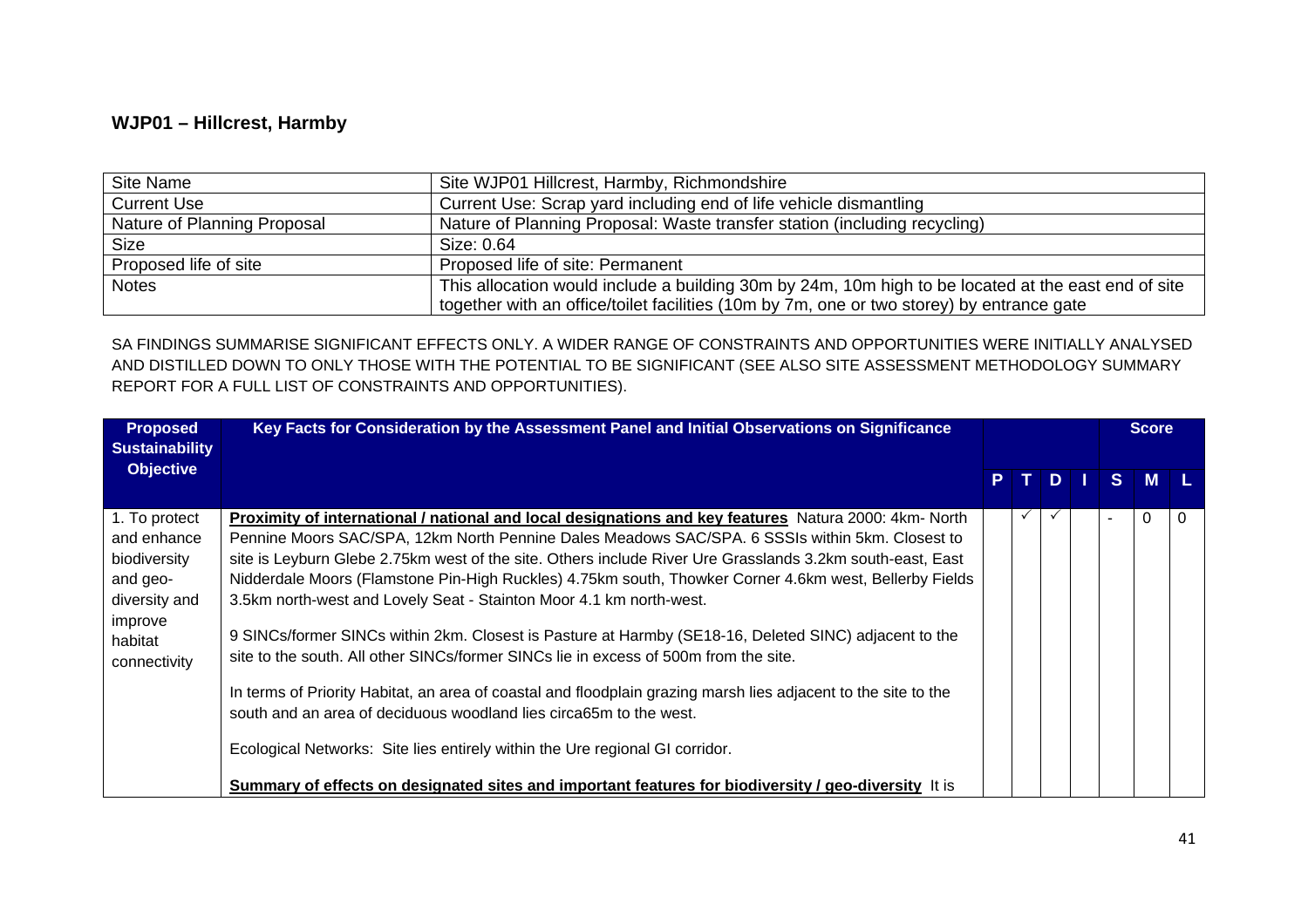## WJP01 – Hillcrest, Harmby

| Site Name | Site WJP01 Hillcrest, Harmby, Richmondshire |
|---|---|
| Current Use | Current Use: Scrap yard including end of life vehicle dismantling |
| Nature of Planning Proposal | Nature of Planning Proposal: Waste transfer station (including recycling) |
| Size | Size: 0.64 |
| Proposed life of site | Proposed life of site: Permanent |
| Notes | This allocation would include a building 30m by 24m, 10m high to be located at the east end of site together with an office/toilet facilities (10m by 7m, one or two storey) by entrance gate |

SA FINDINGS SUMMARISE SIGNIFICANT EFFECTS ONLY. A WIDER RANGE OF CONSTRAINTS AND OPPORTUNITIES WERE INITIALLY ANALYSED AND DISTILLED DOWN TO ONLY THOSE WITH THE POTENTIAL TO BE SIGNIFICANT (SEE ALSO SITE ASSESSMENT METHODOLOGY SUMMARY REPORT FOR A FULL LIST OF CONSTRAINTS AND OPPORTUNITIES).

| Proposed Sustainability Objective | Key Facts for Consideration by the Assessment Panel and Initial Observations on Significance | | | | | Score | | |
|---|---|---|---|---|---|---|---|---|
| | | P | T | D | I | S | M | L |
| 1. To protect and enhance biodiversity and geo-diversity and improve habitat connectivity | **Proximity of international / national and local designations and key features** Natura 2000: 4km- North Pennine Moors SAC/SPA, 12km North Pennine Dales Meadows SAC/SPA. 6 SSSIs within 5km. Closest to site is Leyburn Glebe 2.75km west of the site. Others include River Ure Grasslands 3.2km south-east, East Nidderdale Moors (Flamstone Pin-High Ruckles) 4.75km south, Thowker Corner 4.6km west, Bellerby Fields 3.5km north-west and Lovely Seat - Stainton Moor 4.1 km north-west.<br><br>9 SINCs/former SINCs within 2km. Closest is Pasture at Harmby (SE18-16, Deleted SINC) adjacent to the site to the south. All other SINCs/former SINCs lie in excess of 500m from the site.<br><br>In terms of Priority Habitat, an area of coastal and floodplain grazing marsh lies adjacent to the site to the south and an area of deciduous woodland lies circa65m to the west.<br><br>Ecological Networks: Site lies entirely within the Ure regional GI corridor.<br><br>**Summary of effects on designated sites and important features for biodiversity / geo-diversity** It is | | ✓ | ✓ | | - | 0 | 0 |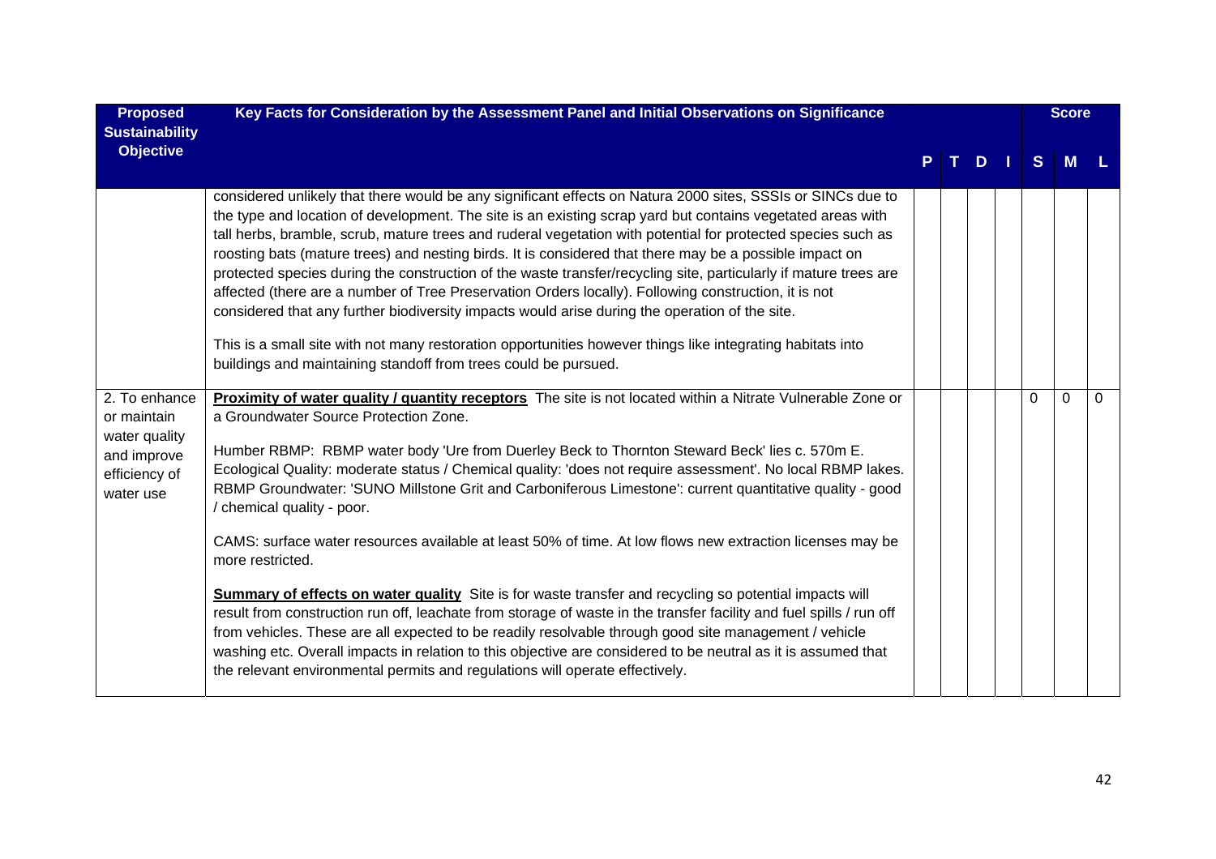| Proposed Sustainability Objective | Key Facts for Consideration by the Assessment Panel and Initial Observations on Significance | P | T | D | I | S | M | L |
|---|---|---|---|---|---|---|---|---|
| | considered unlikely that there would be any significant effects on Natura 2000 sites, SSSIs or SINCs due to the type and location of development. The site is an existing scrap yard but contains vegetated areas with tall herbs, bramble, scrub, mature trees and ruderal vegetation with potential for protected species such as roosting bats (mature trees) and nesting birds. It is considered that there may be a possible impact on protected species during the construction of the waste transfer/recycling site, particularly if mature trees are affected (there are a number of Tree Preservation Orders locally). Following construction, it is not considered that any further biodiversity impacts would arise during the operation of the site.<br><br>This is a small site with not many restoration opportunities however things like integrating habitats into buildings and maintaining standoff from trees could be pursued. | | | | | | | |
| 2. To enhance or maintain water quality and improve efficiency of water use | **Proximity of water quality / quantity receptors** The site is not located within a Nitrate Vulnerable Zone or a Groundwater Source Protection Zone.<br><br>Humber RBMP: RBMP water body 'Ure from Duerley Beck to Thornton Steward Beck' lies c. 570m E. Ecological Quality: moderate status / Chemical quality: 'does not require assessment'. No local RBMP lakes. RBMP Groundwater: 'SUNO Millstone Grit and Carboniferous Limestone': current quantitative quality - good / chemical quality - poor.<br><br>CAMS: surface water resources available at least 50% of time. At low flows new extraction licenses may be more restricted.<br><br>**Summary of effects on water quality** Site is for waste transfer and recycling so potential impacts will result from construction run off, leachate from storage of waste in the transfer facility and fuel spills / run off from vehicles. These are all expected to be readily resolvable through good site management / vehicle washing etc. Overall impacts in relation to this objective are considered to be neutral as it is assumed that the relevant environmental permits and regulations will operate effectively. | | | | | 0 | 0 | 0 |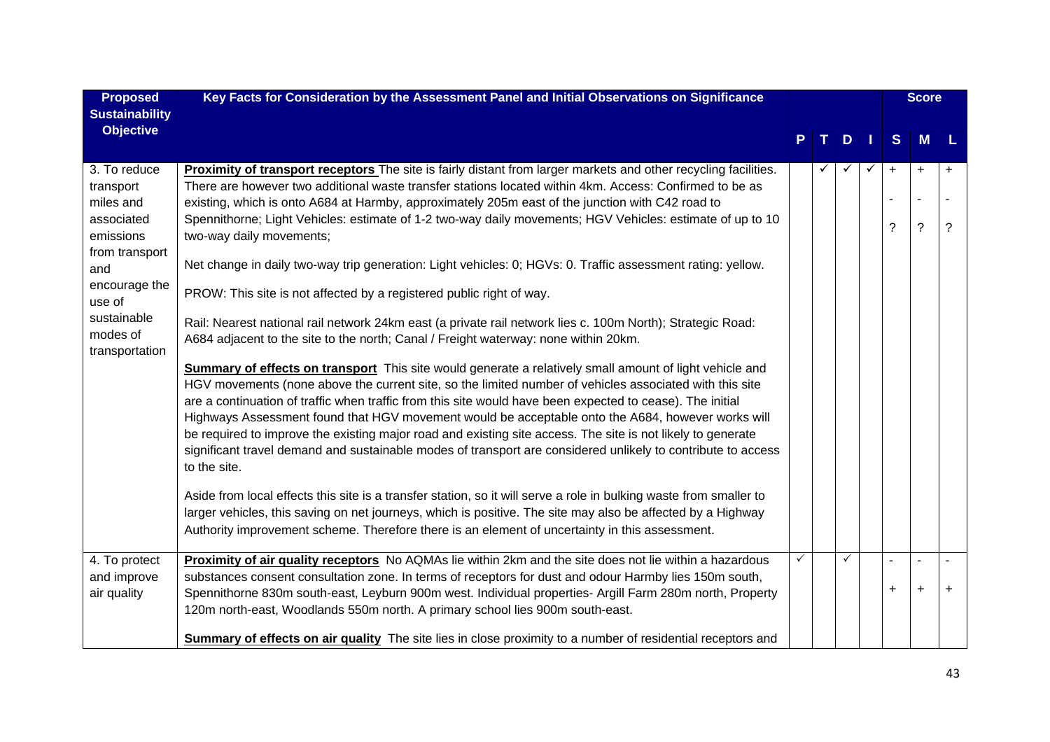| Proposed Sustainability Objective | Key Facts for Consideration by the Assessment Panel and Initial Observations on Significance | P | T | D | I | Score S | M | L |
|---|---|---|---|---|---|---|---|---|
| 3. To reduce transport miles and associated emissions from transport and encourage the use of sustainable modes of transportation | **Proximity of transport receptors** The site is fairly distant from larger markets and other recycling facilities. There are however two additional waste transfer stations located within 4km. Access: Confirmed to be as existing, which is onto A684 at Harmby, approximately 205m east of the junction with C42 road to Spennithorne; Light Vehicles: estimate of 1-2 two-way daily movements; HGV Vehicles: estimate of up to 10 two-way daily movements;<br><br>Net change in daily two-way trip generation: Light vehicles: 0; HGVs: 0. Traffic assessment rating: yellow.<br><br>PROW: This site is not affected by a registered public right of way.<br><br>Rail: Nearest national rail network 24km east (a private rail network lies c. 100m North); Strategic Road: A684 adjacent to the site to the north; Canal / Freight waterway: none within 20km.<br><br>**Summary of effects on transport** This site would generate a relatively small amount of light vehicle and HGV movements (none above the current site, so the limited number of vehicles associated with this site are a continuation of traffic when traffic from this site would have been expected to cease). The initial Highways Assessment found that HGV movement would be acceptable onto the A684, however works will be required to improve the existing major road and existing site access. The site is not likely to generate significant travel demand and sustainable modes of transport are considered unlikely to contribute to access to the site.<br><br>Aside from local effects this site is a transfer station, so it will serve a role in bulking waste from smaller to larger vehicles, this saving on net journeys, which is positive. The site may also be affected by a Highway Authority improvement scheme. Therefore there is an element of uncertainty in this assessment. | | ✓ | ✓ | ✓ | +<br>-<br>? | +<br>-<br>? | +<br>-<br>? |
| 4. To protect and improve air quality | **Proximity of air quality receptors** No AQMAs lie within 2km and the site does not lie within a hazardous substances consent consultation zone. In terms of receptors for dust and odour Harmby lies 150m south, Spennithorne 830m south-east, Leyburn 900m west. Individual properties- Argill Farm 280m north, Property 120m north-east, Woodlands 550m north. A primary school lies 900m south-east.<br><br>**Summary of effects on air quality** The site lies in close proximity to a number of residential receptors and | ✓ | | ✓ | | -<br>+ | -<br>+ | -<br>+ |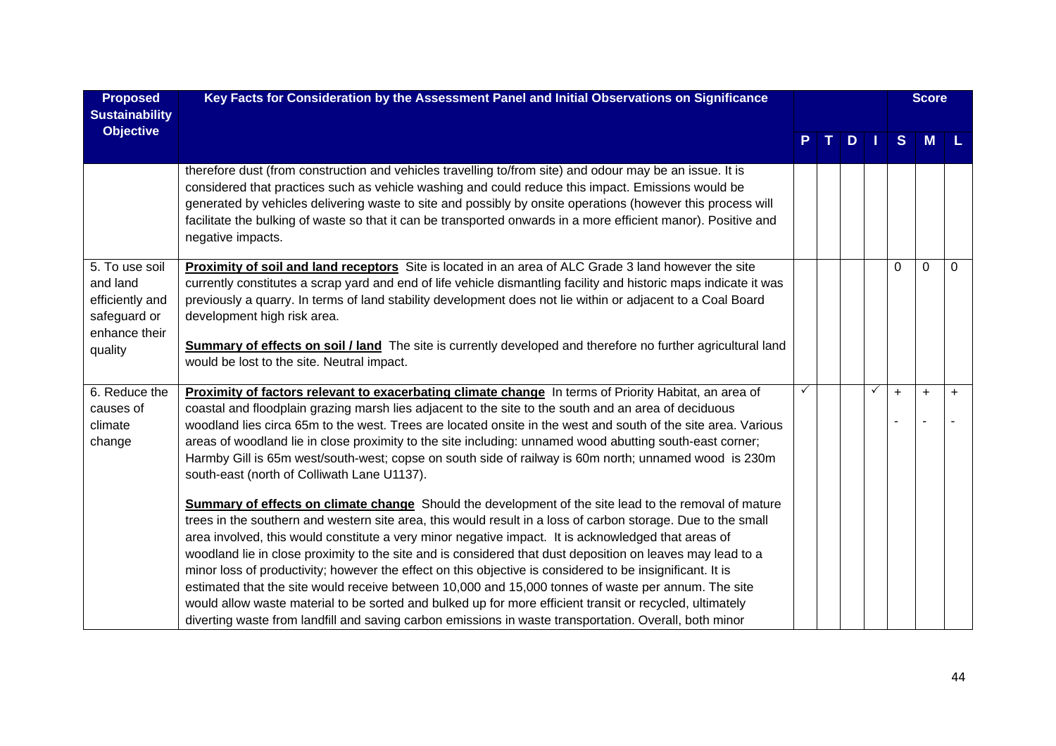| Proposed Sustainability Objective | Key Facts for Consideration by the Assessment Panel and Initial Observations on Significance | P | T | D | I | S | M | L |
|---|---|---|---|---|---|---|---|---|
| | therefore dust (from construction and vehicles travelling to/from site) and odour may be an issue. It is considered that practices such as vehicle washing and could reduce this impact. Emissions would be generated by vehicles delivering waste to site and possibly by onsite operations (however this process will facilitate the bulking of waste so that it can be transported onwards in a more efficient manor). Positive and negative impacts. | | | | | | | |
| 5. To use soil and land efficiently and safeguard or enhance their quality | **Proximity of soil and land receptors** Site is located in an area of ALC Grade 3 land however the site currently constitutes a scrap yard and end of life vehicle dismantling facility and historic maps indicate it was previously a quarry. In terms of land stability development does not lie within or adjacent to a Coal Board development high risk area.<br><br>**Summary of effects on soil / land** The site is currently developed and therefore no further agricultural land would be lost to the site. Neutral impact. | | | | | 0 | 0 | 0 |
| 6. Reduce the causes of climate change | **Proximity of factors relevant to exacerbating climate change** In terms of Priority Habitat, an area of coastal and floodplain grazing marsh lies adjacent to the site to the south and an area of deciduous woodland lies circa 65m to the west. Trees are located onsite in the west and south of the site area. Various areas of woodland lie in close proximity to the site including: unnamed wood abutting south-east corner; Harmby Gill is 65m west/south-west; copse on south side of railway is 60m north; unnamed wood is 230m south-east (north of Colliwath Lane U1137).<br><br>**Summary of effects on climate change** Should the development of the site lead to the removal of mature trees in the southern and western site area, this would result in a loss of carbon storage. Due to the small area involved, this would constitute a very minor negative impact. It is acknowledged that areas of woodland lie in close proximity to the site and is considered that dust deposition on leaves may lead to a minor loss of productivity; however the effect on this objective is considered to be insignificant. It is estimated that the site would receive between 10,000 and 15,000 tonnes of waste per annum. The site would allow waste material to be sorted and bulked up for more efficient transit or recycled, ultimately diverting waste from landfill and saving carbon emissions in waste transportation. Overall, both minor | ✓ | | | ✓ | +<br>- | +<br>- | +<br>- |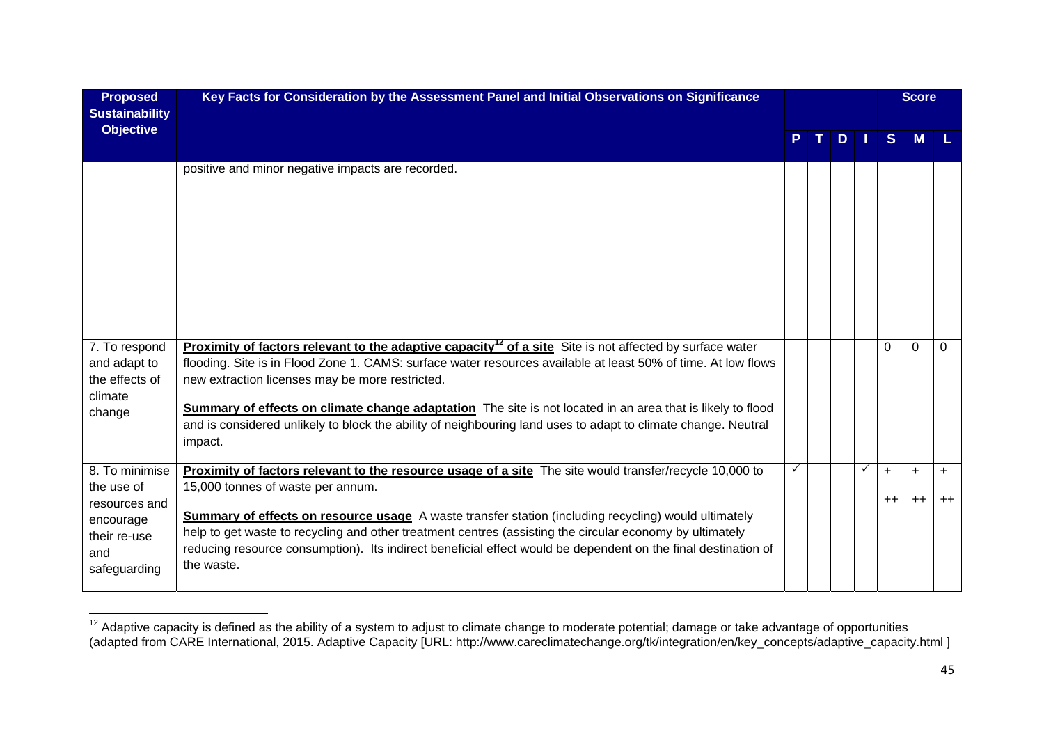| Proposed Sustainability Objective | Key Facts for Consideration by the Assessment Panel and Initial Observations on Significance | | | | | Score | | |
|---|---|---|---|---|---|---|---|---|
| | | P | T | D | I | S | M | L |
| | positive and minor negative impacts are recorded. | | | | | | | |
| 7. To respond and adapt to the effects of climate change | **Proximity of factors relevant to the adaptive capacity[12] of a site** Site is not affected by surface water flooding. Site is in Flood Zone 1. CAMS: surface water resources available at least 50% of time. At low flows new extraction licenses may be more restricted.<br><br>**Summary of effects on climate change adaptation** The site is not located in an area that is likely to flood and is considered unlikely to block the ability of neighbouring land uses to adapt to climate change. Neutral impact. | | | | | 0 | 0 | 0 |
| 8. To minimise the use of resources and encourage their re-use and safeguarding | **Proximity of factors relevant to the resource usage of a site** The site would transfer/recycle 10,000 to 15,000 tonnes of waste per annum.<br><br>**Summary of effects on resource usage** A waste transfer station (including recycling) would ultimately help to get waste to recycling and other treatment centres (assisting the circular economy by ultimately reducing resource consumption). Its indirect beneficial effect would be dependent on the final destination of the waste. | ✓ | | | ✓ | + ++ | + ++ | + ++ |

[12] Adaptive capacity is defined as the ability of a system to adjust to climate change to moderate potential; damage or take advantage of opportunities (adapted from CARE International, 2015. Adaptive Capacity [URL: http://www.careclimatechange.org/tk/integration/en/key_concepts/adaptive_capacity.html ]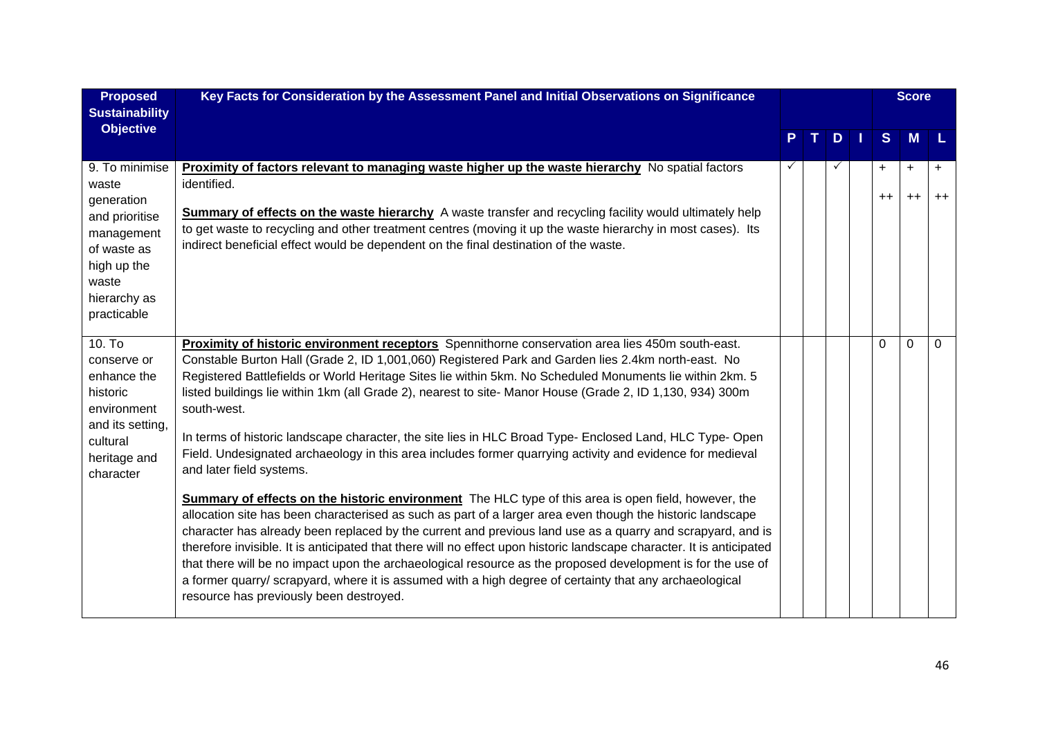| Proposed Sustainability Objective | Key Facts for Consideration by the Assessment Panel and Initial Observations on Significance | P | T | D | I | Score S | Score M | Score L |
|---|---|---|---|---|---|---|---|---|
| 9. To minimise waste generation and prioritise management of waste as high up the waste hierarchy as practicable | **Proximity of factors relevant to managing waste higher up the waste hierarchy** No spatial factors identified.<br><br>**Summary of effects on the waste hierarchy** A waste transfer and recycling facility would ultimately help to get waste to recycling and other treatment centres (moving it up the waste hierarchy in most cases). Its indirect beneficial effect would be dependent on the final destination of the waste. | ✓ | | ✓ | | +<br><br>++ | +<br><br>++ | +<br><br>++ |
| 10. To conserve or enhance the historic environment and its setting, cultural heritage and character | **Proximity of historic environment receptors** Spennithorne conservation area lies 450m south-east. Constable Burton Hall (Grade 2, ID 1,001,060) Registered Park and Garden lies 2.4km north-east. No Registered Battlefields or World Heritage Sites lie within 5km. No Scheduled Monuments lie within 2km. 5 listed buildings lie within 1km (all Grade 2), nearest to site- Manor House (Grade 2, ID 1,130, 934) 300m south-west.<br><br>In terms of historic landscape character, the site lies in HLC Broad Type- Enclosed Land, HLC Type- Open Field. Undesignated archaeology in this area includes former quarrying activity and evidence for medieval and later field systems.<br><br>**Summary of effects on the historic environment** The HLC type of this area is open field, however, the allocation site has been characterised as such as part of a larger area even though the historic landscape character has already been replaced by the current and previous land use as a quarry and scrapyard, and is therefore invisible. It is anticipated that there will no effect upon historic landscape character. It is anticipated that there will be no impact upon the archaeological resource as the proposed development is for the use of a former quarry/ scrapyard, where it is assumed with a high degree of certainty that any archaeological resource has previously been destroyed. | | | | | 0 | 0 | 0 |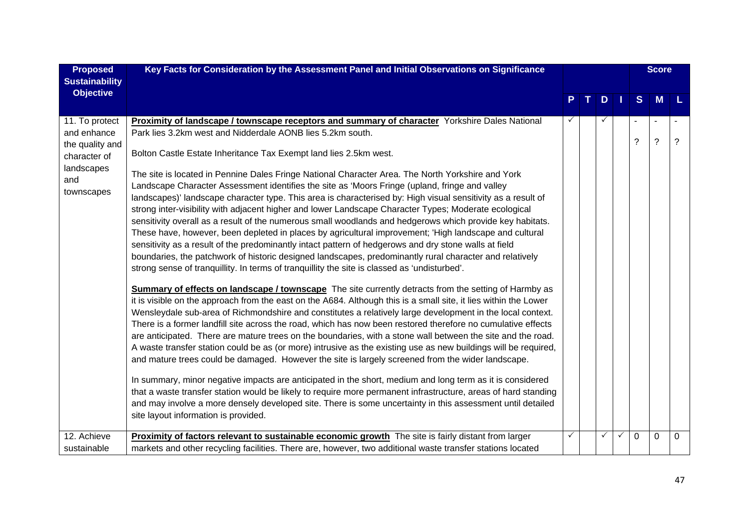| Proposed Sustainability Objective | Key Facts for Consideration by the Assessment Panel and Initial Observations on Significance | P | T | D | I | Score S | Score M | Score L |
|---|---|---|---|---|---|---|---|---|
| 11. To protect and enhance the quality and character of landscapes and townscapes | **Proximity of landscape / townscape receptors and summary of character** Yorkshire Dales National Park lies 3.2km west and Nidderdale AONB lies 5.2km south.<br><br>Bolton Castle Estate Inheritance Tax Exempt land lies 2.5km west.<br><br>The site is located in Pennine Dales Fringe National Character Area. The North Yorkshire and York Landscape Character Assessment identifies the site as 'Moors Fringe (upland, fringe and valley landscapes)' landscape character type. This area is characterised by: High visual sensitivity as a result of strong inter-visibility with adjacent higher and lower Landscape Character Types; Moderate ecological sensitivity overall as a result of the numerous small woodlands and hedgerows which provide key habitats. These have, however, been depleted in places by agricultural improvement; 'High landscape and cultural sensitivity as a result of the predominantly intact pattern of hedgerows and dry stone walls at field boundaries, the patchwork of historic designed landscapes, predominantly rural character and relatively strong sense of tranquillity. In terms of tranquillity the site is classed as 'undisturbed'.<br><br>**Summary of effects on landscape / townscape** The site currently detracts from the setting of Harmby as it is visible on the approach from the east on the A684. Although this is a small site, it lies within the Lower Wensleydale sub-area of Richmondshire and constitutes a relatively large development in the local context. There is a former landfill site across the road, which has now been restored therefore no cumulative effects are anticipated. There are mature trees on the boundaries, with a stone wall between the site and the road. A waste transfer station could be as (or more) intrusive as the existing use as new buildings will be required, and mature trees could be damaged. However the site is largely screened from the wider landscape.<br><br>In summary, minor negative impacts are anticipated in the short, medium and long term as it is considered that a waste transfer station would be likely to require more permanent infrastructure, areas of hard standing and may involve a more densely developed site. There is some uncertainty in this assessment until detailed site layout information is provided. | ✓ | | ✓ | | -<br>? | -<br>? | -<br>? |
| 12. Achieve sustainable | **Proximity of factors relevant to sustainable economic growth** The site is fairly distant from larger markets and other recycling facilities. There are, however, two additional waste transfer stations located | ✓ | | ✓ | ✓ | 0 | 0 | 0 |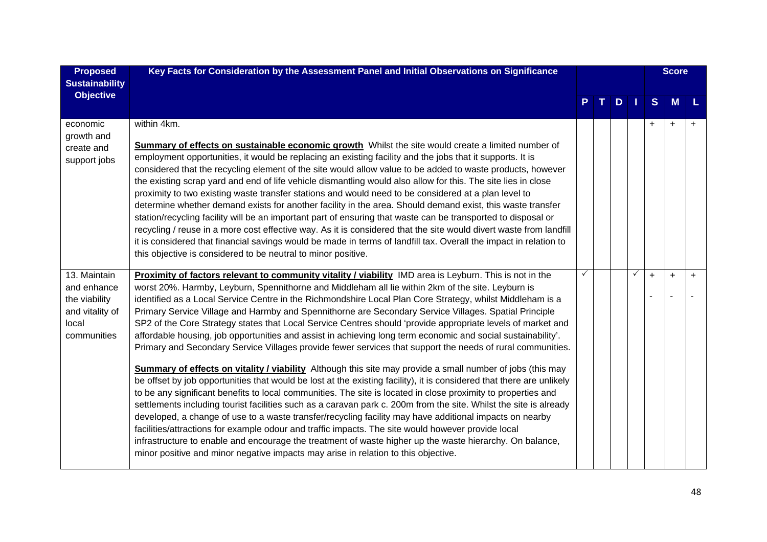| Proposed Sustainability Objective | Key Facts for Consideration by the Assessment Panel and Initial Observations on Significance | P | T | D | I | S | M | L |
|---|---|---|---|---|---|---|---|---|
| | | | | | | **Score** | | |
| economic growth and create and support jobs | within 4km.<br><br>**Summary of effects on sustainable economic growth** Whilst the site would create a limited number of employment opportunities, it would be replacing an existing facility and the jobs that it supports. It is considered that the recycling element of the site would allow value to be added to waste products, however the existing scrap yard and end of life vehicle dismantling would also allow for this. The site lies in close proximity to two existing waste transfer stations and would need to be considered at a plan level to determine whether demand exists for another facility in the area. Should demand exist, this waste transfer station/recycling facility will be an important part of ensuring that waste can be transported to disposal or recycling / reuse in a more cost effective way. As it is considered that the site would divert waste from landfill it is considered that financial savings would be made in terms of landfill tax. Overall the impact in relation to this objective is considered to be neutral to minor positive. | | | | | + | + | + |
| 13. Maintain and enhance the viability and vitality of local communities | **Proximity of factors relevant to community vitality / viability** IMD area is Leyburn. This is not in the worst 20%. Harmby, Leyburn, Spennithorne and Middleham all lie within 2km of the site. Leyburn is identified as a Local Service Centre in the Richmondshire Local Plan Core Strategy, whilst Middleham is a Primary Service Village and Harmby and Spennithorne are Secondary Service Villages. Spatial Principle SP2 of the Core Strategy states that Local Service Centres should 'provide appropriate levels of market and affordable housing, job opportunities and assist in achieving long term economic and social sustainability'. Primary and Secondary Service Villages provide fewer services that support the needs of rural communities.<br><br>**Summary of effects on vitality / viability** Although this site may provide a small number of jobs (this may be offset by job opportunities that would be lost at the existing facility), it is considered that there are unlikely to be any significant benefits to local communities. The site is located in close proximity to properties and settlements including tourist facilities such as a caravan park c. 200m from the site. Whilst the site is already developed, a change of use to a waste transfer/recycling facility may have additional impacts on nearby facilities/attractions for example odour and traffic impacts. The site would however provide local infrastructure to enable and encourage the treatment of waste higher up the waste hierarchy. On balance, minor positive and minor negative impacts may arise in relation to this objective. | ✓ | | | ✓ | +<br>- | +<br>- | +<br>- |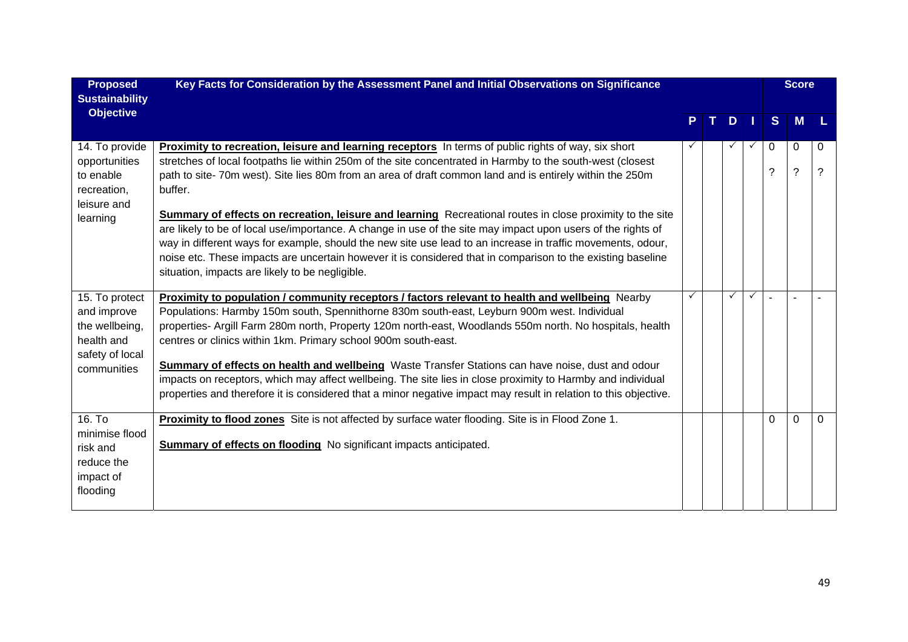| Proposed Sustainability Objective | Key Facts for Consideration by the Assessment Panel and Initial Observations on Significance | P | T | D | I | Score S | M | L |
|---|---|---|---|---|---|---|---|---|
| 14. To provide opportunities to enable recreation, leisure and learning | **Proximity to recreation, leisure and learning receptors** In terms of public rights of way, six short stretches of local footpaths lie within 250m of the site concentrated in Harmby to the south-west (closest path to site- 70m west). Site lies 80m from an area of draft common land and is entirely within the 250m buffer.<br><br>**Summary of effects on recreation, leisure and learning** Recreational routes in close proximity to the site are likely to be of local use/importance. A change in use of the site may impact upon users of the rights of way in different ways for example, should the new site use lead to an increase in traffic movements, odour, noise etc. These impacts are uncertain however it is considered that in comparison to the existing baseline situation, impacts are likely to be negligible. | ✓ | | ✓ | ✓ | 0<br>? | 0<br>? | 0<br>? |
| 15. To protect and improve the wellbeing, health and safety of local communities | **Proximity to population / community receptors / factors relevant to health and wellbeing** Nearby Populations: Harmby 150m south, Spennithorne 830m south-east, Leyburn 900m west. Individual properties- Argill Farm 280m north, Property 120m north-east, Woodlands 550m north. No hospitals, health centres or clinics within 1km. Primary school 900m south-east.<br><br>**Summary of effects on health and wellbeing** Waste Transfer Stations can have noise, dust and odour impacts on receptors, which may affect wellbeing. The site lies in close proximity to Harmby and individual properties and therefore it is considered that a minor negative impact may result in relation to this objective. | ✓ | | ✓ | ✓ | - | - | - |
| 16. To minimise flood risk and reduce the impact of flooding | **Proximity to flood zones** Site is not affected by surface water flooding. Site is in Flood Zone 1.<br><br>**Summary of effects on flooding** No significant impacts anticipated. | | | | | 0 | 0 | 0 |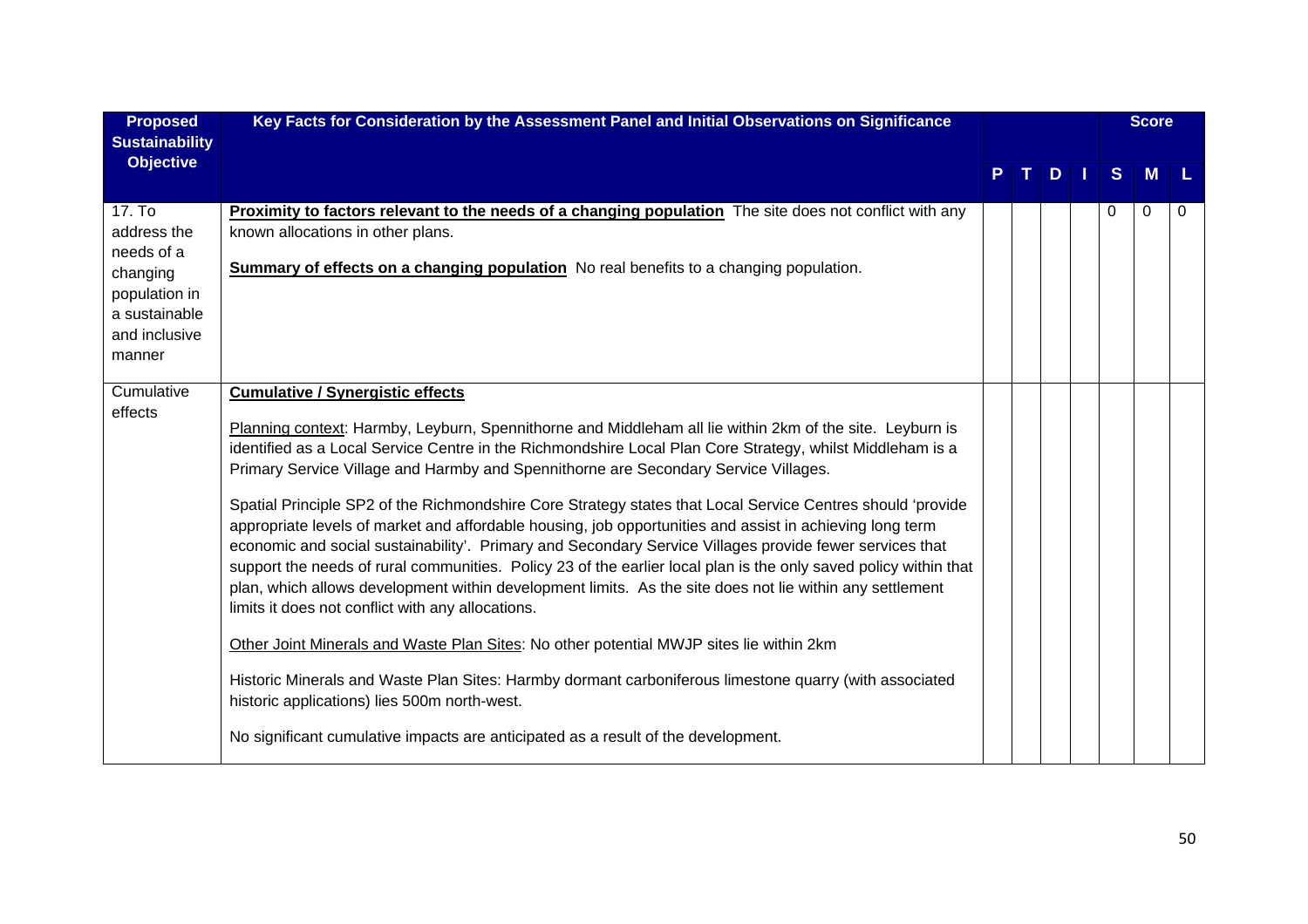| Proposed Sustainability Objective | Key Facts for Consideration by the Assessment Panel and Initial Observations on Significance | P | T | D | I | S | M | L |
|---|---|---|---|---|---|---|---|---|
| | | | | | | Score | | |
| 17. To address the needs of a changing population in a sustainable and inclusive manner | **Proximity to factors relevant to the needs of a changing population** The site does not conflict with any known allocations in other plans.<br><br>**Summary of effects on a changing population** No real benefits to a changing population. | | | | | 0 | 0 | 0 |
| Cumulative effects | **Cumulative / Synergistic effects**<br><br>Planning context: Harmby, Leyburn, Spennithorne and Middleham all lie within 2km of the site. Leyburn is identified as a Local Service Centre in the Richmondshire Local Plan Core Strategy, whilst Middleham is a Primary Service Village and Harmby and Spennithorne are Secondary Service Villages.<br><br>Spatial Principle SP2 of the Richmondshire Core Strategy states that Local Service Centres should 'provide appropriate levels of market and affordable housing, job opportunities and assist in achieving long term economic and social sustainability'. Primary and Secondary Service Villages provide fewer services that support the needs of rural communities. Policy 23 of the earlier local plan is the only saved policy within that plan, which allows development within development limits. As the site does not lie within any settlement limits it does not conflict with any allocations.<br><br>Other Joint Minerals and Waste Plan Sites: No other potential MWJP sites lie within 2km<br><br>Historic Minerals and Waste Plan Sites: Harmby dormant carboniferous limestone quarry (with associated historic applications) lies 500m north-west.<br><br>No significant cumulative impacts are anticipated as a result of the development. | | | | | | | |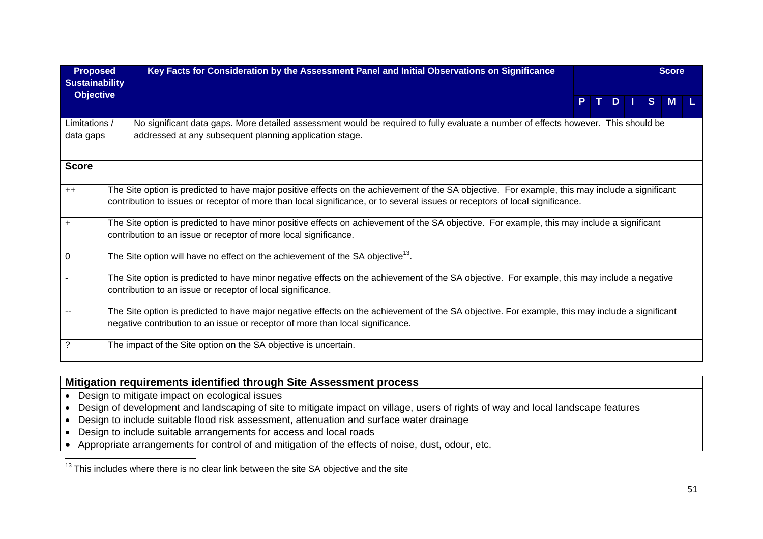| Proposed Sustainability Objective | Key Facts for Consideration by the Assessment Panel and Initial Observations on Significance | Score | | | | | | |
|---|---|---|---|---|---|---|---|---|
| | | P | T | D | I | S | M | L |
| Limitations / data gaps | No significant data gaps. More detailed assessment would be required to fully evaluate a number of effects however. This should be addressed at any subsequent planning application stage. | | | | | | | |

| Score | |
|---|---|
| ++ | The Site option is predicted to have major positive effects on the achievement of the SA objective. For example, this may include a significant contribution to issues or receptor of more than local significance, or to several issues or receptors of local significance. |
| + | The Site option is predicted to have minor positive effects on achievement of the SA objective. For example, this may include a significant contribution to an issue or receptor of more local significance. |
| 0 | The Site option will have no effect on the achievement of the SA objective[13]. |
| - | The Site option is predicted to have minor negative effects on the achievement of the SA objective. For example, this may include a negative contribution to an issue or receptor of local significance. |
| -- | The Site option is predicted to have major negative effects on the achievement of the SA objective. For example, this may include a significant negative contribution to an issue or receptor of more than local significance. |
| ? | The impact of the Site option on the SA objective is uncertain. |

**Mitigation requirements identified through Site Assessment process**

- Design to mitigate impact on ecological issues
- Design of development and landscaping of site to mitigate impact on village, users of rights of way and local landscape features
- Design to include suitable flood risk assessment, attenuation and surface water drainage
- Design to include suitable arrangements for access and local roads
- Appropriate arrangements for control of and mitigation of the effects of noise, dust, odour, etc.

[13] This includes where there is no clear link between the site SA objective and the site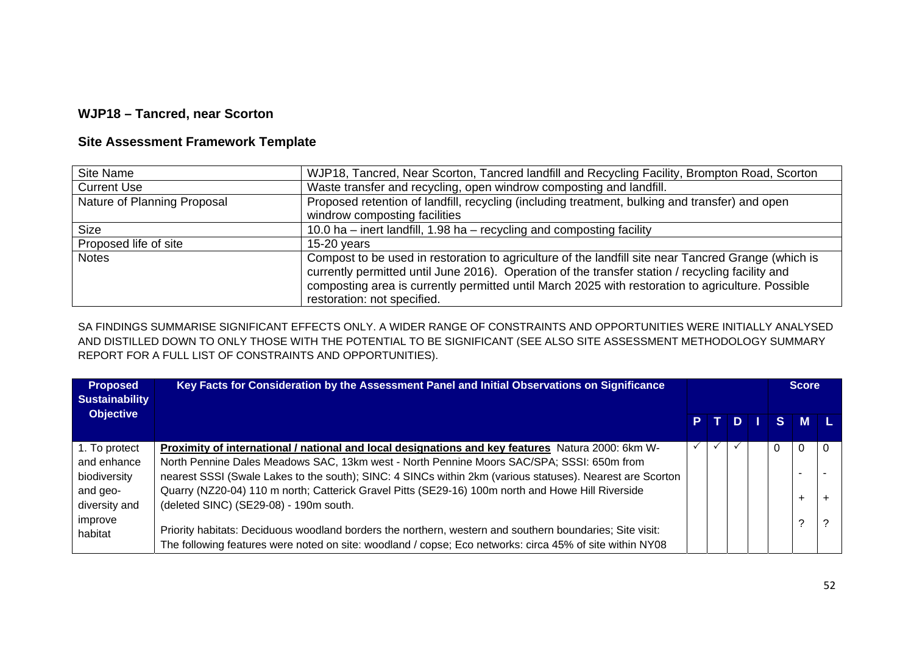## WJP18 – Tancred, near Scorton

## Site Assessment Framework Template

| Site Name | WJP18, Tancred, Near Scorton, Tancred landfill and Recycling Facility, Brompton Road, Scorton |
|---|---|
| Current Use | Waste transfer and recycling, open windrow composting and landfill. |
| Nature of Planning Proposal | Proposed retention of landfill, recycling (including treatment, bulking and transfer) and open windrow composting facilities |
| Size | 10.0 ha – inert landfill, 1.98 ha – recycling and composting facility |
| Proposed life of site | 15-20 years |
| Notes | Compost to be used in restoration to agriculture of the landfill site near Tancred Grange (which is currently permitted until June 2016). Operation of the transfer station / recycling facility and composting area is currently permitted until March 2025 with restoration to agriculture. Possible restoration: not specified. |

SA FINDINGS SUMMARISE SIGNIFICANT EFFECTS ONLY. A WIDER RANGE OF CONSTRAINTS AND OPPORTUNITIES WERE INITIALLY ANALYSED AND DISTILLED DOWN TO ONLY THOSE WITH THE POTENTIAL TO BE SIGNIFICANT (SEE ALSO SITE ASSESSMENT METHODOLOGY SUMMARY REPORT FOR A FULL LIST OF CONSTRAINTS AND OPPORTUNITIES).

| Proposed Sustainability Objective | Key Facts for Consideration by the Assessment Panel and Initial Observations on Significance | P | T | D | I | Score S | Score M | Score L |
|---|---|---|---|---|---|---|---|---|
| 1. To protect and enhance biodiversity and geo-diversity and improve habitat | **Proximity of international / national and local designations and key features** Natura 2000: 6km W- North Pennine Dales Meadows SAC, 13km west - North Pennine Moors SAC/SPA; SSSI: 650m from nearest SSSI (Swale Lakes to the south); SINC: 4 SINCs within 2km (various statuses). Nearest are Scorton Quarry (NZ20-04) 110 m north; Catterick Gravel Pitts (SE29-16) 100m north and Howe Hill Riverside (deleted SINC) (SE29-08) - 190m south.<br><br>Priority habitats: Deciduous woodland borders the northern, western and southern boundaries; Site visit: The following features were noted on site: woodland / copse; Eco networks: circa 45% of site within NY08 | ✓ | ✓ | ✓ | | 0 | 0<br><br>-<br><br>+<br><br>? | 0<br><br>-<br><br>+<br><br>? |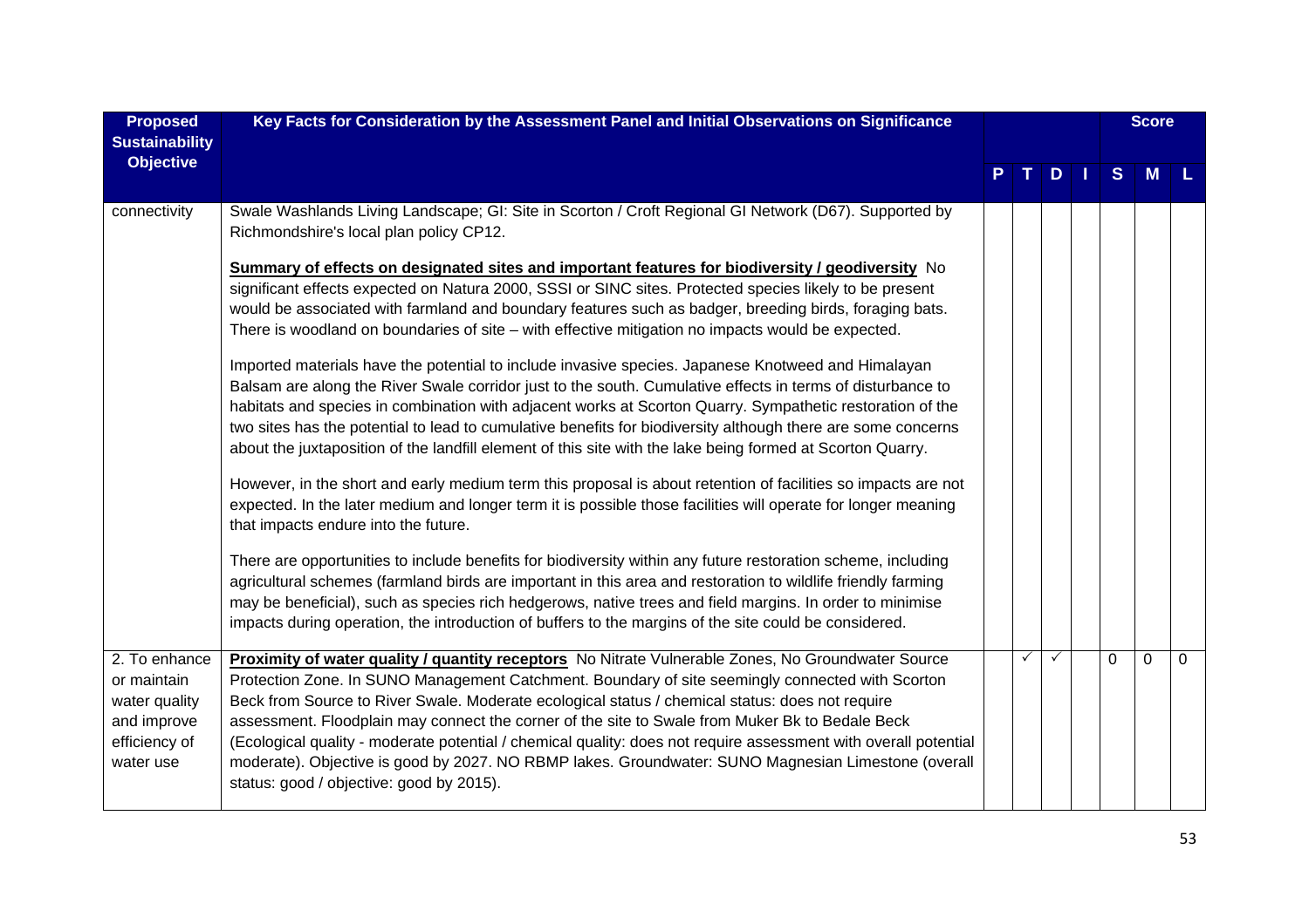| Proposed Sustainability Objective | Key Facts for Consideration by the Assessment Panel and Initial Observations on Significance | P | T | D | I | S | M | L |
|---|---|---|---|---|---|---|---|---|
| | | | | | | Score | | |
| connectivity | Swale Washlands Living Landscape; GI: Site in Scorton / Croft Regional GI Network (D67). Supported by Richmondshire's local plan policy CP12.<br><br>**Summary of effects on designated sites and important features for biodiversity / geodiversity** No significant effects expected on Natura 2000, SSSI or SINC sites. Protected species likely to be present would be associated with farmland and boundary features such as badger, breeding birds, foraging bats. There is woodland on boundaries of site – with effective mitigation no impacts would be expected.<br><br>Imported materials have the potential to include invasive species. Japanese Knotweed and Himalayan Balsam are along the River Swale corridor just to the south. Cumulative effects in terms of disturbance to habitats and species in combination with adjacent works at Scorton Quarry. Sympathetic restoration of the two sites has the potential to lead to cumulative benefits for biodiversity although there are some concerns about the juxtaposition of the landfill element of this site with the lake being formed at Scorton Quarry.<br><br>However, in the short and early medium term this proposal is about retention of facilities so impacts are not expected. In the later medium and longer term it is possible those facilities will operate for longer meaning that impacts endure into the future.<br><br>There are opportunities to include benefits for biodiversity within any future restoration scheme, including agricultural schemes (farmland birds are important in this area and restoration to wildlife friendly farming may be beneficial), such as species rich hedgerows, native trees and field margins. In order to minimise impacts during operation, the introduction of buffers to the margins of the site could be considered. | | | | | | | |
| 2. To enhance or maintain water quality and improve efficiency of water use | **Proximity of water quality / quantity receptors** No Nitrate Vulnerable Zones, No Groundwater Source Protection Zone. In SUNO Management Catchment. Boundary of site seemingly connected with Scorton Beck from Source to River Swale. Moderate ecological status / chemical status: does not require assessment. Floodplain may connect the corner of the site to Swale from Muker Bk to Bedale Beck (Ecological quality - moderate potential / chemical quality: does not require assessment with overall potential moderate). Objective is good by 2027. NO RBMP lakes. Groundwater: SUNO Magnesian Limestone (overall status: good / objective: good by 2015). | | ✓ | ✓ | | 0 | 0 | 0 |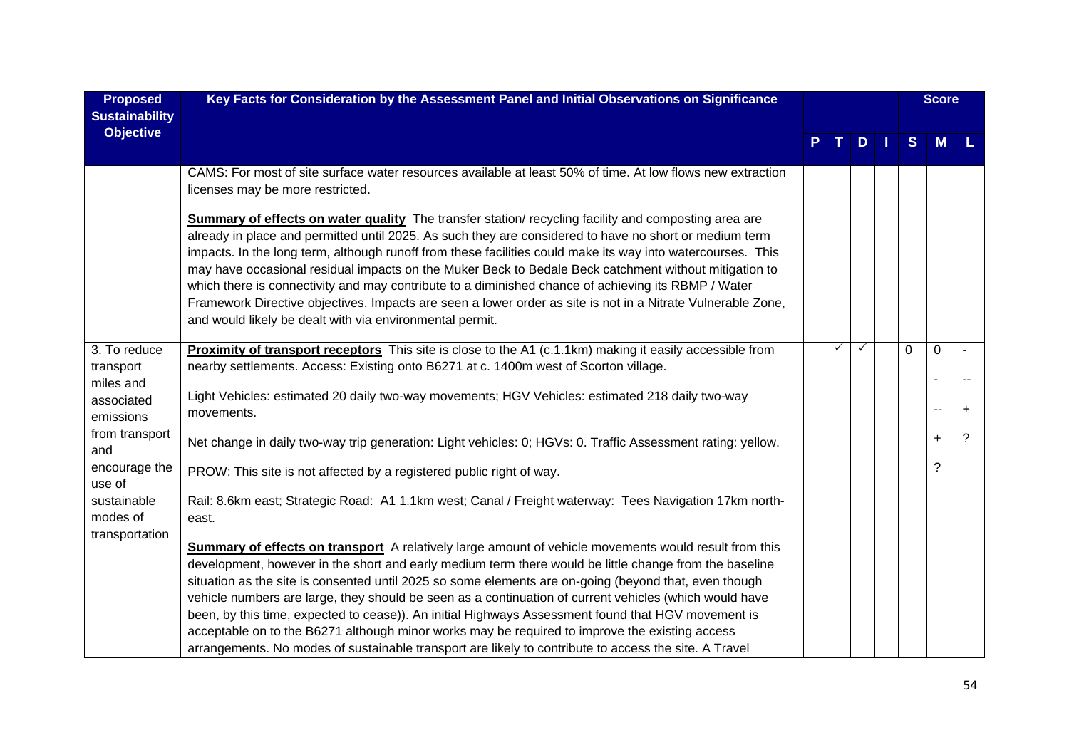| Proposed Sustainability Objective | Key Facts for Consideration by the Assessment Panel and Initial Observations on Significance | P | T | D | I | S | M | L |
|---|---|---|---|---|---|---|---|---|
| | | | | | | | **Score** | |
| | CAMS: For most of site surface water resources available at least 50% of time. At low flows new extraction licenses may be more restricted.<br><br>**Summary of effects on water quality** The transfer station/ recycling facility and composting area are already in place and permitted until 2025. As such they are considered to have no short or medium term impacts. In the long term, although runoff from these facilities could make its way into watercourses. This may have occasional residual impacts on the Muker Beck to Bedale Beck catchment without mitigation to which there is connectivity and may contribute to a diminished chance of achieving its RBMP / Water Framework Directive objectives. Impacts are seen a lower order as site is not in a Nitrate Vulnerable Zone, and would likely be dealt with via environmental permit. | | | | | | | |
| 3. To reduce transport miles and associated emissions from transport and encourage the use of sustainable modes of transportation | **Proximity of transport receptors** This site is close to the A1 (c.1.1km) making it easily accessible from nearby settlements. Access: Existing onto B6271 at c. 1400m west of Scorton village.<br><br>Light Vehicles: estimated 20 daily two-way movements; HGV Vehicles: estimated 218 daily two-way movements.<br><br>Net change in daily two-way trip generation: Light vehicles: 0; HGVs: 0. Traffic Assessment rating: yellow.<br><br>PROW: This site is not affected by a registered public right of way.<br><br>Rail: 8.6km east; Strategic Road: A1 1.1km west; Canal / Freight waterway: Tees Navigation 17km north-east.<br><br>**Summary of effects on transport** A relatively large amount of vehicle movements would result from this development, however in the short and early medium term there would be little change from the baseline situation as the site is consented until 2025 so some elements are on-going (beyond that, even though vehicle numbers are large, they should be seen as a continuation of current vehicles (which would have been, by this time, expected to cease)). An initial Highways Assessment found that HGV movement is acceptable on to the B6271 although minor works may be required to improve the existing access arrangements. No modes of sustainable transport are likely to contribute to access the site. A Travel | | ✓ | ✓ | | 0 | 0<br><br>-<br><br>--<br><br>+<br><br>? | -<br><br>--<br><br>+<br><br>? |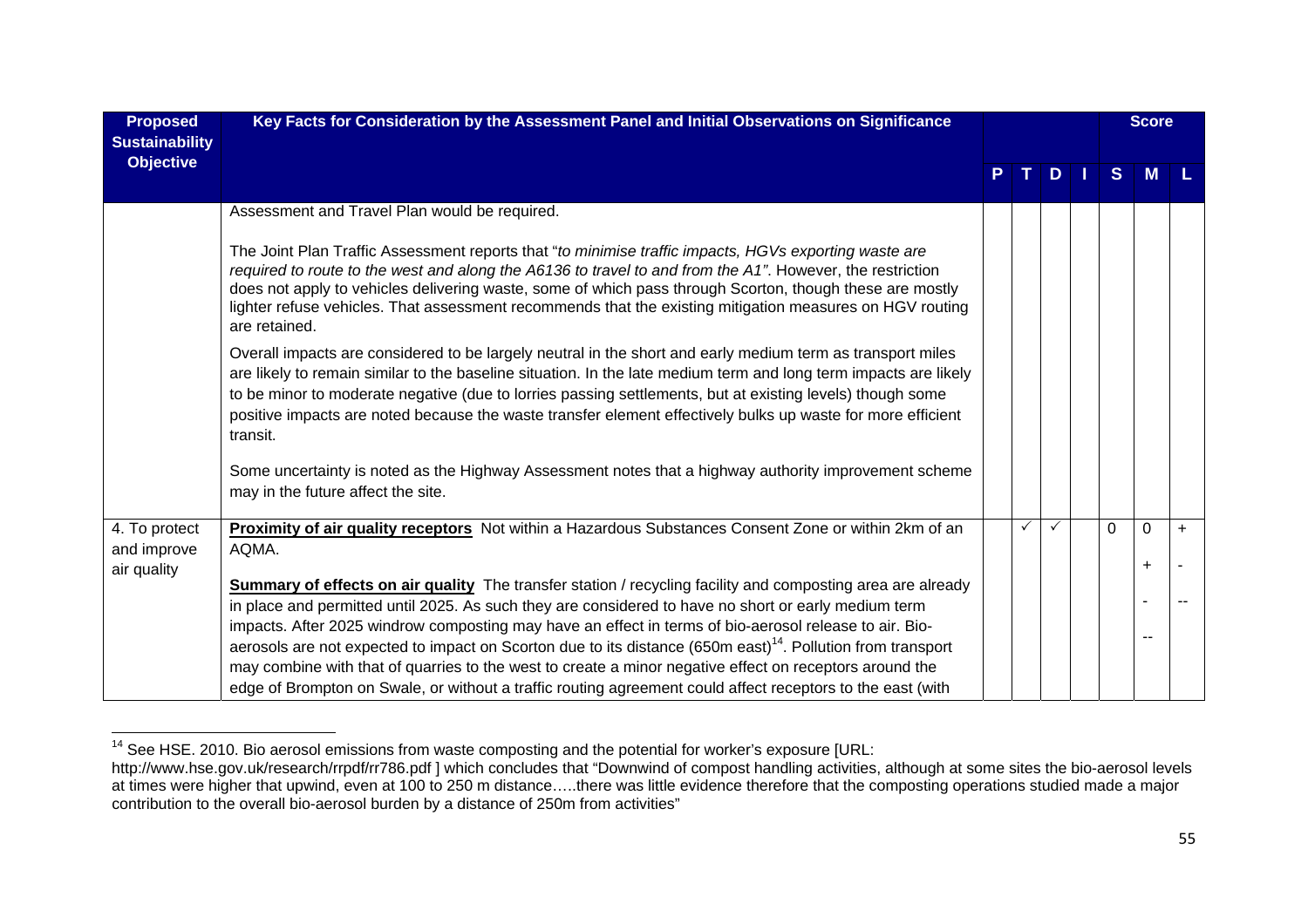| Proposed Sustainability Objective | Key Facts for Consideration by the Assessment Panel and Initial Observations on Significance | P | T | D | I | S | M | L |
|---|---|---|---|---|---|---|---|---|
| | Assessment and Travel Plan would be required.<br><br>The Joint Plan Traffic Assessment reports that "*to minimise traffic impacts, HGVs exporting waste are required to route to the west and along the A6136 to travel to and from the A1"*. However, the restriction does not apply to vehicles delivering waste, some of which pass through Scorton, though these are mostly lighter refuse vehicles. That assessment recommends that the existing mitigation measures on HGV routing are retained.<br><br>Overall impacts are considered to be largely neutral in the short and early medium term as transport miles are likely to remain similar to the baseline situation. In the late medium term and long term impacts are likely to be minor to moderate negative (due to lorries passing settlements, but at existing levels) though some positive impacts are noted because the waste transfer element effectively bulks up waste for more efficient transit.<br><br>Some uncertainty is noted as the Highway Assessment notes that a highway authority improvement scheme may in the future affect the site. | | | | | | | |
| 4. To protect and improve air quality | **Proximity of air quality receptors** Not within a Hazardous Substances Consent Zone or within 2km of an AQMA.<br><br>**Summary of effects on air quality** The transfer station / recycling facility and composting area are already in place and permitted until 2025. As such they are considered to have no short or early medium term impacts. After 2025 windrow composting may have an effect in terms of bio-aerosol release to air. Bio-aerosols are not expected to impact on Scorton due to its distance (650m east)[14]. Pollution from transport may combine with that of quarries to the west to create a minor negative effect on receptors around the edge of Brompton on Swale, or without a traffic routing agreement could affect receptors to the east (with | | ✓ | ✓ | | 0 | 0<br><br>+<br><br>-<br><br>-- | +<br><br>-<br><br>-- |

[14] See HSE. 2010. Bio aerosol emissions from waste composting and the potential for worker's exposure [URL: http://www.hse.gov.uk/research/rrpdf/rr786.pdf ] which concludes that "Downwind of compost handling activities, although at some sites the bio-aerosol levels at times were higher that upwind, even at 100 to 250 m distance…..there was little evidence therefore that the composting operations studied made a major contribution to the overall bio-aerosol burden by a distance of 250m from activities"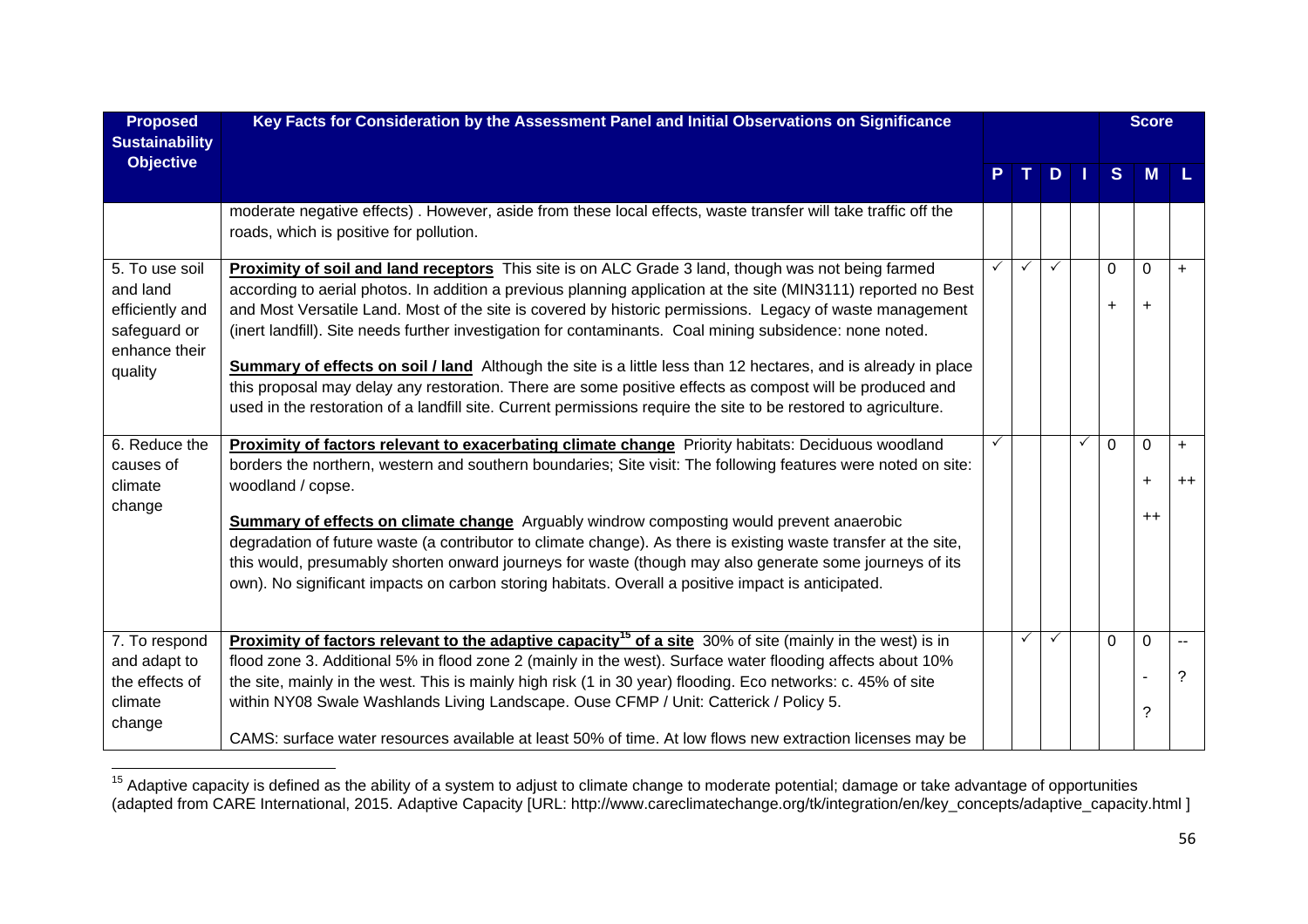| Proposed Sustainability Objective | Key Facts for Consideration by the Assessment Panel and Initial Observations on Significance | P | T | D | I | Score S | Score M | Score L |
|---|---|---|---|---|---|---|---|---|
| | moderate negative effects) . However, aside from these local effects, waste transfer will take traffic off the roads, which is positive for pollution. | | | | | | | |
| 5. To use soil and land efficiently and safeguard or enhance their quality | **Proximity of soil and land receptors** This site is on ALC Grade 3 land, though was not being farmed according to aerial photos. In addition a previous planning application at the site (MIN3111) reported no Best and Most Versatile Land. Most of the site is covered by historic permissions. Legacy of waste management (inert landfill). Site needs further investigation for contaminants. Coal mining subsidence: none noted.<br><br>**Summary of effects on soil / land** Although the site is a little less than 12 hectares, and is already in place this proposal may delay any restoration. There are some positive effects as compost will be produced and used in the restoration of a landfill site. Current permissions require the site to be restored to agriculture. | ✓ | ✓ | ✓ | | 0<br>+ | 0<br>+ | + |
| 6. Reduce the causes of climate change | **Proximity of factors relevant to exacerbating climate change** Priority habitats: Deciduous woodland borders the northern, western and southern boundaries; Site visit: The following features were noted on site: woodland / copse.<br><br>**Summary of effects on climate change** Arguably windrow composting would prevent anaerobic degradation of future waste (a contributor to climate change). As there is existing waste transfer at the site, this would, presumably shorten onward journeys for waste (though may also generate some journeys of its own). No significant impacts on carbon storing habitats. Overall a positive impact is anticipated. | ✓ | | | ✓ | 0 | 0<br>+<br>++ | +<br>++ |
| 7. To respond and adapt to the effects of climate change | **Proximity of factors relevant to the adaptive capacity[15] of a site** 30% of site (mainly in the west) is in flood zone 3. Additional 5% in flood zone 2 (mainly in the west). Surface water flooding affects about 10% the site, mainly in the west. This is mainly high risk (1 in 30 year) flooding. Eco networks: c. 45% of site within NY08 Swale Washlands Living Landscape. Ouse CFMP / Unit: Catterick / Policy 5.<br><br>CAMS: surface water resources available at least 50% of time. At low flows new extraction licenses may be | | ✓ | ✓ | | 0 | 0<br>-<br>? | --<br>? |

[15] Adaptive capacity is defined as the ability of a system to adjust to climate change to moderate potential; damage or take advantage of opportunities (adapted from CARE International, 2015. Adaptive Capacity [URL: http://www.careclimatechange.org/tk/integration/en/key_concepts/adaptive_capacity.html ]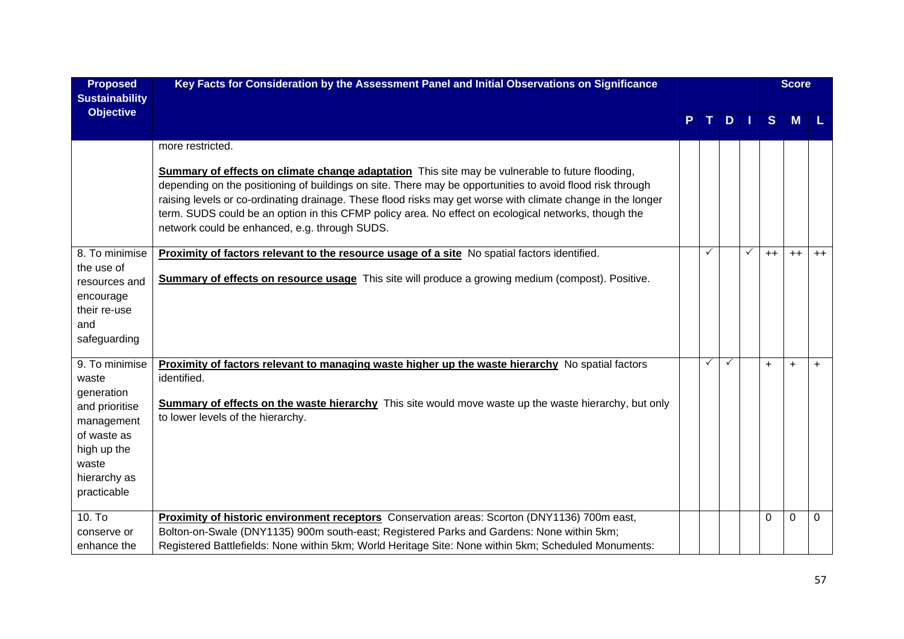| Proposed Sustainability Objective | Key Facts for Consideration by the Assessment Panel and Initial Observations on Significance | P | T | D | I | Score S | M | L |
|---|---|---|---|---|---|---|---|---|
| | more restricted.<br><br>**Summary of effects on climate change adaptation** This site may be vulnerable to future flooding, depending on the positioning of buildings on site. There may be opportunities to avoid flood risk through raising levels or co-ordinating drainage. These flood risks may get worse with climate change in the longer term. SUDS could be an option in this CFMP policy area. No effect on ecological networks, though the network could be enhanced, e.g. through SUDS. | | | | | | | |
| 8. To minimise the use of resources and encourage their re-use and safeguarding | **Proximity of factors relevant to the resource usage of a site** No spatial factors identified.<br><br>**Summary of effects on resource usage** This site will produce a growing medium (compost). Positive. | | ✓ | | ✓ | ++ | ++ | ++ |
| 9. To minimise waste generation and prioritise management of waste as high up the waste hierarchy as practicable | **Proximity of factors relevant to managing waste higher up the waste hierarchy** No spatial factors identified.<br><br>**Summary of effects on the waste hierarchy** This site would move waste up the waste hierarchy, but only to lower levels of the hierarchy. | | ✓ | ✓ | | + | + | + |
| 10. To conserve or enhance the | **Proximity of historic environment receptors** Conservation areas: Scorton (DNY1136) 700m east, Bolton-on-Swale (DNY1135) 900m south-east; Registered Parks and Gardens: None within 5km; Registered Battlefields: None within 5km; World Heritage Site: None within 5km; Scheduled Monuments: | | | | | 0 | 0 | 0 |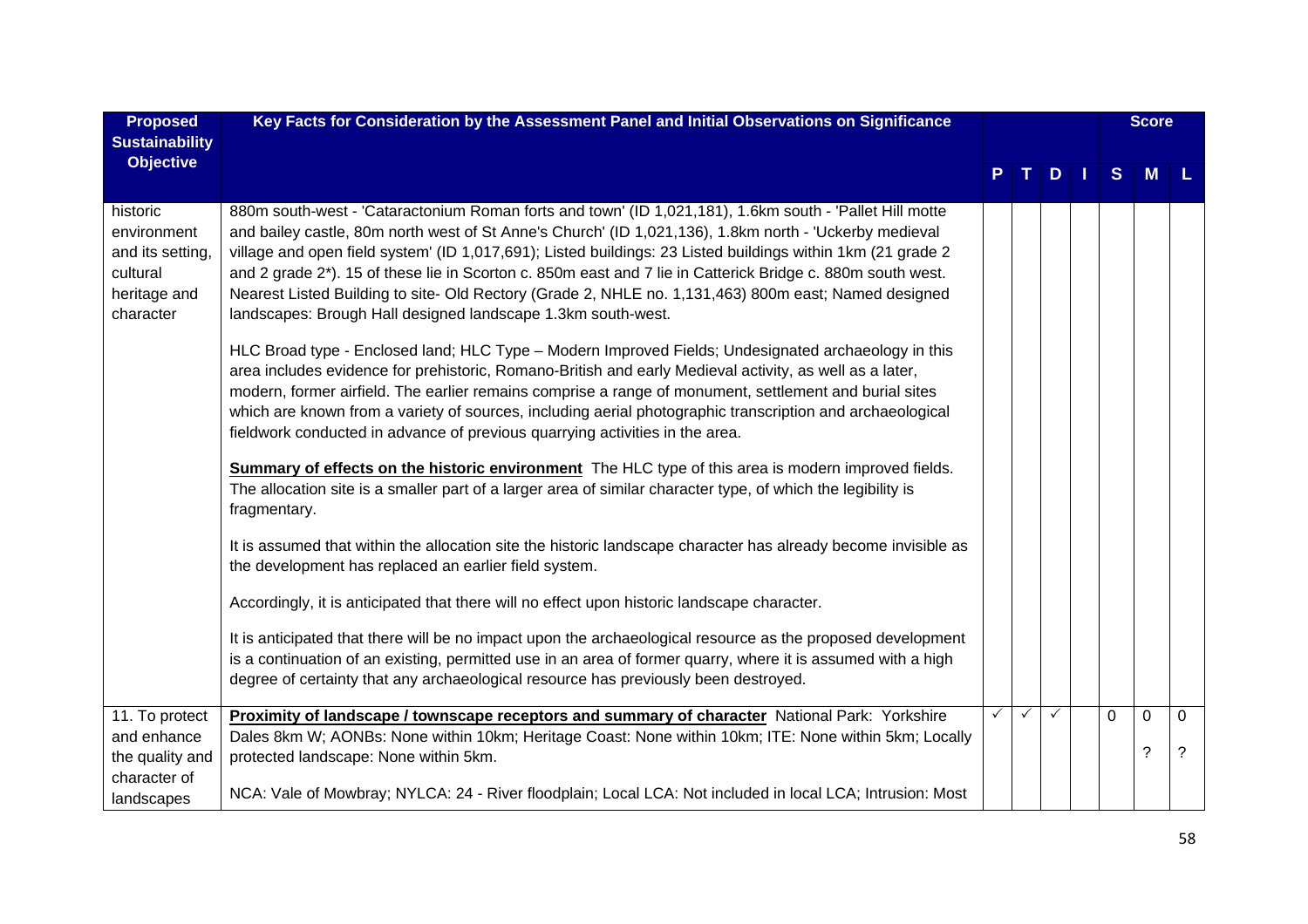| Proposed Sustainability Objective | Key Facts for Consideration by the Assessment Panel and Initial Observations on Significance | P | T | D | I | Score S | Score M | Score L |
|---|---|---|---|---|---|---|---|---|
| historic environment and its setting, cultural heritage and character | 880m south-west - 'Cataractonium Roman forts and town' (ID 1,021,181), 1.6km south - 'Pallet Hill motte and bailey castle, 80m north west of St Anne's Church' (ID 1,021,136), 1.8km north - 'Uckerby medieval village and open field system' (ID 1,017,691); Listed buildings: 23 Listed buildings within 1km (21 grade 2 and 2 grade 2*). 15 of these lie in Scorton c. 850m east and 7 lie in Catterick Bridge c. 880m south west. Nearest Listed Building to site- Old Rectory (Grade 2, NHLE no. 1,131,463) 800m east; Named designed landscapes: Brough Hall designed landscape 1.3km south-west.<br><br>HLC Broad type - Enclosed land; HLC Type – Modern Improved Fields; Undesignated archaeology in this area includes evidence for prehistoric, Romano-British and early Medieval activity, as well as a later, modern, former airfield. The earlier remains comprise a range of monument, settlement and burial sites which are known from a variety of sources, including aerial photographic transcription and archaeological fieldwork conducted in advance of previous quarrying activities in the area.<br><br>**Summary of effects on the historic environment** The HLC type of this area is modern improved fields. The allocation site is a smaller part of a larger area of similar character type, of which the legibility is fragmentary.<br><br>It is assumed that within the allocation site the historic landscape character has already become invisible as the development has replaced an earlier field system.<br><br>Accordingly, it is anticipated that there will no effect upon historic landscape character.<br><br>It is anticipated that there will be no impact upon the archaeological resource as the proposed development is a continuation of an existing, permitted use in an area of former quarry, where it is assumed with a high degree of certainty that any archaeological resource has previously been destroyed. | | | | | | | |
| 11. To protect and enhance the quality and character of landscapes | **Proximity of landscape / townscape receptors and summary of character** National Park: Yorkshire Dales 8km W; AONBs: None within 10km; Heritage Coast: None within 10km; ITE: None within 5km; Locally protected landscape: None within 5km.<br><br>NCA: Vale of Mowbray; NYLCA: 24 - River floodplain; Local LCA: Not included in local LCA; Intrusion: Most | ✓ | ✓ | ✓ | | 0 | 0<br>? | 0<br>? |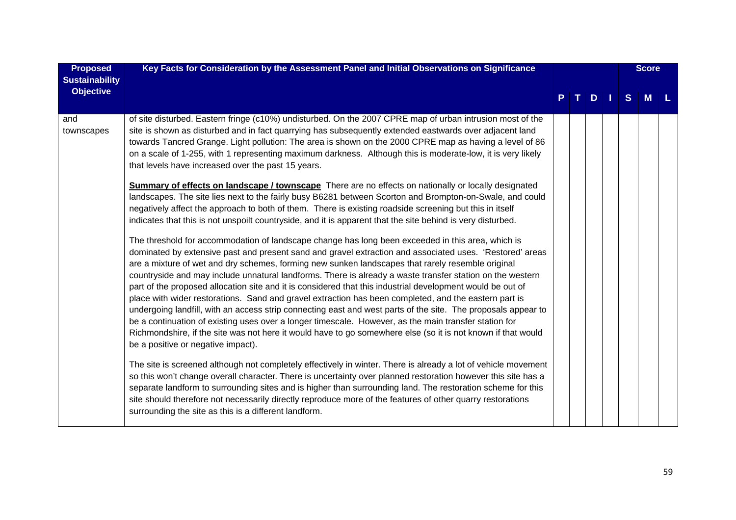| Proposed Sustainability Objective | Key Facts for Consideration by the Assessment Panel and Initial Observations on Significance | P | T | D | I | S | M | L |
|---|---|---|---|---|---|---|---|---|
| and townscapes | of site disturbed. Eastern fringe (c10%) undisturbed. On the 2007 CPRE map of urban intrusion most of the site is shown as disturbed and in fact quarrying has subsequently extended eastwards over adjacent land towards Tancred Grange. Light pollution: The area is shown on the 2000 CPRE map as having a level of 86 on a scale of 1-255, with 1 representing maximum darkness. Although this is moderate-low, it is very likely that levels have increased over the past 15 years.<br><br>**Summary of effects on landscape / townscape** There are no effects on nationally or locally designated landscapes. The site lies next to the fairly busy B6281 between Scorton and Brompton-on-Swale, and could negatively affect the approach to both of them. There is existing roadside screening but this in itself indicates that this is not unspoilt countryside, and it is apparent that the site behind is very disturbed.<br><br>The threshold for accommodation of landscape change has long been exceeded in this area, which is dominated by extensive past and present sand and gravel extraction and associated uses. 'Restored' areas are a mixture of wet and dry schemes, forming new sunken landscapes that rarely resemble original countryside and may include unnatural landforms. There is already a waste transfer station on the western part of the proposed allocation site and it is considered that this industrial development would be out of place with wider restorations. Sand and gravel extraction has been completed, and the eastern part is undergoing landfill, with an access strip connecting east and west parts of the site. The proposals appear to be a continuation of existing uses over a longer timescale. However, as the main transfer station for Richmondshire, if the site was not here it would have to go somewhere else (so it is not known if that would be a positive or negative impact).<br><br>The site is screened although not completely effectively in winter. There is already a lot of vehicle movement so this won't change overall character. There is uncertainty over planned restoration however this site has a separate landform to surrounding sites and is higher than surrounding land. The restoration scheme for this site should therefore not necessarily directly reproduce more of the features of other quarry restorations surrounding the site as this is a different landform. | | | | | | | |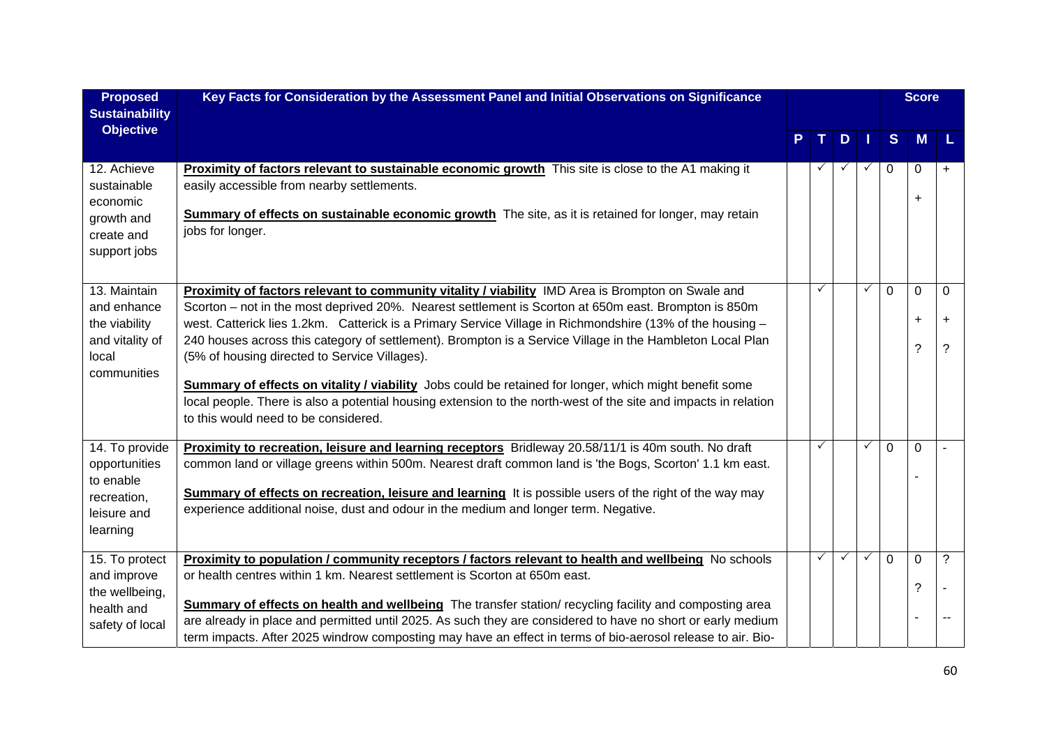| Proposed Sustainability Objective | Key Facts for Consideration by the Assessment Panel and Initial Observations on Significance | P | T | D | I | S | M | L |
|---|---|---|---|---|---|---|---|---|
| 12. Achieve sustainable economic growth and create and support jobs | **Proximity of factors relevant to sustainable economic growth** This site is close to the A1 making it easily accessible from nearby settlements.<br><br>**Summary of effects on sustainable economic growth** The site, as it is retained for longer, may retain jobs for longer. | | ✓ | ✓ | ✓ | 0 | 0<br>+ | + |
| 13. Maintain and enhance the viability and vitality of local communities | **Proximity of factors relevant to community vitality / viability** IMD Area is Brompton on Swale and Scorton – not in the most deprived 20%. Nearest settlement is Scorton at 650m east. Brompton is 850m west. Catterick lies 1.2km. Catterick is a Primary Service Village in Richmondshire (13% of the housing – 240 houses across this category of settlement). Brompton is a Service Village in the Hambleton Local Plan (5% of housing directed to Service Villages).<br><br>**Summary of effects on vitality / viability** Jobs could be retained for longer, which might benefit some local people. There is also a potential housing extension to the north-west of the site and impacts in relation to this would need to be considered. | | ✓ | | ✓ | 0 | 0<br>+<br>? | 0<br>+<br>? |
| 14. To provide opportunities to enable recreation, leisure and learning | **Proximity to recreation, leisure and learning receptors** Bridleway 20.58/11/1 is 40m south. No draft common land or village greens within 500m. Nearest draft common land is 'the Bogs, Scorton' 1.1 km east.<br><br>**Summary of effects on recreation, leisure and learning** It is possible users of the right of the way may experience additional noise, dust and odour in the medium and longer term. Negative. | | ✓ | | ✓ | 0 | 0<br>- | - |
| 15. To protect and improve the wellbeing, health and safety of local | **Proximity to population / community receptors / factors relevant to health and wellbeing** No schools or health centres within 1 km. Nearest settlement is Scorton at 650m east.<br><br>**Summary of effects on health and wellbeing** The transfer station/ recycling facility and composting area are already in place and permitted until 2025. As such they are considered to have no short or early medium term impacts. After 2025 windrow composting may have an effect in terms of bio-aerosol release to air. Bio- | | ✓ | ✓ | ✓ | 0 | 0<br>?<br>- | ?<br>-<br>-- |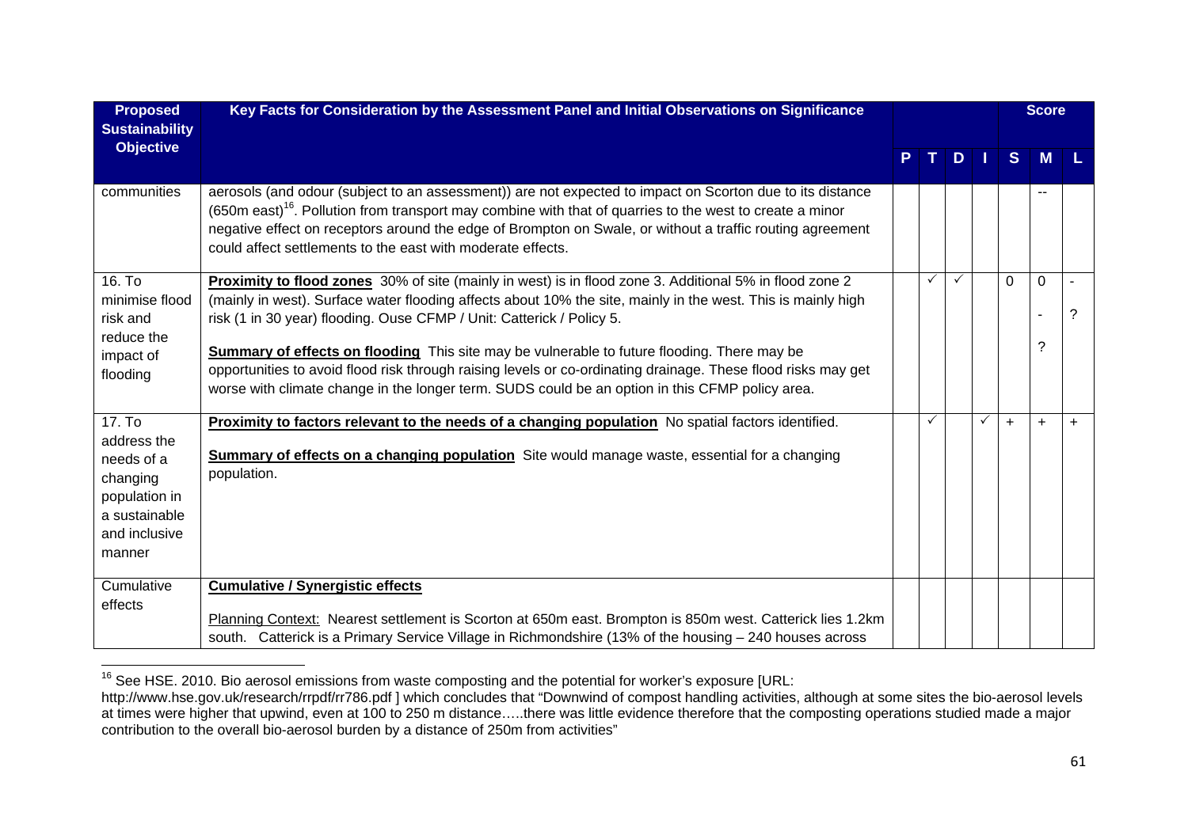| Proposed Sustainability Objective | Key Facts for Consideration by the Assessment Panel and Initial Observations on Significance | P | T | D | I | Score S | Score M | Score L |
|---|---|---|---|---|---|---|---|---|
| communities | aerosols (and odour (subject to an assessment)) are not expected to impact on Scorton due to its distance (650m east)[16]. Pollution from transport may combine with that of quarries to the west to create a minor negative effect on receptors around the edge of Brompton on Swale, or without a traffic routing agreement could affect settlements to the east with moderate effects. | | | | | | -- | |
| 16. To minimise flood risk and reduce the impact of flooding | **Proximity to flood zones** 30% of site (mainly in west) is in flood zone 3. Additional 5% in flood zone 2 (mainly in west). Surface water flooding affects about 10% the site, mainly in the west. This is mainly high risk (1 in 30 year) flooding. Ouse CFMP / Unit: Catterick / Policy 5.<br><br>**Summary of effects on flooding** This site may be vulnerable to future flooding. There may be opportunities to avoid flood risk through raising levels or co-ordinating drainage. These flood risks may get worse with climate change in the longer term. SUDS could be an option in this CFMP policy area. | | ✓ | ✓ | | 0 | 0<br>-<br>? | -<br>? |
| 17. To address the needs of a changing population in a sustainable and inclusive manner | **Proximity to factors relevant to the needs of a changing population** No spatial factors identified.<br><br>**Summary of effects on a changing population** Site would manage waste, essential for a changing population. | | ✓ | | ✓ | + | + | + |
| Cumulative effects | **Cumulative / Synergistic effects**<br><br>Planning Context: Nearest settlement is Scorton at 650m east. Brompton is 850m west. Catterick lies 1.2km south. Catterick is a Primary Service Village in Richmondshire (13% of the housing – 240 houses across | | | | | | | |

[16] See HSE. 2010. Bio aerosol emissions from waste composting and the potential for worker's exposure [URL: http://www.hse.gov.uk/research/rrpdf/rr786.pdf ] which concludes that "Downwind of compost handling activities, although at some sites the bio-aerosol levels at times were higher that upwind, even at 100 to 250 m distance…..there was little evidence therefore that the composting operations studied made a major contribution to the overall bio-aerosol burden by a distance of 250m from activities"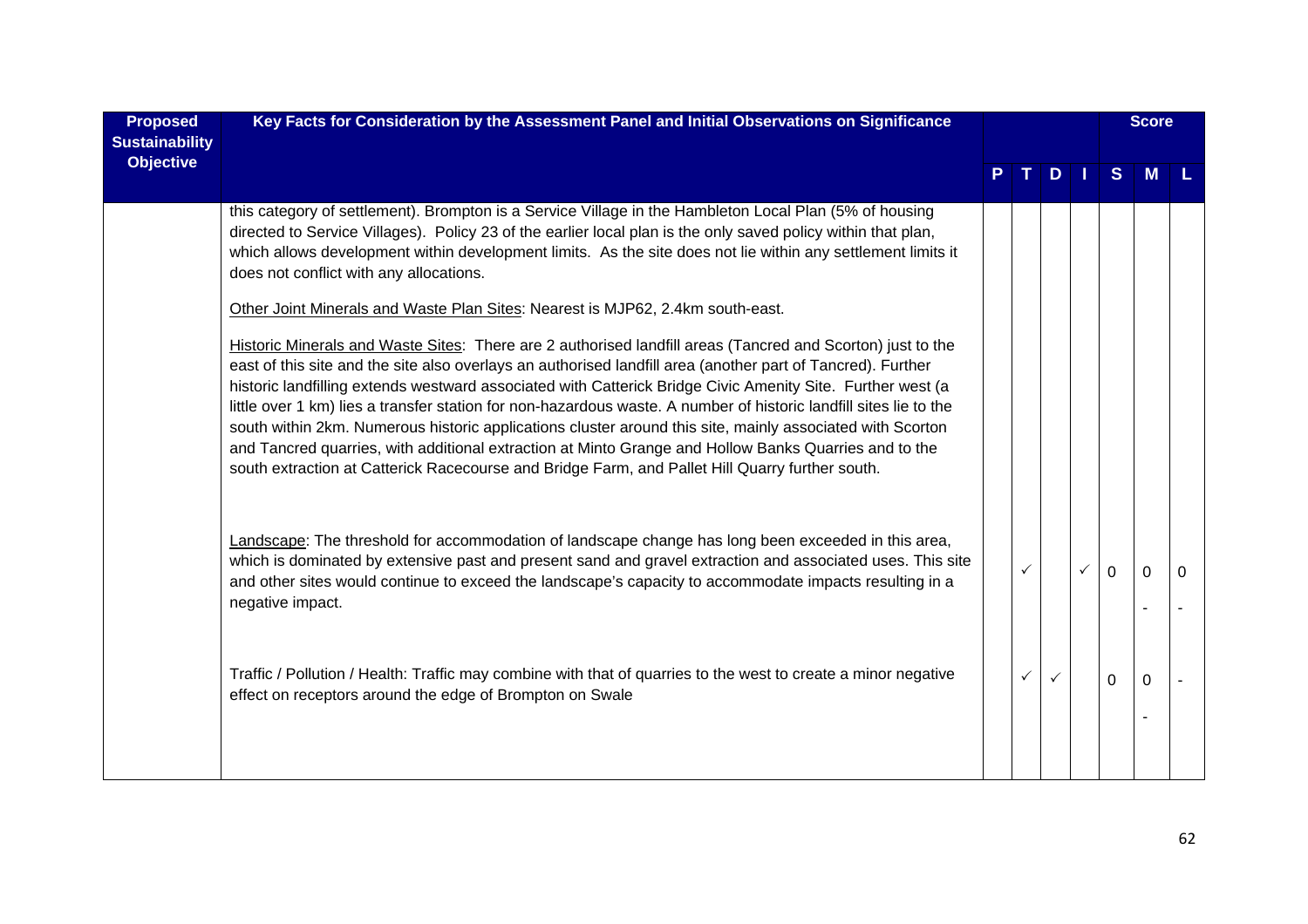| Proposed Sustainability Objective | Key Facts for Consideration by the Assessment Panel and Initial Observations on Significance | Score | | | | | | |
|---|---|---|---|---|---|---|---|---|
| | | P | T | D | I | S | M | L |
| | this category of settlement). Brompton is a Service Village in the Hambleton Local Plan (5% of housing directed to Service Villages). Policy 23 of the earlier local plan is the only saved policy within that plan, which allows development within development limits. As the site does not lie within any settlement limits it does not conflict with any allocations.<br><br>Other Joint Minerals and Waste Plan Sites: Nearest is MJP62, 2.4km south-east.<br><br>Historic Minerals and Waste Sites: There are 2 authorised landfill areas (Tancred and Scorton) just to the east of this site and the site also overlays an authorised landfill area (another part of Tancred). Further historic landfilling extends westward associated with Catterick Bridge Civic Amenity Site. Further west (a little over 1 km) lies a transfer station for non-hazardous waste. A number of historic landfill sites lie to the south within 2km. Numerous historic applications cluster around this site, mainly associated with Scorton and Tancred quarries, with additional extraction at Minto Grange and Hollow Banks Quarries and to the south extraction at Catterick Racecourse and Bridge Farm, and Pallet Hill Quarry further south. | | | | | | | |
| | Landscape: The threshold for accommodation of landscape change has long been exceeded in this area, which is dominated by extensive past and present sand and gravel extraction and associated uses. This site and other sites would continue to exceed the landscape's capacity to accommodate impacts resulting in a negative impact. | | ✓ | | ✓ | 0 | 0<br>- | 0<br>- |
| | Traffic / Pollution / Health: Traffic may combine with that of quarries to the west to create a minor negative effect on receptors around the edge of Brompton on Swale | | ✓ | ✓ | | 0 | 0<br>- | - |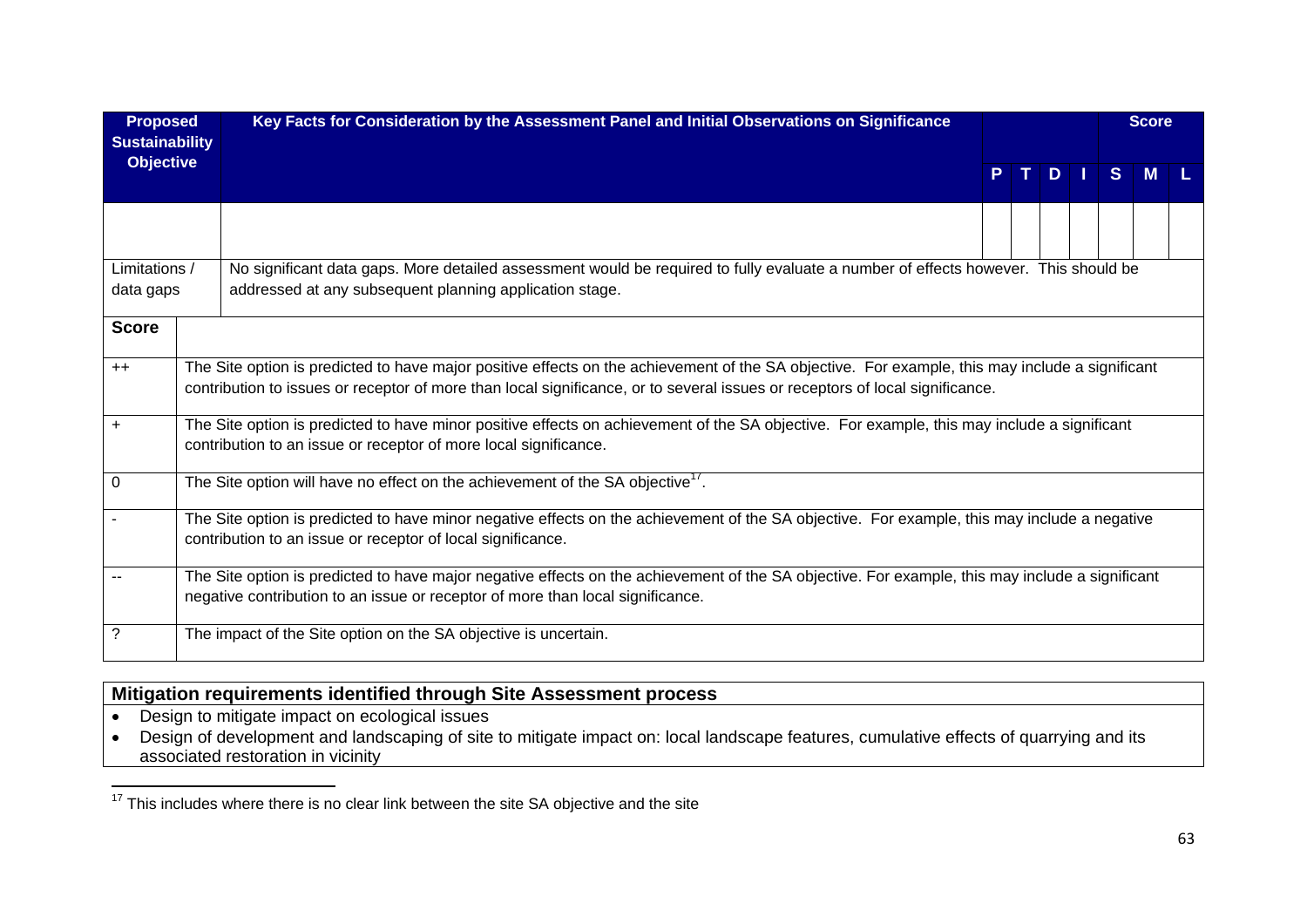| Proposed Sustainability Objective | Key Facts for Consideration by the Assessment Panel and Initial Observations on Significance | P | T | D | I | Score S | M | L |
|---|---|---|---|---|---|---|---|---|
| | | | | | | | | |
| Limitations / data gaps | No significant data gaps. More detailed assessment would be required to fully evaluate a number of effects however. This should be addressed at any subsequent planning application stage. | | | | | | | |

| Score | |
|---|---|
| ++ | The Site option is predicted to have major positive effects on the achievement of the SA objective. For example, this may include a significant contribution to issues or receptor of more than local significance, or to several issues or receptors of local significance. |
| + | The Site option is predicted to have minor positive effects on achievement of the SA objective. For example, this may include a significant contribution to an issue or receptor of more local significance. |
| 0 | The Site option will have no effect on the achievement of the SA objective[17]. |
| - | The Site option is predicted to have minor negative effects on the achievement of the SA objective. For example, this may include a negative contribution to an issue or receptor of local significance. |
| -- | The Site option is predicted to have major negative effects on the achievement of the SA objective. For example, this may include a significant negative contribution to an issue or receptor of more than local significance. |
| ? | The impact of the Site option on the SA objective is uncertain. |

## Mitigation requirements identified through Site Assessment process

- Design to mitigate impact on ecological issues
- Design of development and landscaping of site to mitigate impact on: local landscape features, cumulative effects of quarrying and its associated restoration in vicinity

[17] This includes where there is no clear link between the site SA objective and the site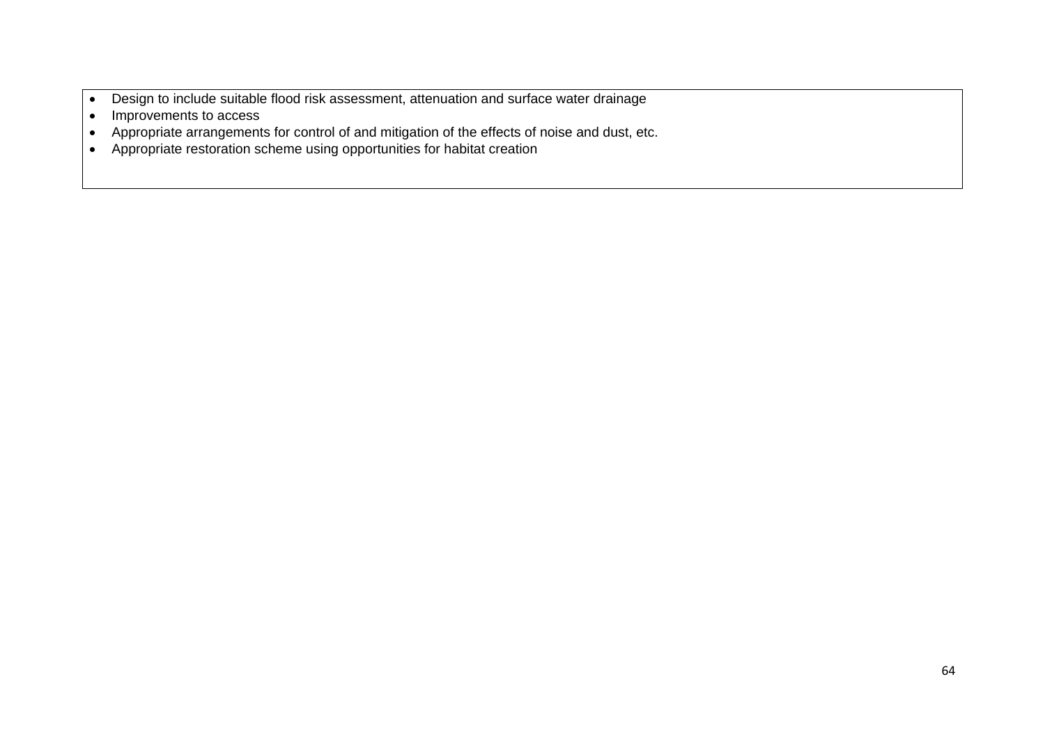- Design to include suitable flood risk assessment, attenuation and surface water drainage
- Improvements to access
- Appropriate arrangements for control of and mitigation of the effects of noise and dust, etc.
- Appropriate restoration scheme using opportunities for habitat creation